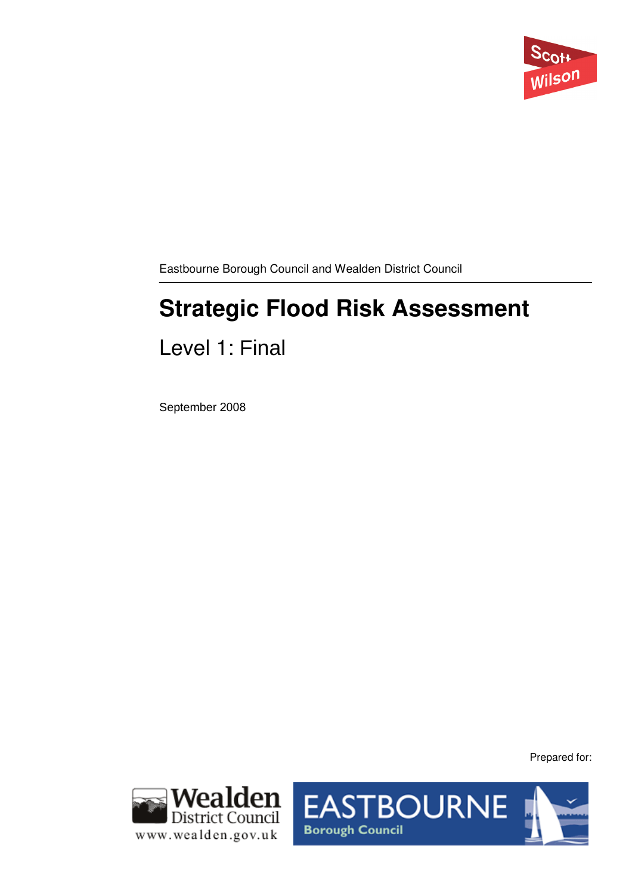Eastbourne Borough Council and Wealden District Council

# Strategic Flood Risk Assessment

## Level 1: Final

September 2008

Prepared for: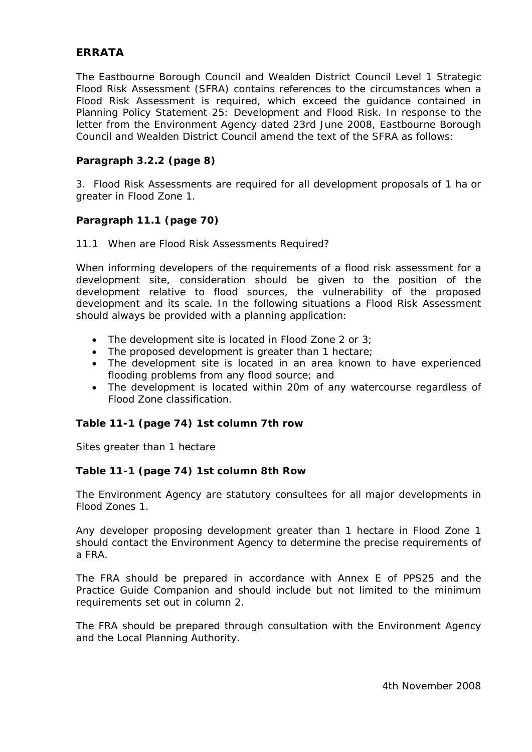## ERRATA

The Eastbourne Borough Council and Wealden District Council Level 1 Strategic Flood Risk Assessment (SFRA) contains references to the circumstances when a Flood Risk Assessment is required, which exceed the guidance contained in Planning Policy Statement 25: Development and Flood Risk. In response to the letter from the Environment Agency dated 23rd June 2008, Eastbourne Borough Council and Wealden District Council amend the text of the SFRA as follows:

**Paragraph 3.2.2 (page 8)**

3. Flood Risk Assessments are required for all development proposals of 1 ha or greater in Flood Zone 1.

**Paragraph 11.1 (page 70)**

11.1 When are Flood Risk Assessments Required?

When informing developers of the requirements of a flood risk assessment for a development site, consideration should be given to the position of the development relative to flood sources, the vulnerability of the proposed development and its scale. In the following situations a Flood Risk Assessment should always be provided with a planning application:

- The development site is located in Flood Zone 2 or 3;
- The proposed development is greater than 1 hectare;
- The development site is located in an area known to have experienced flooding problems from any flood source; and
- The development is located within 20m of any watercourse regardless of Flood Zone classification.

**Table 11-1 (page 74) 1st column 7th row**

Sites greater than 1 hectare

**Table 11-1 (page 74) 1st column 8th Row**

The Environment Agency are statutory consultees for all major developments in Flood Zones 1.

Any developer proposing development greater than 1 hectare in Flood Zone 1 should contact the Environment Agency to determine the precise requirements of a FRA.

The FRA should be prepared in accordance with Annex E of PPS25 and the Practice Guide Companion and should include but not limited to the minimum requirements set out in column 2.

The FRA should be prepared through consultation with the Environment Agency and the Local Planning Authority.

4th November 2008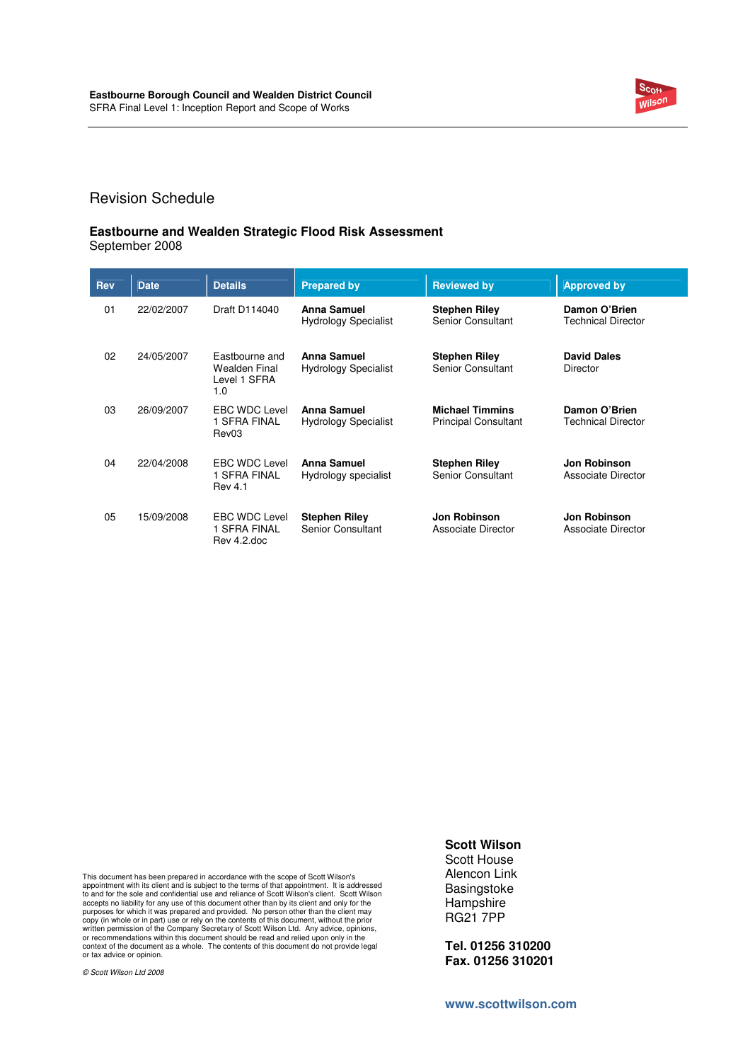# Revision Schedule

**Eastbourne and Wealden Strategic Flood Risk Assessment**
September 2008

| Rev | Date | Details | Prepared by | Reviewed by | Approved by |
|---|---|---|---|---|---|
| 01 | 22/02/2007 | Draft D114040 | **Anna Samuel** Hydrology Specialist | **Stephen Riley** Senior Consultant | **Damon O'Brien** Technical Director |
| 02 | 24/05/2007 | Eastbourne and Wealden Final Level 1 SFRA 1.0 | **Anna Samuel** Hydrology Specialist | **Stephen Riley** Senior Consultant | **David Dales** Director |
| 03 | 26/09/2007 | EBC WDC Level 1 SFRA FINAL Rev03 | **Anna Samuel** Hydrology Specialist | **Michael Timmins** Principal Consultant | **Damon O'Brien** Technical Director |
| 04 | 22/04/2008 | EBC WDC Level 1 SFRA FINAL Rev 4.1 | **Anna Samuel** Hydrology specialist | **Stephen Riley** Senior Consultant | **Jon Robinson** Associate Director |
| 05 | 15/09/2008 | EBC WDC Level 1 SFRA FINAL Rev 4.2.doc | **Stephen Riley** Senior Consultant | **Jon Robinson** Associate Director | **Jon Robinson** Associate Director |

This document has been prepared in accordance with the scope of Scott Wilson's appointment with its client and is subject to the terms of that appointment. It is addressed to and for the sole and confidential use and reliance of Scott Wilson's client. Scott Wilson accepts no liability for any use of this document other than by its client and only for the purposes for which it was prepared and provided. No person other than the client may copy (in whole or in part) use or rely on the contents of this document, without the prior written permission of the Company Secretary of Scott Wilson Ltd. Any advice, opinions, or recommendations within this document should be read and relied upon only in the context of the document as a whole. The contents of this document do not provide legal or tax advice or opinion.

*© Scott Wilson Ltd 2008*

**Scott Wilson**
Scott House
Alencon Link
Basingstoke
Hampshire
RG21 7PP

**Tel. 01256 310200**
**Fax. 01256 310201**

**www.scottwilson.com**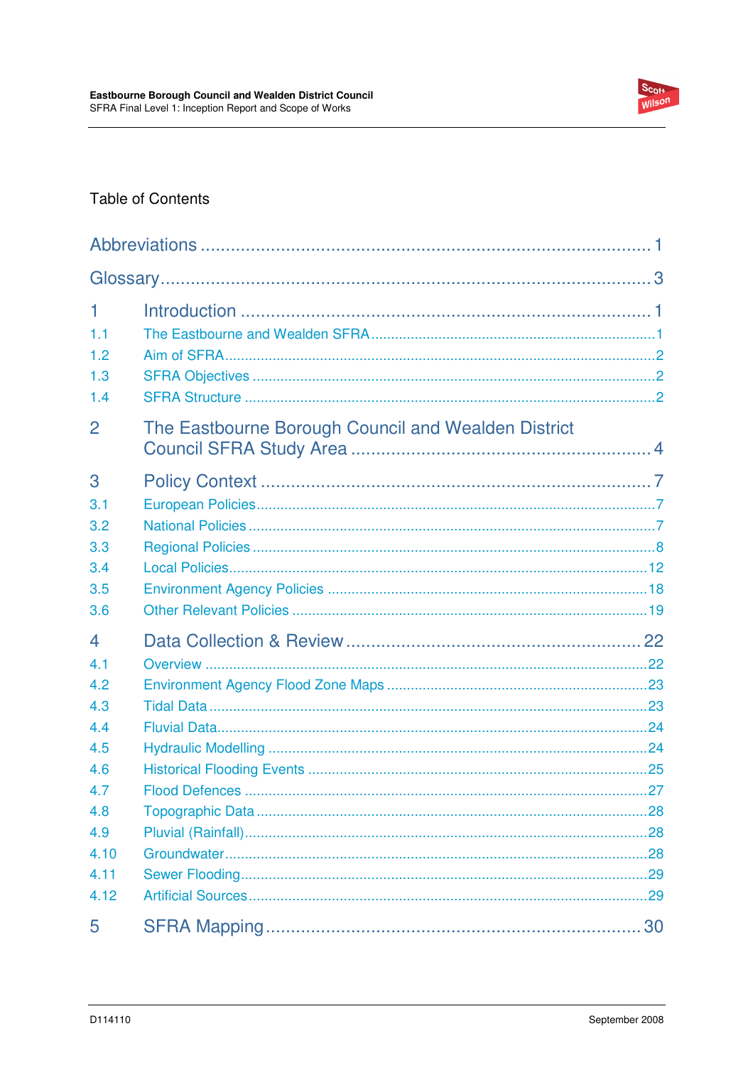Table of Contents

Abbreviations ........................................................................................ 1

Glossary ................................................................................................. 3

1 Introduction ........................................................................................ 1

1.1 The Eastbourne and Wealden SFRA ........................................................ 1

1.2 Aim of SFRA ........................................................................................ 2

1.3 SFRA Objectives .................................................................................. 2

1.4 SFRA Structure .................................................................................... 2

2 The Eastbourne Borough Council and Wealden District Council SFRA Study Area ................................................................................. 4

3 Policy Context ....................................................................................... 7

3.1 European Policies .................................................................................. 7

3.2 National Policies .................................................................................... 7

3.3 Regional Policies ................................................................................... 8

3.4 Local Policies ........................................................................................ 12

3.5 Environment Agency Policies ................................................................ 18

3.6 Other Relevant Policies ......................................................................... 19

4 Data Collection & Review .................................................................... 22

4.1 Overview ............................................................................................. 22

4.2 Environment Agency Flood Zone Maps ................................................. 23

4.3 Tidal Data ............................................................................................ 23

4.4 Fluvial Data .......................................................................................... 24

4.5 Hydraulic Modelling .............................................................................. 24

4.6 Historical Flooding Events .................................................................... 25

4.7 Flood Defences ..................................................................................... 27

4.8 Topographic Data ................................................................................. 28

4.9 Pluvial (Rainfall) ................................................................................... 28

4.10 Groundwater ....................................................................................... 28

4.11 Sewer Flooding ................................................................................... 29

4.12 Artificial Sources ................................................................................. 29

5 SFRA Mapping ...................................................................................... 30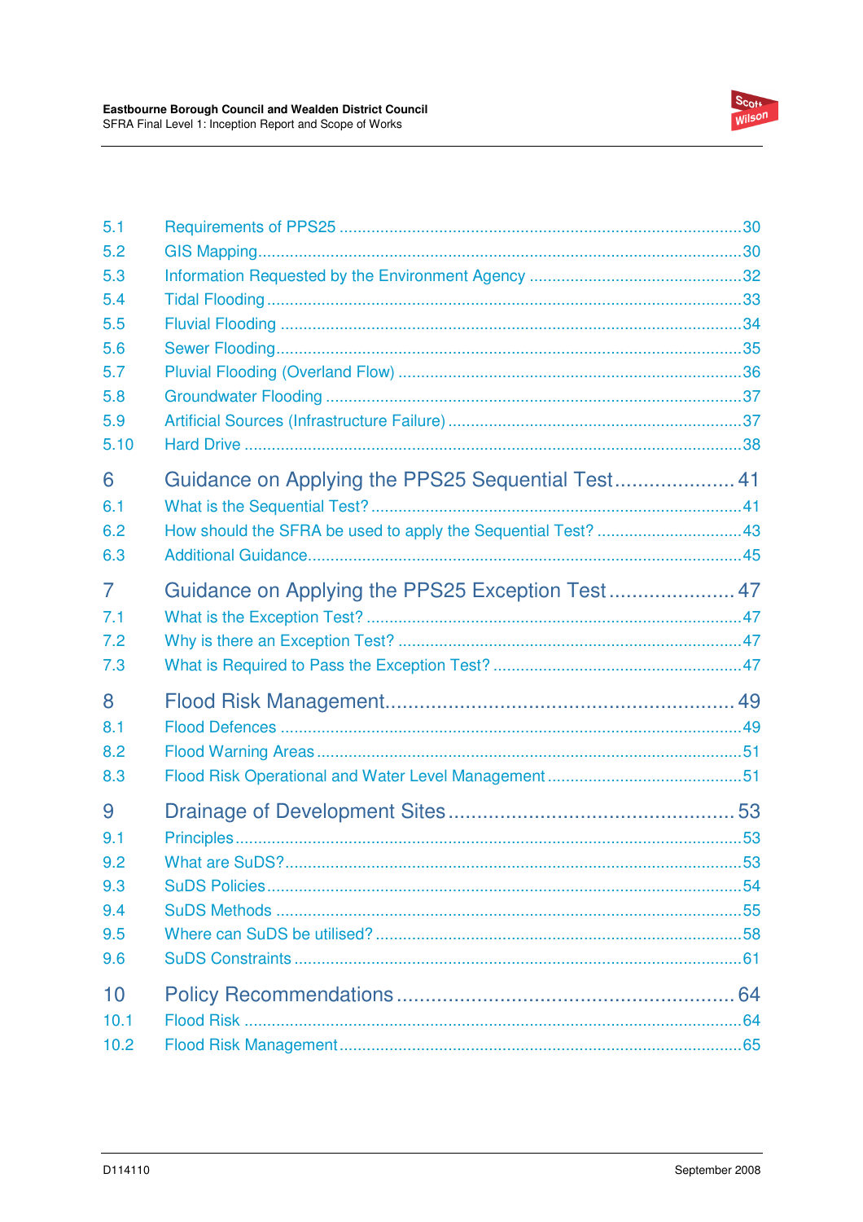| | | |
|---|---|---|
| 5.1 | Requirements of PPS25 | 30 |
| 5.2 | GIS Mapping | 30 |
| 5.3 | Information Requested by the Environment Agency | 32 |
| 5.4 | Tidal Flooding | 33 |
| 5.5 | Fluvial Flooding | 34 |
| 5.6 | Sewer Flooding | 35 |
| 5.7 | Pluvial Flooding (Overland Flow) | 36 |
| 5.8 | Groundwater Flooding | 37 |
| 5.9 | Artificial Sources (Infrastructure Failure) | 37 |
| 5.10 | Hard Drive | 38 |
| **6** | **Guidance on Applying the PPS25 Sequential Test** | **41** |
| 6.1 | What is the Sequential Test? | 41 |
| 6.2 | How should the SFRA be used to apply the Sequential Test? | 43 |
| 6.3 | Additional Guidance | 45 |
| **7** | **Guidance on Applying the PPS25 Exception Test** | **47** |
| 7.1 | What is the Exception Test? | 47 |
| 7.2 | Why is there an Exception Test? | 47 |
| 7.3 | What is Required to Pass the Exception Test? | 47 |
| **8** | **Flood Risk Management** | **49** |
| 8.1 | Flood Defences | 49 |
| 8.2 | Flood Warning Areas | 51 |
| 8.3 | Flood Risk Operational and Water Level Management | 51 |
| **9** | **Drainage of Development Sites** | **53** |
| 9.1 | Principles | 53 |
| 9.2 | What are SuDS? | 53 |
| 9.3 | SuDS Policies | 54 |
| 9.4 | SuDS Methods | 55 |
| 9.5 | Where can SuDS be utilised? | 58 |
| 9.6 | SuDS Constraints | 61 |
| **10** | **Policy Recommendations** | **64** |
| 10.1 | Flood Risk | 64 |
| 10.2 | Flood Risk Management | 65 |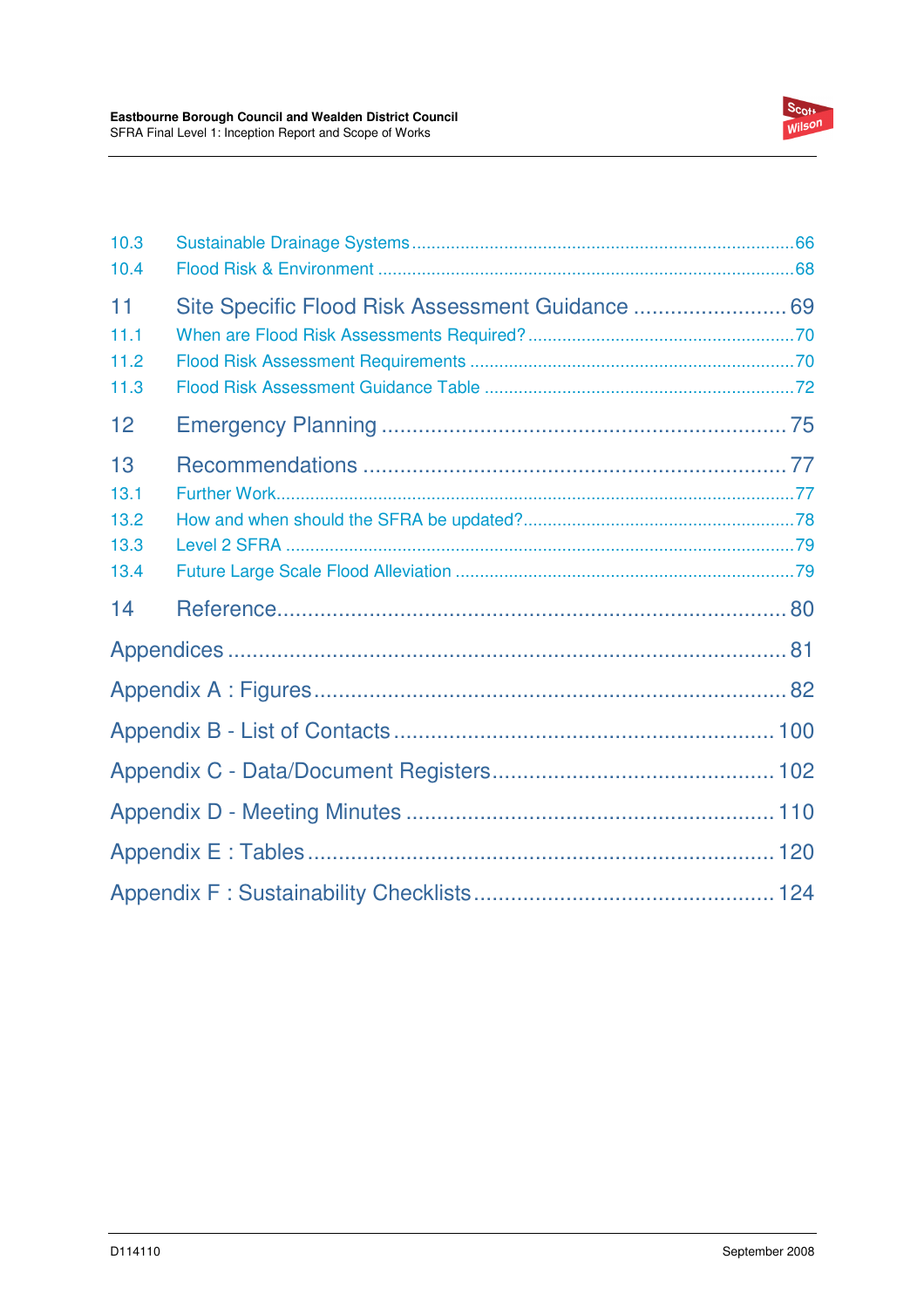10.3 Sustainable Drainage Systems ............................................................................... 66
10.4 Flood Risk & Environment ..................................................................................... 68

11 Site Specific Flood Risk Assessment Guidance ......................... 69
11.1 When are Flood Risk Assessments Required? ....................................................... 70
11.2 Flood Risk Assessment Requirements ................................................................... 70
11.3 Flood Risk Assessment Guidance Table ................................................................ 72

12 Emergency Planning ................................................................. 75

13 Recommendations .................................................................... 77
13.1 Further Work............................................................................................................. 77
13.2 How and when should the SFRA be updated?........................................................ 78
13.3 Level 2 SFRA ........................................................................................................... 79
13.4 Future Large Scale Flood Alleviation ...................................................................... 79

14 Reference..................................................................................... 80

Appendices ......................................................................................... 81

Appendix A : Figures ............................................................................. 82

Appendix B - List of Contacts .............................................................. 100

Appendix C - Data/Document Registers ............................................. 102

Appendix D - Meeting Minutes ............................................................ 110

Appendix E : Tables ............................................................................ 120

Appendix F : Sustainability Checklists ................................................ 124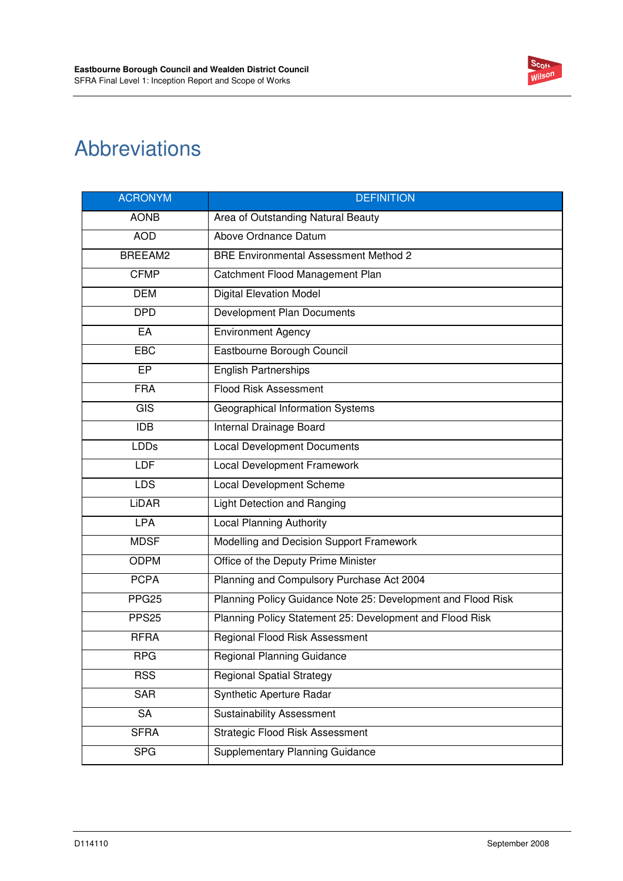# Abbreviations

| ACRONYM | DEFINITION |
|---|---|
| AONB | Area of Outstanding Natural Beauty |
| AOD | Above Ordnance Datum |
| BREEAM2 | BRE Environmental Assessment Method 2 |
| CFMP | Catchment Flood Management Plan |
| DEM | Digital Elevation Model |
| DPD | Development Plan Documents |
| EA | Environment Agency |
| EBC | Eastbourne Borough Council |
| EP | English Partnerships |
| FRA | Flood Risk Assessment |
| GIS | Geographical Information Systems |
| IDB | Internal Drainage Board |
| LDDs | Local Development Documents |
| LDF | Local Development Framework |
| LDS | Local Development Scheme |
| LiDAR | Light Detection and Ranging |
| LPA | Local Planning Authority |
| MDSF | Modelling and Decision Support Framework |
| ODPM | Office of the Deputy Prime Minister |
| PCPA | Planning and Compulsory Purchase Act 2004 |
| PPG25 | Planning Policy Guidance Note 25: Development and Flood Risk |
| PPS25 | Planning Policy Statement 25: Development and Flood Risk |
| RFRA | Regional Flood Risk Assessment |
| RPG | Regional Planning Guidance |
| RSS | Regional Spatial Strategy |
| SAR | Synthetic Aperture Radar |
| SA | Sustainability Assessment |
| SFRA | Strategic Flood Risk Assessment |
| SPG | Supplementary Planning Guidance |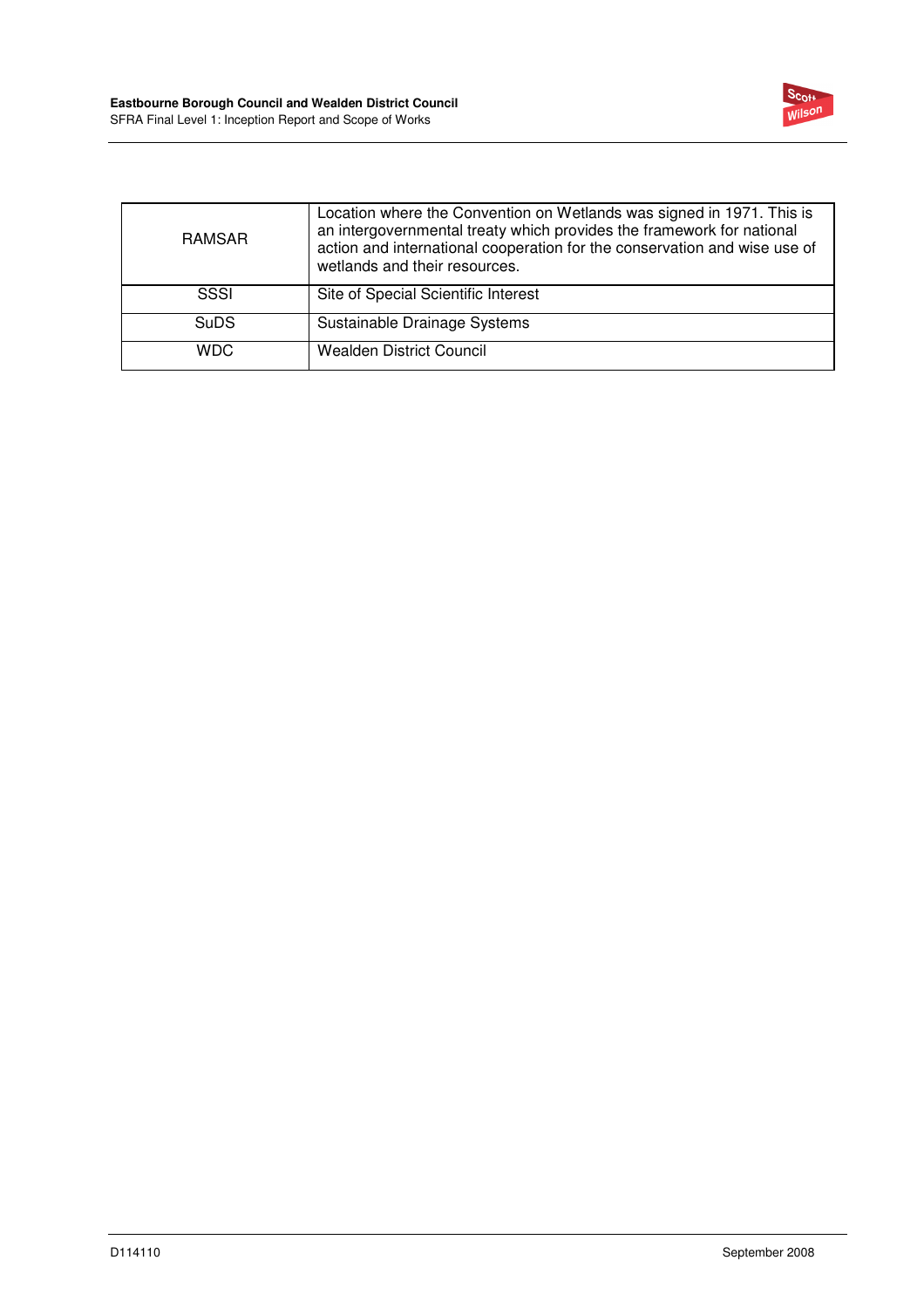| | |
|---|---|
| RAMSAR | Location where the Convention on Wetlands was signed in 1971. This is an intergovernmental treaty which provides the framework for national action and international cooperation for the conservation and wise use of wetlands and their resources. |
| SSSI | Site of Special Scientific Interest |
| SuDS | Sustainable Drainage Systems |
| WDC | Wealden District Council |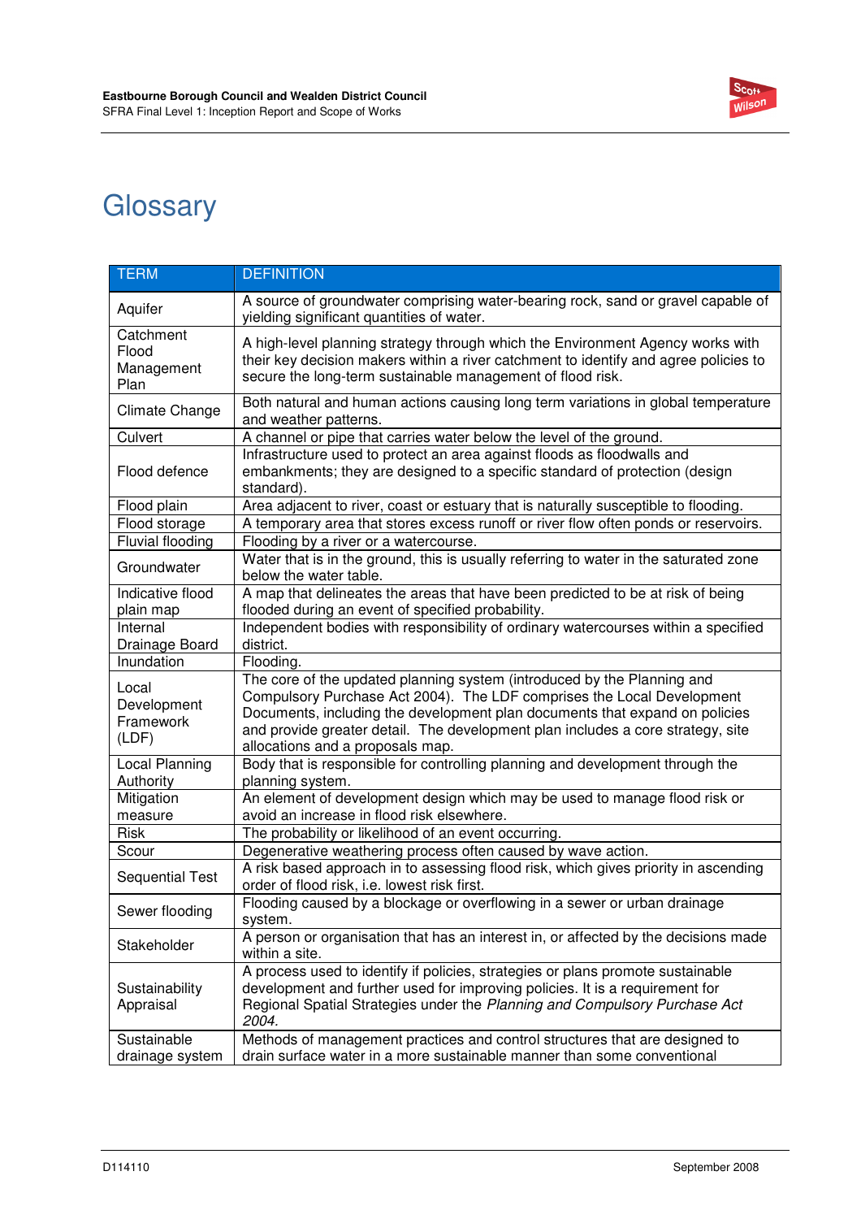# Glossary

| TERM | DEFINITION |
|---|---|
| Aquifer | A source of groundwater comprising water-bearing rock, sand or gravel capable of yielding significant quantities of water. |
| Catchment Flood Management Plan | A high-level planning strategy through which the Environment Agency works with their key decision makers within a river catchment to identify and agree policies to secure the long-term sustainable management of flood risk. |
| Climate Change | Both natural and human actions causing long term variations in global temperature and weather patterns. |
| Culvert | A channel or pipe that carries water below the level of the ground. |
| Flood defence | Infrastructure used to protect an area against floods as floodwalls and embankments; they are designed to a specific standard of protection (design standard). |
| Flood plain | Area adjacent to river, coast or estuary that is naturally susceptible to flooding. |
| Flood storage | A temporary area that stores excess runoff or river flow often ponds or reservoirs. |
| Fluvial flooding | Flooding by a river or a watercourse. |
| Groundwater | Water that is in the ground, this is usually referring to water in the saturated zone below the water table. |
| Indicative flood plain map | A map that delineates the areas that have been predicted to be at risk of being flooded during an event of specified probability. |
| Internal Drainage Board | Independent bodies with responsibility of ordinary watercourses within a specified district. |
| Inundation | Flooding. |
| Local Development Framework (LDF) | The core of the updated planning system (introduced by the Planning and Compulsory Purchase Act 2004). The LDF comprises the Local Development Documents, including the development plan documents that expand on policies and provide greater detail. The development plan includes a core strategy, site allocations and a proposals map. |
| Local Planning Authority | Body that is responsible for controlling planning and development through the planning system. |
| Mitigation measure | An element of development design which may be used to manage flood risk or avoid an increase in flood risk elsewhere. |
| Risk | The probability or likelihood of an event occurring. |
| Scour | Degenerative weathering process often caused by wave action. |
| Sequential Test | A risk based approach in to assessing flood risk, which gives priority in ascending order of flood risk, i.e. lowest risk first. |
| Sewer flooding | Flooding caused by a blockage or overflowing in a sewer or urban drainage system. |
| Stakeholder | A person or organisation that has an interest in, or affected by the decisions made within a site. |
| Sustainability Appraisal | A process used to identify if policies, strategies or plans promote sustainable development and further used for improving policies. It is a requirement for Regional Spatial Strategies under the *Planning and Compulsory Purchase Act 2004.* |
| Sustainable drainage system | Methods of management practices and control structures that are designed to drain surface water in a more sustainable manner than some conventional |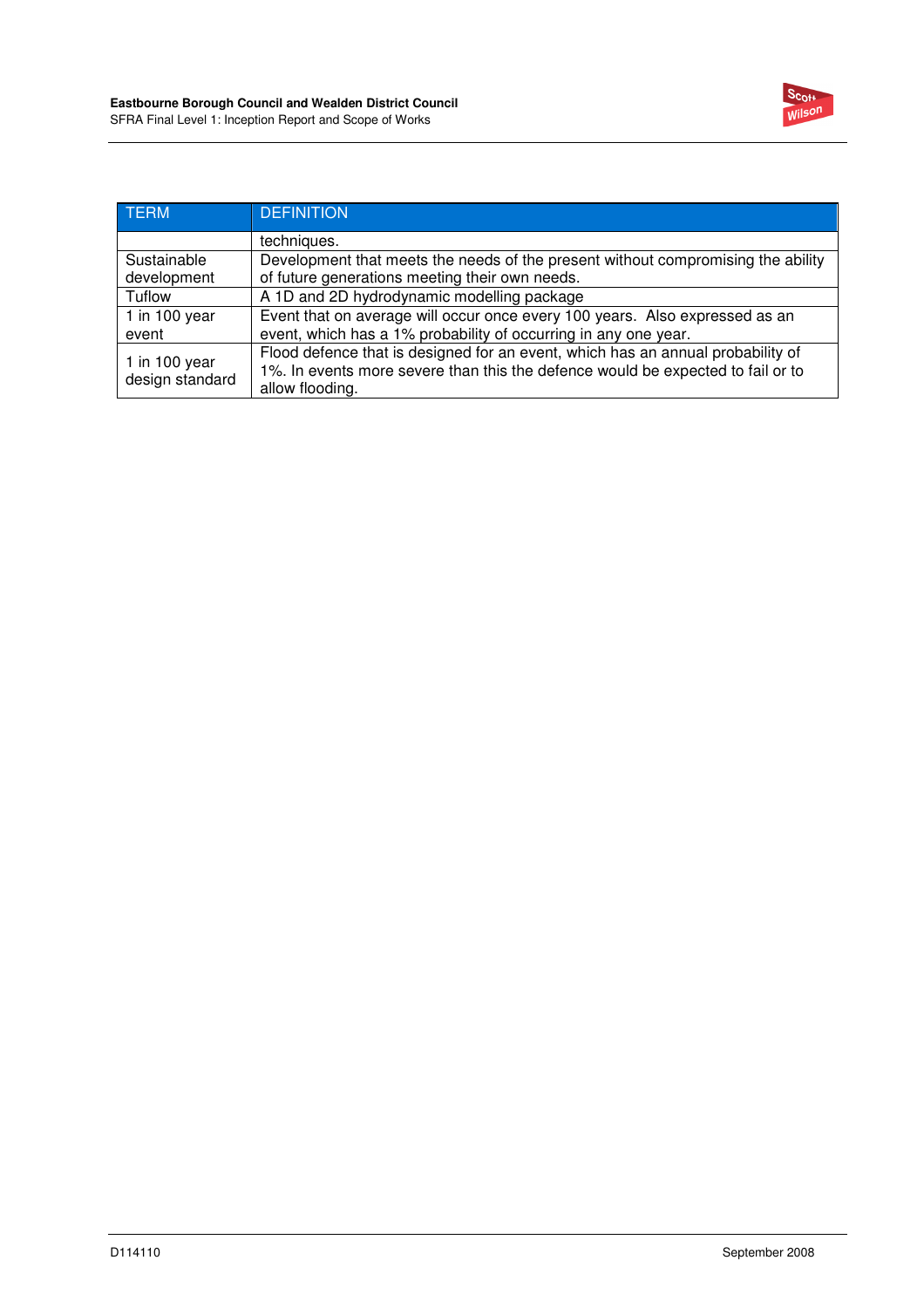| TERM | DEFINITION |
| --- | --- |
| | techniques. |
| Sustainable development | Development that meets the needs of the present without compromising the ability of future generations meeting their own needs. |
| Tuflow | A 1D and 2D hydrodynamic modelling package |
| 1 in 100 year event | Event that on average will occur once every 100 years. Also expressed as an event, which has a 1% probability of occurring in any one year. |
| 1 in 100 year design standard | Flood defence that is designed for an event, which has an annual probability of 1%. In events more severe than this the defence would be expected to fail or to allow flooding. |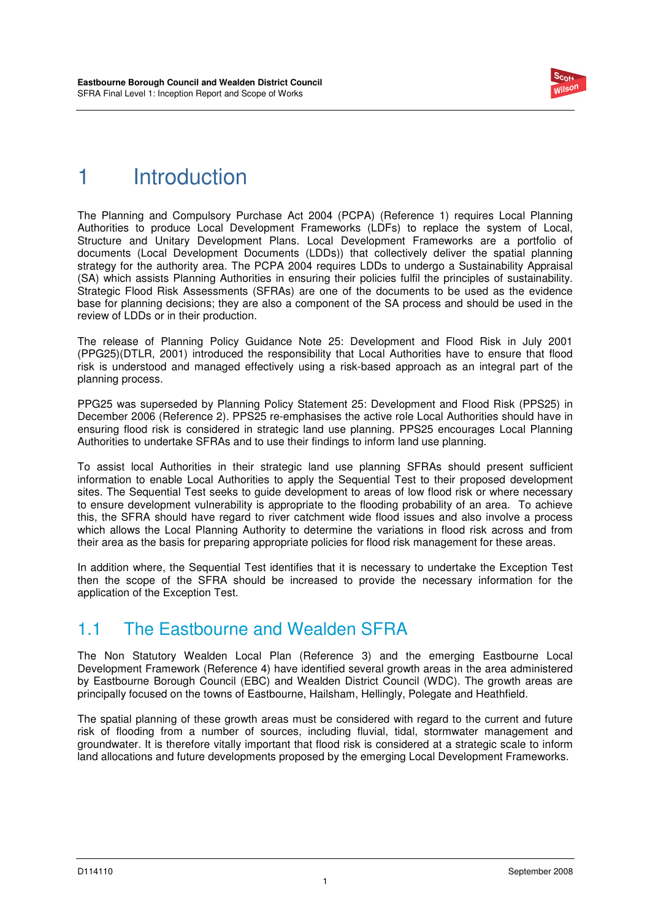# 1 Introduction

The Planning and Compulsory Purchase Act 2004 (PCPA) (Reference 1) requires Local Planning Authorities to produce Local Development Frameworks (LDFs) to replace the system of Local, Structure and Unitary Development Plans. Local Development Frameworks are a portfolio of documents (Local Development Documents (LDDs)) that collectively deliver the spatial planning strategy for the authority area. The PCPA 2004 requires LDDs to undergo a Sustainability Appraisal (SA) which assists Planning Authorities in ensuring their policies fulfil the principles of sustainability. Strategic Flood Risk Assessments (SFRAs) are one of the documents to be used as the evidence base for planning decisions; they are also a component of the SA process and should be used in the review of LDDs or in their production.

The release of Planning Policy Guidance Note 25: Development and Flood Risk in July 2001 (PPG25)(DTLR, 2001) introduced the responsibility that Local Authorities have to ensure that flood risk is understood and managed effectively using a risk-based approach as an integral part of the planning process.

PPG25 was superseded by Planning Policy Statement 25: Development and Flood Risk (PPS25) in December 2006 (Reference 2). PPS25 re-emphasises the active role Local Authorities should have in ensuring flood risk is considered in strategic land use planning. PPS25 encourages Local Planning Authorities to undertake SFRAs and to use their findings to inform land use planning.

To assist local Authorities in their strategic land use planning SFRAs should present sufficient information to enable Local Authorities to apply the Sequential Test to their proposed development sites. The Sequential Test seeks to guide development to areas of low flood risk or where necessary to ensure development vulnerability is appropriate to the flooding probability of an area. To achieve this, the SFRA should have regard to river catchment wide flood issues and also involve a process which allows the Local Planning Authority to determine the variations in flood risk across and from their area as the basis for preparing appropriate policies for flood risk management for these areas.

In addition where, the Sequential Test identifies that it is necessary to undertake the Exception Test then the scope of the SFRA should be increased to provide the necessary information for the application of the Exception Test.

## 1.1 The Eastbourne and Wealden SFRA

The Non Statutory Wealden Local Plan (Reference 3) and the emerging Eastbourne Local Development Framework (Reference 4) have identified several growth areas in the area administered by Eastbourne Borough Council (EBC) and Wealden District Council (WDC). The growth areas are principally focused on the towns of Eastbourne, Hailsham, Hellingly, Polegate and Heathfield.

The spatial planning of these growth areas must be considered with regard to the current and future risk of flooding from a number of sources, including fluvial, tidal, stormwater management and groundwater. It is therefore vitally important that flood risk is considered at a strategic scale to inform land allocations and future developments proposed by the emerging Local Development Frameworks.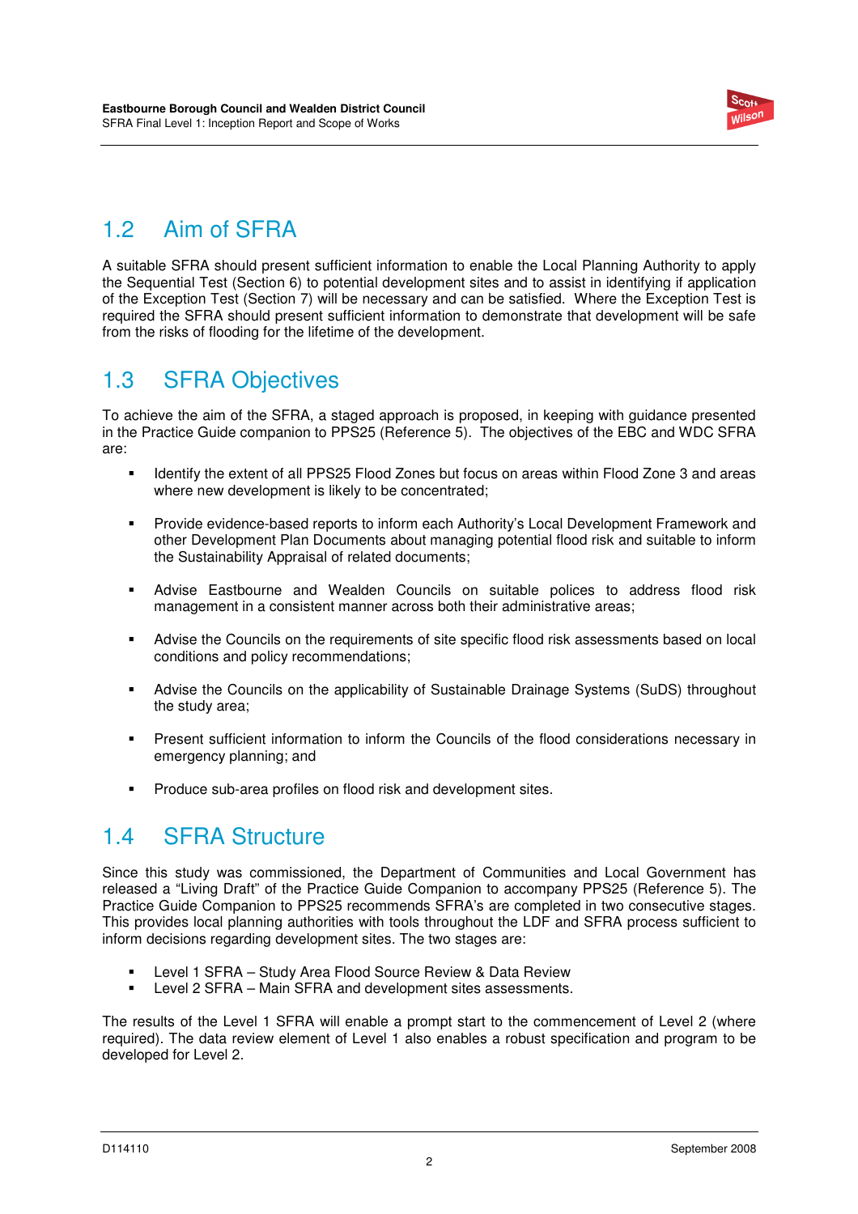## 1.2 Aim of SFRA

A suitable SFRA should present sufficient information to enable the Local Planning Authority to apply the Sequential Test (Section 6) to potential development sites and to assist in identifying if application of the Exception Test (Section 7) will be necessary and can be satisfied. Where the Exception Test is required the SFRA should present sufficient information to demonstrate that development will be safe from the risks of flooding for the lifetime of the development.

## 1.3 SFRA Objectives

To achieve the aim of the SFRA, a staged approach is proposed, in keeping with guidance presented in the Practice Guide companion to PPS25 (Reference 5). The objectives of the EBC and WDC SFRA are:

- Identify the extent of all PPS25 Flood Zones but focus on areas within Flood Zone 3 and areas where new development is likely to be concentrated;
- Provide evidence-based reports to inform each Authority's Local Development Framework and other Development Plan Documents about managing potential flood risk and suitable to inform the Sustainability Appraisal of related documents;
- Advise Eastbourne and Wealden Councils on suitable polices to address flood risk management in a consistent manner across both their administrative areas;
- Advise the Councils on the requirements of site specific flood risk assessments based on local conditions and policy recommendations;
- Advise the Councils on the applicability of Sustainable Drainage Systems (SuDS) throughout the study area;
- Present sufficient information to inform the Councils of the flood considerations necessary in emergency planning; and
- Produce sub-area profiles on flood risk and development sites.

## 1.4 SFRA Structure

Since this study was commissioned, the Department of Communities and Local Government has released a "Living Draft" of the Practice Guide Companion to accompany PPS25 (Reference 5). The Practice Guide Companion to PPS25 recommends SFRA's are completed in two consecutive stages. This provides local planning authorities with tools throughout the LDF and SFRA process sufficient to inform decisions regarding development sites. The two stages are:

- Level 1 SFRA – Study Area Flood Source Review & Data Review
- Level 2 SFRA – Main SFRA and development sites assessments.

The results of the Level 1 SFRA will enable a prompt start to the commencement of Level 2 (where required). The data review element of Level 1 also enables a robust specification and program to be developed for Level 2.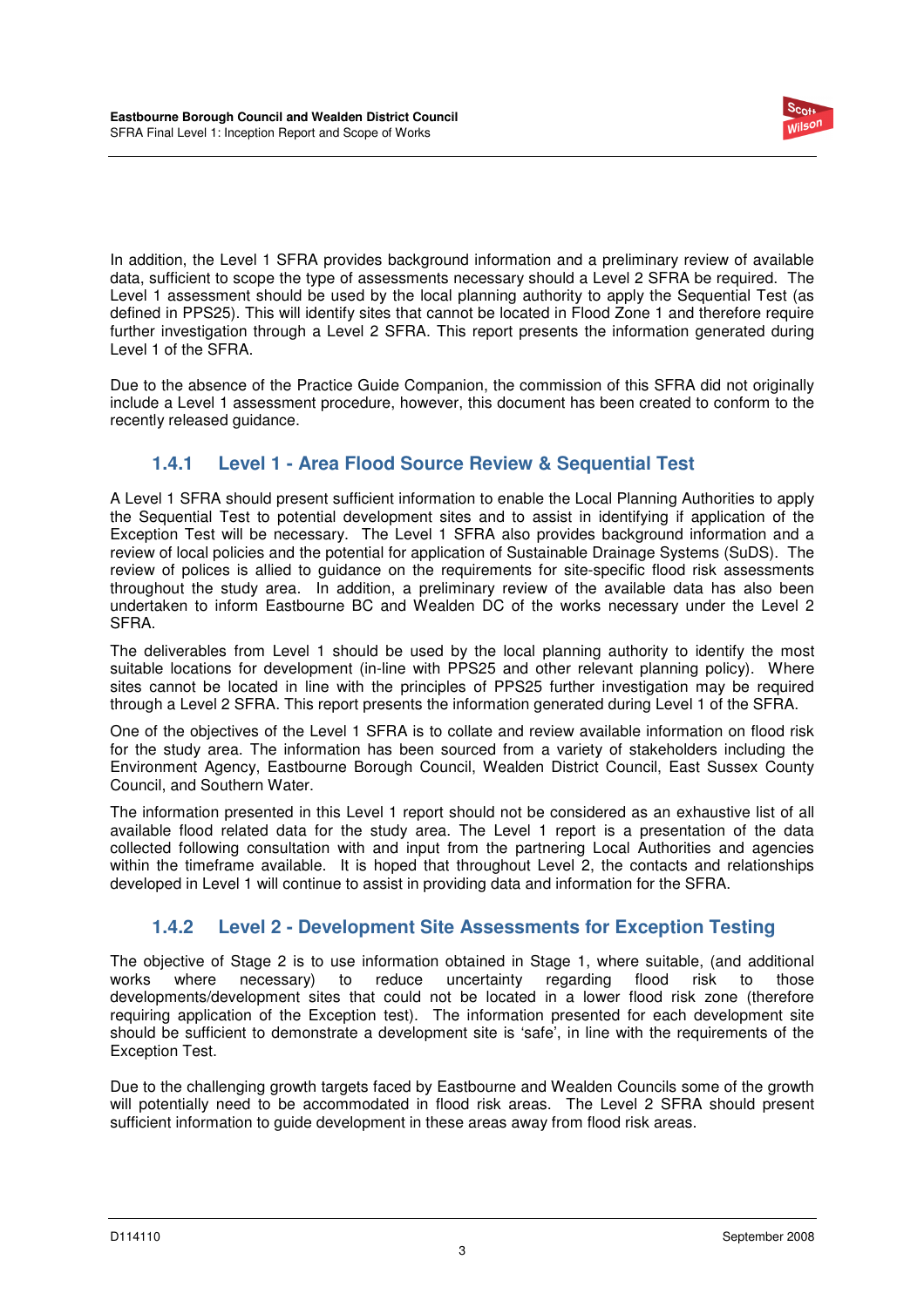In addition, the Level 1 SFRA provides background information and a preliminary review of available data, sufficient to scope the type of assessments necessary should a Level 2 SFRA be required. The Level 1 assessment should be used by the local planning authority to apply the Sequential Test (as defined in PPS25). This will identify sites that cannot be located in Flood Zone 1 and therefore require further investigation through a Level 2 SFRA. This report presents the information generated during Level 1 of the SFRA.

Due to the absence of the Practice Guide Companion, the commission of this SFRA did not originally include a Level 1 assessment procedure, however, this document has been created to conform to the recently released guidance.

### 1.4.1 Level 1 - Area Flood Source Review & Sequential Test

A Level 1 SFRA should present sufficient information to enable the Local Planning Authorities to apply the Sequential Test to potential development sites and to assist in identifying if application of the Exception Test will be necessary. The Level 1 SFRA also provides background information and a review of local policies and the potential for application of Sustainable Drainage Systems (SuDS). The review of polices is allied to guidance on the requirements for site-specific flood risk assessments throughout the study area. In addition, a preliminary review of the available data has also been undertaken to inform Eastbourne BC and Wealden DC of the works necessary under the Level 2 SFRA.

The deliverables from Level 1 should be used by the local planning authority to identify the most suitable locations for development (in-line with PPS25 and other relevant planning policy). Where sites cannot be located in line with the principles of PPS25 further investigation may be required through a Level 2 SFRA. This report presents the information generated during Level 1 of the SFRA.

One of the objectives of the Level 1 SFRA is to collate and review available information on flood risk for the study area. The information has been sourced from a variety of stakeholders including the Environment Agency, Eastbourne Borough Council, Wealden District Council, East Sussex County Council, and Southern Water.

The information presented in this Level 1 report should not be considered as an exhaustive list of all available flood related data for the study area. The Level 1 report is a presentation of the data collected following consultation with and input from the partnering Local Authorities and agencies within the timeframe available. It is hoped that throughout Level 2, the contacts and relationships developed in Level 1 will continue to assist in providing data and information for the SFRA.

### 1.4.2 Level 2 - Development Site Assessments for Exception Testing

The objective of Stage 2 is to use information obtained in Stage 1, where suitable, (and additional works where necessary) to reduce uncertainty regarding flood risk to those developments/development sites that could not be located in a lower flood risk zone (therefore requiring application of the Exception test). The information presented for each development site should be sufficient to demonstrate a development site is 'safe', in line with the requirements of the Exception Test.

Due to the challenging growth targets faced by Eastbourne and Wealden Councils some of the growth will potentially need to be accommodated in flood risk areas. The Level 2 SFRA should present sufficient information to guide development in these areas away from flood risk areas.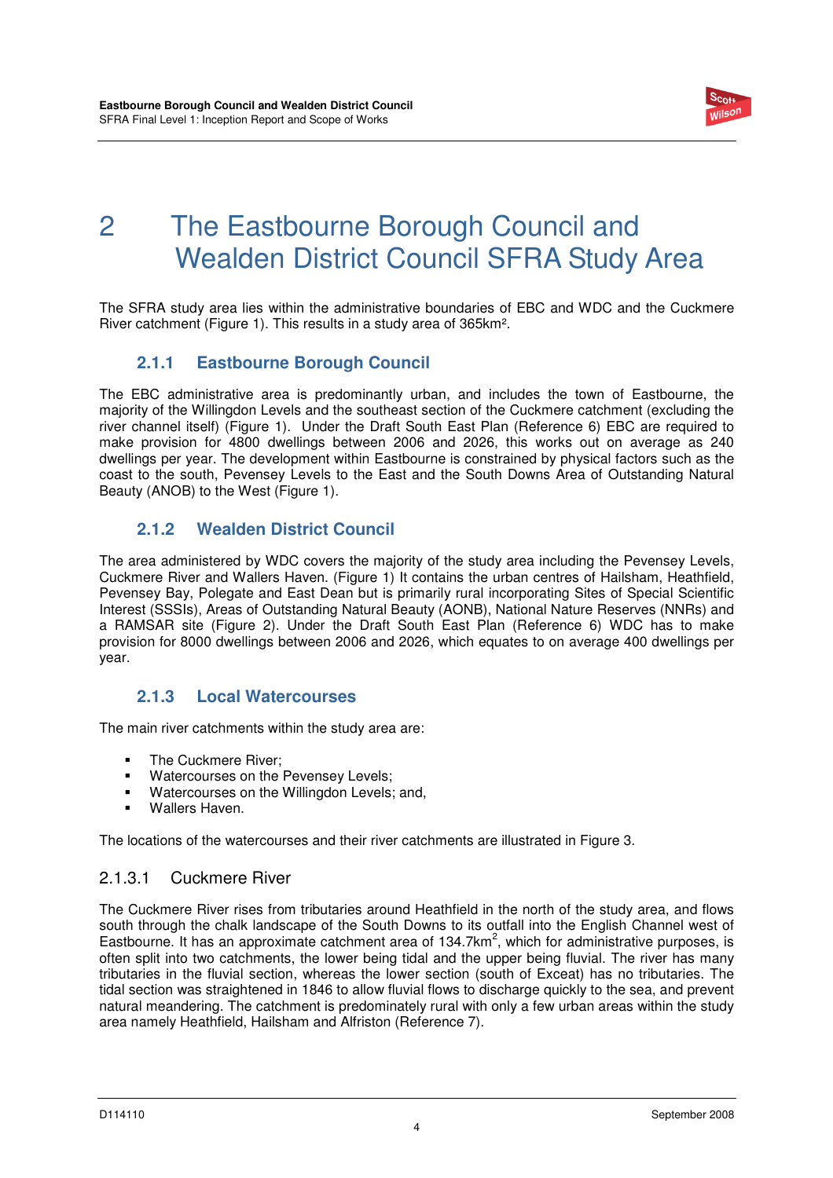# 2 The Eastbourne Borough Council and Wealden District Council SFRA Study Area

The SFRA study area lies within the administrative boundaries of EBC and WDC and the Cuckmere River catchment (Figure 1). This results in a study area of 365km².

### 2.1.1 Eastbourne Borough Council

The EBC administrative area is predominantly urban, and includes the town of Eastbourne, the majority of the Willingdon Levels and the southeast section of the Cuckmere catchment (excluding the river channel itself) (Figure 1). Under the Draft South East Plan (Reference 6) EBC are required to make provision for 4800 dwellings between 2006 and 2026, this works out on average as 240 dwellings per year. The development within Eastbourne is constrained by physical factors such as the coast to the south, Pevensey Levels to the East and the South Downs Area of Outstanding Natural Beauty (ANOB) to the West (Figure 1).

### 2.1.2 Wealden District Council

The area administered by WDC covers the majority of the study area including the Pevensey Levels, Cuckmere River and Wallers Haven. (Figure 1) It contains the urban centres of Hailsham, Heathfield, Pevensey Bay, Polegate and East Dean but is primarily rural incorporating Sites of Special Scientific Interest (SSSIs), Areas of Outstanding Natural Beauty (AONB), National Nature Reserves (NNRs) and a RAMSAR site (Figure 2). Under the Draft South East Plan (Reference 6) WDC has to make provision for 8000 dwellings between 2006 and 2026, which equates to on average 400 dwellings per year.

### 2.1.3 Local Watercourses

The main river catchments within the study area are:

- The Cuckmere River;
- Watercourses on the Pevensey Levels;
- Watercourses on the Willingdon Levels; and,
- Wallers Haven.

The locations of the watercourses and their river catchments are illustrated in Figure 3.

#### 2.1.3.1 Cuckmere River

The Cuckmere River rises from tributaries around Heathfield in the north of the study area, and flows south through the chalk landscape of the South Downs to its outfall into the English Channel west of Eastbourne. It has an approximate catchment area of 134.7km$^2$, which for administrative purposes, is often split into two catchments, the lower being tidal and the upper being fluvial. The river has many tributaries in the fluvial section, whereas the lower section (south of Exceat) has no tributaries. The tidal section was straightened in 1846 to allow fluvial flows to discharge quickly to the sea, and prevent natural meandering. The catchment is predominately rural with only a few urban areas within the study area namely Heathfield, Hailsham and Alfriston (Reference 7).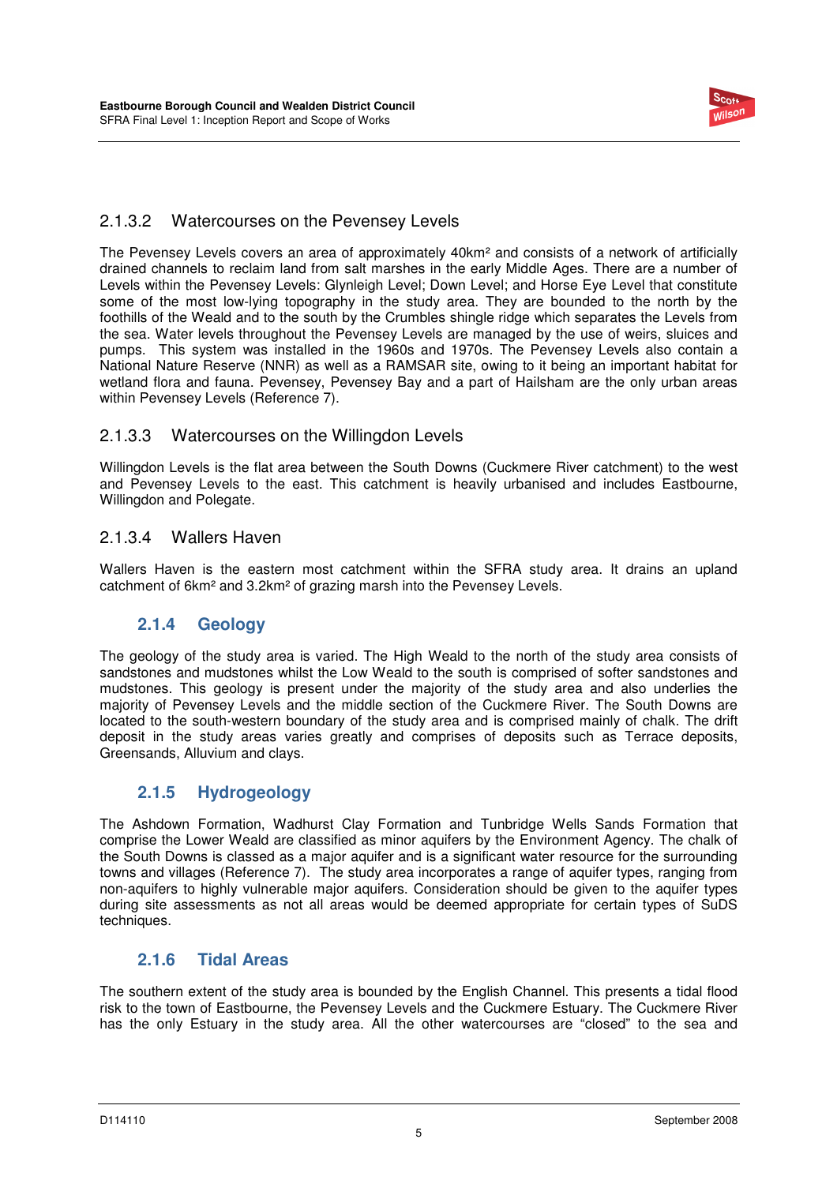#### 2.1.3.2 Watercourses on the Pevensey Levels

The Pevensey Levels covers an area of approximately 40km² and consists of a network of artificially drained channels to reclaim land from salt marshes in the early Middle Ages. There are a number of Levels within the Pevensey Levels: Glynleigh Level; Down Level; and Horse Eye Level that constitute some of the most low-lying topography in the study area. They are bounded to the north by the foothills of the Weald and to the south by the Crumbles shingle ridge which separates the Levels from the sea. Water levels throughout the Pevensey Levels are managed by the use of weirs, sluices and pumps. This system was installed in the 1960s and 1970s. The Pevensey Levels also contain a National Nature Reserve (NNR) as well as a RAMSAR site, owing to it being an important habitat for wetland flora and fauna. Pevensey, Pevensey Bay and a part of Hailsham are the only urban areas within Pevensey Levels (Reference 7).

#### 2.1.3.3 Watercourses on the Willingdon Levels

Willingdon Levels is the flat area between the South Downs (Cuckmere River catchment) to the west and Pevensey Levels to the east. This catchment is heavily urbanised and includes Eastbourne, Willingdon and Polegate.

#### 2.1.3.4 Wallers Haven

Wallers Haven is the eastern most catchment within the SFRA study area. It drains an upland catchment of 6km² and 3.2km² of grazing marsh into the Pevensey Levels.

### 2.1.4 Geology

The geology of the study area is varied. The High Weald to the north of the study area consists of sandstones and mudstones whilst the Low Weald to the south is comprised of softer sandstones and mudstones. This geology is present under the majority of the study area and also underlies the majority of Pevensey Levels and the middle section of the Cuckmere River. The South Downs are located to the south-western boundary of the study area and is comprised mainly of chalk. The drift deposit in the study areas varies greatly and comprises of deposits such as Terrace deposits, Greensands, Alluvium and clays.

### 2.1.5 Hydrogeology

The Ashdown Formation, Wadhurst Clay Formation and Tunbridge Wells Sands Formation that comprise the Lower Weald are classified as minor aquifers by the Environment Agency. The chalk of the South Downs is classed as a major aquifer and is a significant water resource for the surrounding towns and villages (Reference 7). The study area incorporates a range of aquifer types, ranging from non-aquifers to highly vulnerable major aquifers. Consideration should be given to the aquifer types during site assessments as not all areas would be deemed appropriate for certain types of SuDS techniques.

### 2.1.6 Tidal Areas

The southern extent of the study area is bounded by the English Channel. This presents a tidal flood risk to the town of Eastbourne, the Pevensey Levels and the Cuckmere Estuary. The Cuckmere River has the only Estuary in the study area. All the other watercourses are "closed" to the sea and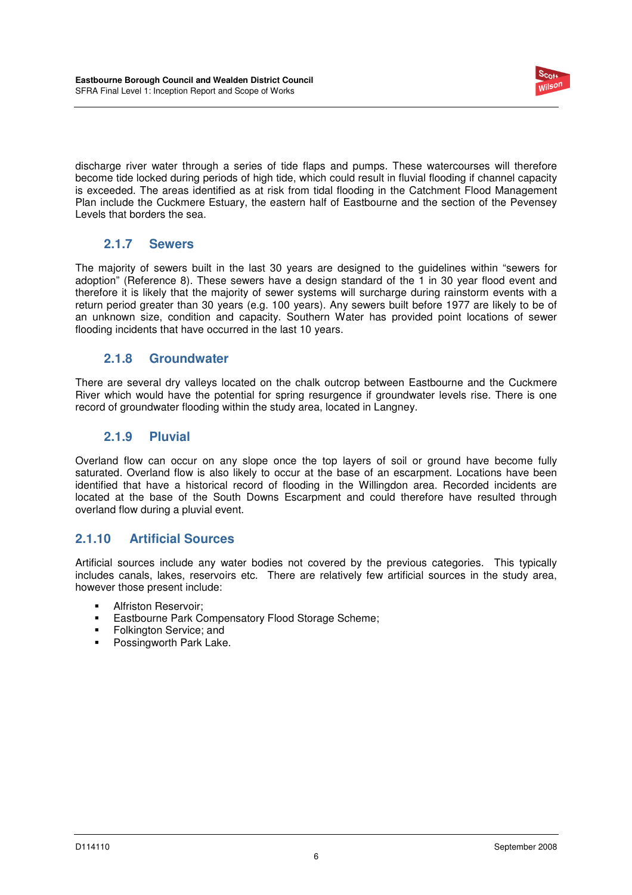discharge river water through a series of tide flaps and pumps. These watercourses will therefore become tide locked during periods of high tide, which could result in fluvial flooding if channel capacity is exceeded. The areas identified as at risk from tidal flooding in the Catchment Flood Management Plan include the Cuckmere Estuary, the eastern half of Eastbourne and the section of the Pevensey Levels that borders the sea.

### 2.1.7 Sewers

The majority of sewers built in the last 30 years are designed to the guidelines within "sewers for adoption" (Reference 8). These sewers have a design standard of the 1 in 30 year flood event and therefore it is likely that the majority of sewer systems will surcharge during rainstorm events with a return period greater than 30 years (e.g. 100 years). Any sewers built before 1977 are likely to be of an unknown size, condition and capacity. Southern Water has provided point locations of sewer flooding incidents that have occurred in the last 10 years.

### 2.1.8 Groundwater

There are several dry valleys located on the chalk outcrop between Eastbourne and the Cuckmere River which would have the potential for spring resurgence if groundwater levels rise. There is one record of groundwater flooding within the study area, located in Langney.

### 2.1.9 Pluvial

Overland flow can occur on any slope once the top layers of soil or ground have become fully saturated. Overland flow is also likely to occur at the base of an escarpment. Locations have been identified that have a historical record of flooding in the Willingdon area. Recorded incidents are located at the base of the South Downs Escarpment and could therefore have resulted through overland flow during a pluvial event.

### 2.1.10 Artificial Sources

Artificial sources include any water bodies not covered by the previous categories. This typically includes canals, lakes, reservoirs etc. There are relatively few artificial sources in the study area, however those present include:

- Alfriston Reservoir;
- Eastbourne Park Compensatory Flood Storage Scheme;
- Folkington Service; and
- Possingworth Park Lake.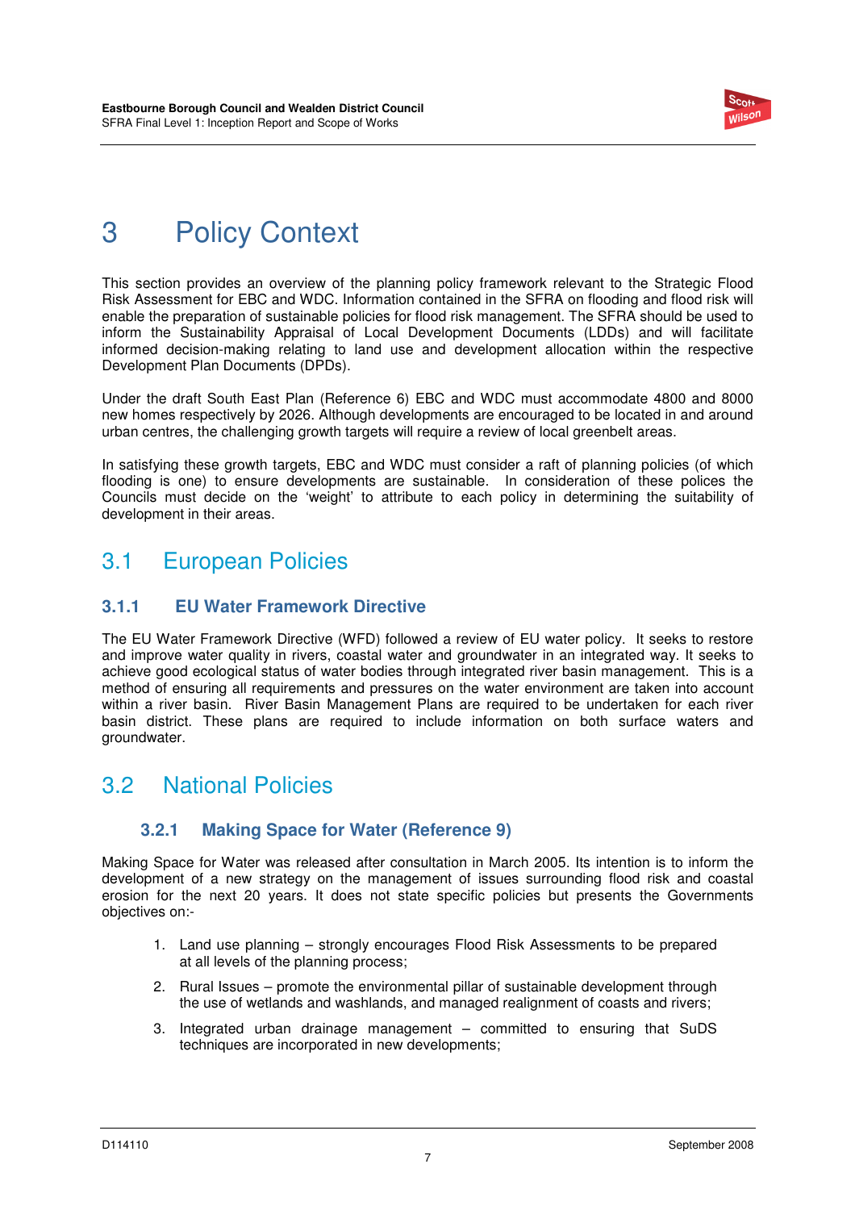# 3 Policy Context

This section provides an overview of the planning policy framework relevant to the Strategic Flood Risk Assessment for EBC and WDC. Information contained in the SFRA on flooding and flood risk will enable the preparation of sustainable policies for flood risk management. The SFRA should be used to inform the Sustainability Appraisal of Local Development Documents (LDDs) and will facilitate informed decision-making relating to land use and development allocation within the respective Development Plan Documents (DPDs).

Under the draft South East Plan (Reference 6) EBC and WDC must accommodate 4800 and 8000 new homes respectively by 2026. Although developments are encouraged to be located in and around urban centres, the challenging growth targets will require a review of local greenbelt areas.

In satisfying these growth targets, EBC and WDC must consider a raft of planning policies (of which flooding is one) to ensure developments are sustainable. In consideration of these polices the Councils must decide on the 'weight' to attribute to each policy in determining the suitability of development in their areas.

## 3.1 European Policies

### 3.1.1 EU Water Framework Directive

The EU Water Framework Directive (WFD) followed a review of EU water policy. It seeks to restore and improve water quality in rivers, coastal water and groundwater in an integrated way. It seeks to achieve good ecological status of water bodies through integrated river basin management. This is a method of ensuring all requirements and pressures on the water environment are taken into account within a river basin. River Basin Management Plans are required to be undertaken for each river basin district. These plans are required to include information on both surface waters and groundwater.

## 3.2 National Policies

### 3.2.1 Making Space for Water (Reference 9)

Making Space for Water was released after consultation in March 2005. Its intention is to inform the development of a new strategy on the management of issues surrounding flood risk and coastal erosion for the next 20 years. It does not state specific policies but presents the Governments objectives on:-

1. Land use planning – strongly encourages Flood Risk Assessments to be prepared at all levels of the planning process;
2. Rural Issues – promote the environmental pillar of sustainable development through the use of wetlands and washlands, and managed realignment of coasts and rivers;
3. Integrated urban drainage management – committed to ensuring that SuDS techniques are incorporated in new developments;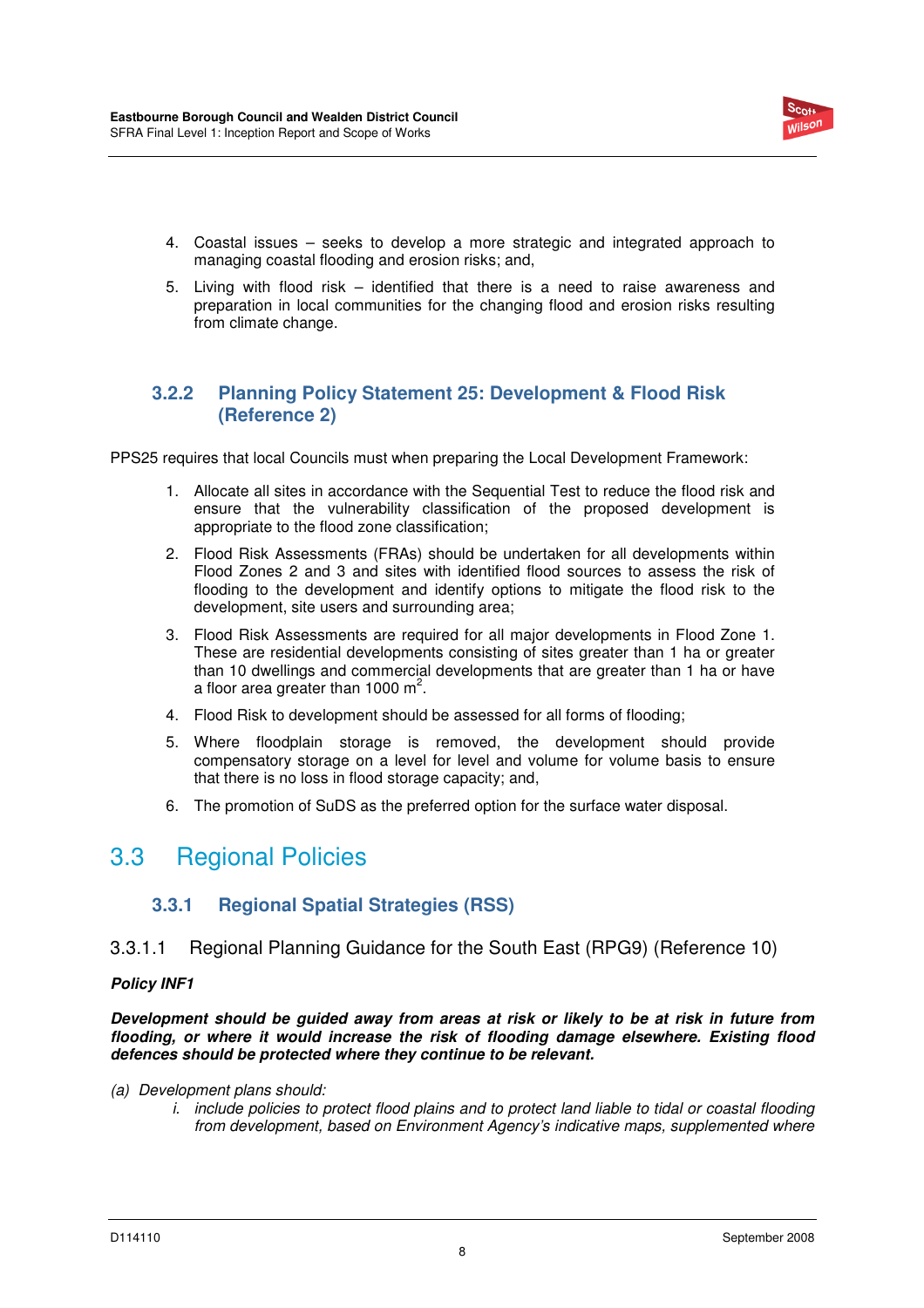4. Coastal issues – seeks to develop a more strategic and integrated approach to managing coastal flooding and erosion risks; and,

5. Living with flood risk – identified that there is a need to raise awareness and preparation in local communities for the changing flood and erosion risks resulting from climate change.

### 3.2.2 Planning Policy Statement 25: Development & Flood Risk (Reference 2)

PPS25 requires that local Councils must when preparing the Local Development Framework:

1. Allocate all sites in accordance with the Sequential Test to reduce the flood risk and ensure that the vulnerability classification of the proposed development is appropriate to the flood zone classification;

2. Flood Risk Assessments (FRAs) should be undertaken for all developments within Flood Zones 2 and 3 and sites with identified flood sources to assess the risk of flooding to the development and identify options to mitigate the flood risk to the development, site users and surrounding area;

3. Flood Risk Assessments are required for all major developments in Flood Zone 1. These are residential developments consisting of sites greater than 1 ha or greater than 10 dwellings and commercial developments that are greater than 1 ha or have a floor area greater than 1000 $m^2$.

4. Flood Risk to development should be assessed for all forms of flooding;

5. Where floodplain storage is removed, the development should provide compensatory storage on a level for level and volume for volume basis to ensure that there is no loss in flood storage capacity; and,

6. The promotion of SuDS as the preferred option for the surface water disposal.

## 3.3 Regional Policies

### 3.3.1 Regional Spatial Strategies (RSS)

#### 3.3.1.1 Regional Planning Guidance for the South East (RPG9) (Reference 10)

***Policy INF1***

***Development should be guided away from areas at risk or likely to be at risk in future from flooding, or where it would increase the risk of flooding damage elsewhere. Existing flood defences should be protected where they continue to be relevant.***

*(a) Development plans should:*

*i. include policies to protect flood plains and to protect land liable to tidal or coastal flooding from development, based on Environment Agency's indicative maps, supplemented where*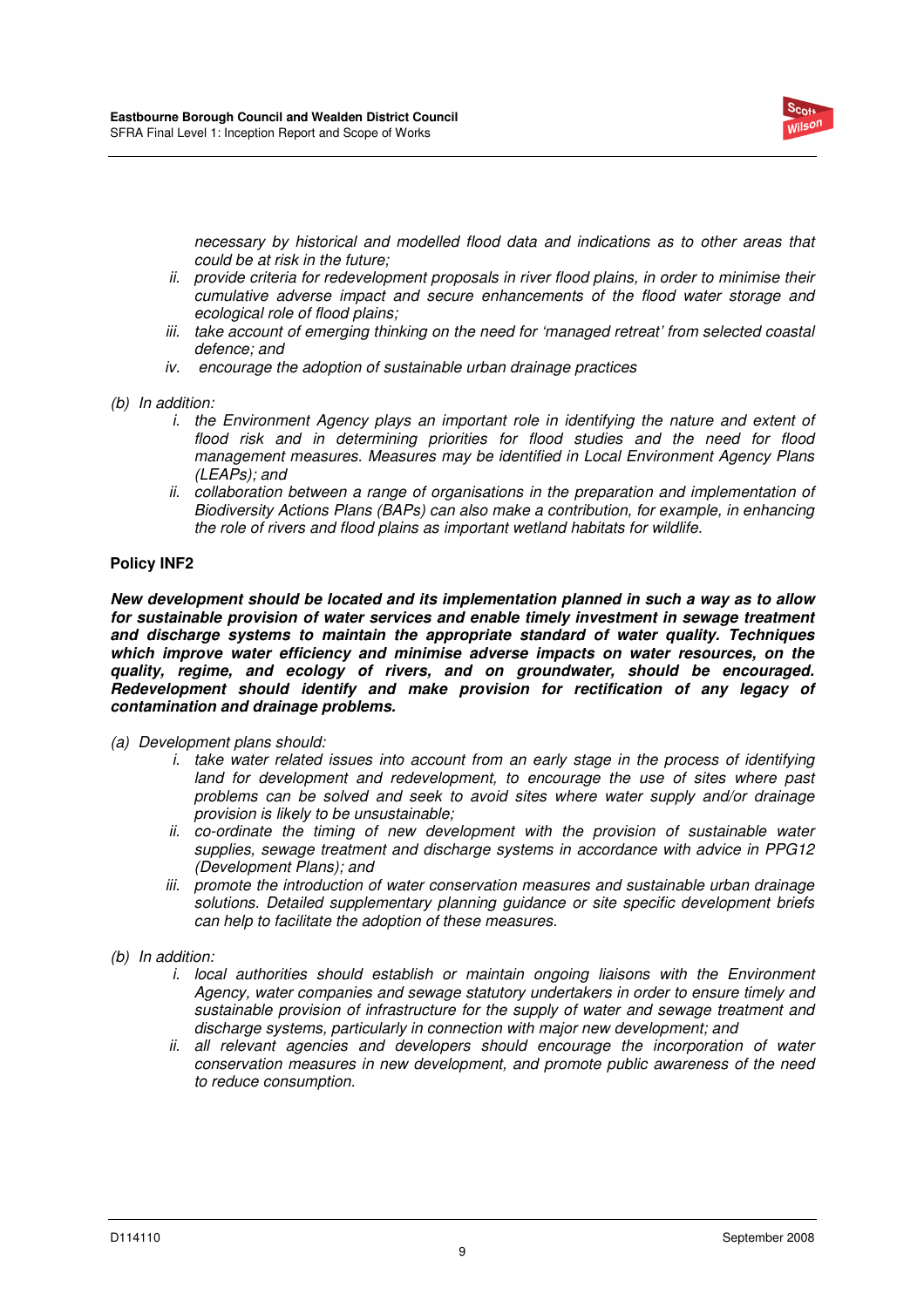*necessary by historical and modelled flood data and indications as to other areas that could be at risk in the future;*

ii. *provide criteria for redevelopment proposals in river flood plains, in order to minimise their cumulative adverse impact and secure enhancements of the flood water storage and ecological role of flood plains;*

iii. *take account of emerging thinking on the need for 'managed retreat' from selected coastal defence; and*

iv. *encourage the adoption of sustainable urban drainage practices*

*(b) In addition:*

i. *the Environment Agency plays an important role in identifying the nature and extent of flood risk and in determining priorities for flood studies and the need for flood management measures. Measures may be identified in Local Environment Agency Plans (LEAPs); and*

ii. *collaboration between a range of organisations in the preparation and implementation of Biodiversity Actions Plans (BAPs) can also make a contribution, for example, in enhancing the role of rivers and flood plains as important wetland habitats for wildlife.*

**Policy INF2**

***New development should be located and its implementation planned in such a way as to allow for sustainable provision of water services and enable timely investment in sewage treatment and discharge systems to maintain the appropriate standard of water quality. Techniques which improve water efficiency and minimise adverse impacts on water resources, on the quality, regime, and ecology of rivers, and on groundwater, should be encouraged. Redevelopment should identify and make provision for rectification of any legacy of contamination and drainage problems.***

*(a) Development plans should:*

i. *take water related issues into account from an early stage in the process of identifying land for development and redevelopment, to encourage the use of sites where past problems can be solved and seek to avoid sites where water supply and/or drainage provision is likely to be unsustainable;*

ii. *co-ordinate the timing of new development with the provision of sustainable water supplies, sewage treatment and discharge systems in accordance with advice in PPG12 (Development Plans); and*

iii. *promote the introduction of water conservation measures and sustainable urban drainage solutions. Detailed supplementary planning guidance or site specific development briefs can help to facilitate the adoption of these measures.*

*(b) In addition:*

i. *local authorities should establish or maintain ongoing liaisons with the Environment Agency, water companies and sewage statutory undertakers in order to ensure timely and sustainable provision of infrastructure for the supply of water and sewage treatment and discharge systems, particularly in connection with major new development; and*

ii. *all relevant agencies and developers should encourage the incorporation of water conservation measures in new development, and promote public awareness of the need to reduce consumption.*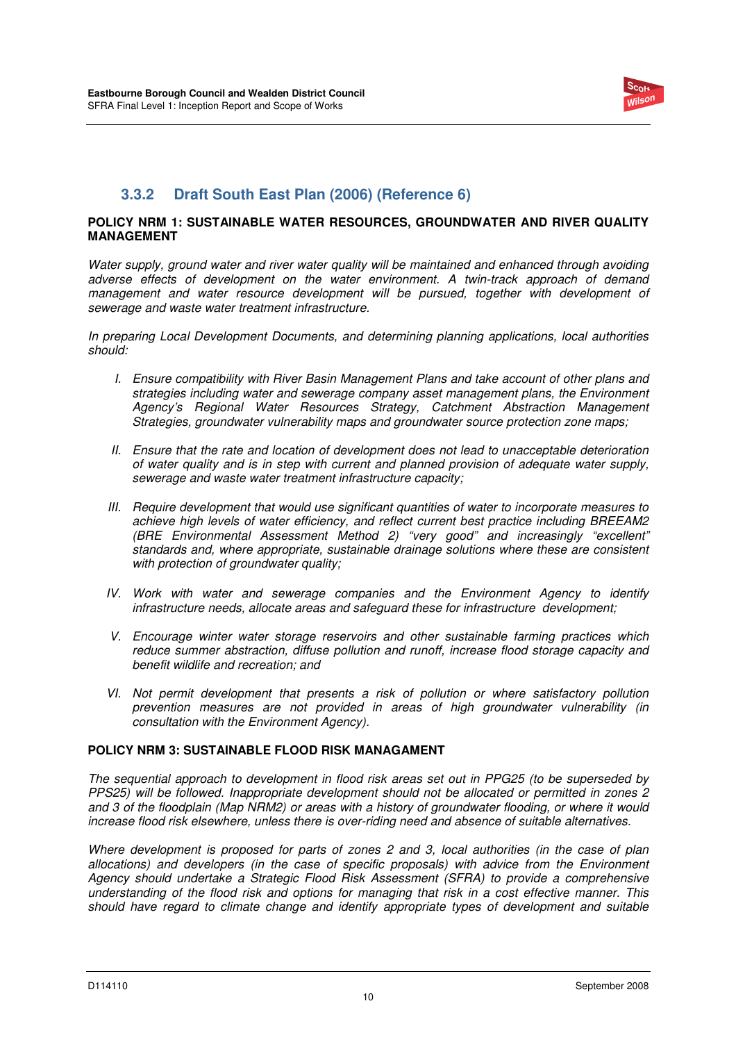### 3.3.2 Draft South East Plan (2006) (Reference 6)

**POLICY NRM 1: SUSTAINABLE WATER RESOURCES, GROUNDWATER AND RIVER QUALITY MANAGEMENT**

*Water supply, ground water and river water quality will be maintained and enhanced through avoiding adverse effects of development on the water environment. A twin-track approach of demand management and water resource development will be pursued, together with development of sewerage and waste water treatment infrastructure.*

*In preparing Local Development Documents, and determining planning applications, local authorities should:*

- I. *Ensure compatibility with River Basin Management Plans and take account of other plans and strategies including water and sewerage company asset management plans, the Environment Agency's Regional Water Resources Strategy, Catchment Abstraction Management Strategies, groundwater vulnerability maps and groundwater source protection zone maps;*

- II. *Ensure that the rate and location of development does not lead to unacceptable deterioration of water quality and is in step with current and planned provision of adequate water supply, sewerage and waste water treatment infrastructure capacity;*

- III. *Require development that would use significant quantities of water to incorporate measures to achieve high levels of water efficiency, and reflect current best practice including BREEAM2 (BRE Environmental Assessment Method 2) "very good" and increasingly "excellent" standards and, where appropriate, sustainable drainage solutions where these are consistent with protection of groundwater quality;*

- IV. *Work with water and sewerage companies and the Environment Agency to identify infrastructure needs, allocate areas and safeguard these for infrastructure development;*

- V. *Encourage winter water storage reservoirs and other sustainable farming practices which reduce summer abstraction, diffuse pollution and runoff, increase flood storage capacity and benefit wildlife and recreation; and*

- VI. *Not permit development that presents a risk of pollution or where satisfactory pollution prevention measures are not provided in areas of high groundwater vulnerability (in consultation with the Environment Agency).*

**POLICY NRM 3: SUSTAINABLE FLOOD RISK MANAGAMENT**

*The sequential approach to development in flood risk areas set out in PPG25 (to be superseded by PPS25) will be followed. Inappropriate development should not be allocated or permitted in zones 2 and 3 of the floodplain (Map NRM2) or areas with a history of groundwater flooding, or where it would increase flood risk elsewhere, unless there is over-riding need and absence of suitable alternatives.*

*Where development is proposed for parts of zones 2 and 3, local authorities (in the case of plan allocations) and developers (in the case of specific proposals) with advice from the Environment Agency should undertake a Strategic Flood Risk Assessment (SFRA) to provide a comprehensive understanding of the flood risk and options for managing that risk in a cost effective manner. This should have regard to climate change and identify appropriate types of development and suitable*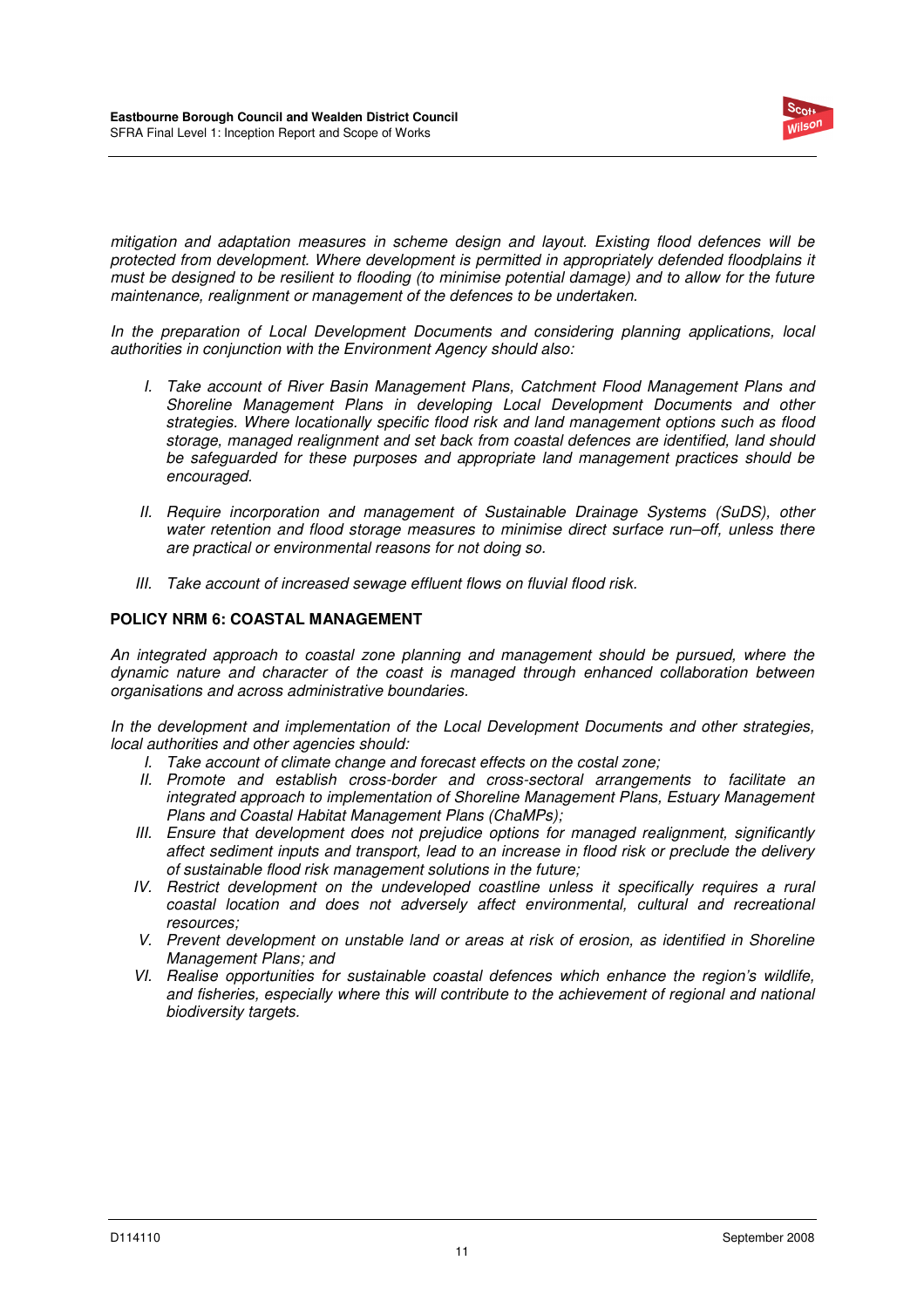*mitigation and adaptation measures in scheme design and layout. Existing flood defences will be protected from development. Where development is permitted in appropriately defended floodplains it must be designed to be resilient to flooding (to minimise potential damage) and to allow for the future maintenance, realignment or management of the defences to be undertaken.*

*In the preparation of Local Development Documents and considering planning applications, local authorities in conjunction with the Environment Agency should also:*

- *I. Take account of River Basin Management Plans, Catchment Flood Management Plans and Shoreline Management Plans in developing Local Development Documents and other strategies. Where locationally specific flood risk and land management options such as flood storage, managed realignment and set back from coastal defences are identified, land should be safeguarded for these purposes and appropriate land management practices should be encouraged.*

- *II. Require incorporation and management of Sustainable Drainage Systems (SuDS), other water retention and flood storage measures to minimise direct surface run–off, unless there are practical or environmental reasons for not doing so.*

- *III. Take account of increased sewage effluent flows on fluvial flood risk.*

**POLICY NRM 6: COASTAL MANAGEMENT**

*An integrated approach to coastal zone planning and management should be pursued, where the dynamic nature and character of the coast is managed through enhanced collaboration between organisations and across administrative boundaries.*

*In the development and implementation of the Local Development Documents and other strategies, local authorities and other agencies should:*

- *I. Take account of climate change and forecast effects on the costal zone;*
- *II. Promote and establish cross-border and cross-sectoral arrangements to facilitate an integrated approach to implementation of Shoreline Management Plans, Estuary Management Plans and Coastal Habitat Management Plans (ChaMPs);*
- *III. Ensure that development does not prejudice options for managed realignment, significantly affect sediment inputs and transport, lead to an increase in flood risk or preclude the delivery of sustainable flood risk management solutions in the future;*
- *IV. Restrict development on the undeveloped coastline unless it specifically requires a rural coastal location and does not adversely affect environmental, cultural and recreational resources;*
- *V. Prevent development on unstable land or areas at risk of erosion, as identified in Shoreline Management Plans; and*
- *VI. Realise opportunities for sustainable coastal defences which enhance the region's wildlife, and fisheries, especially where this will contribute to the achievement of regional and national biodiversity targets.*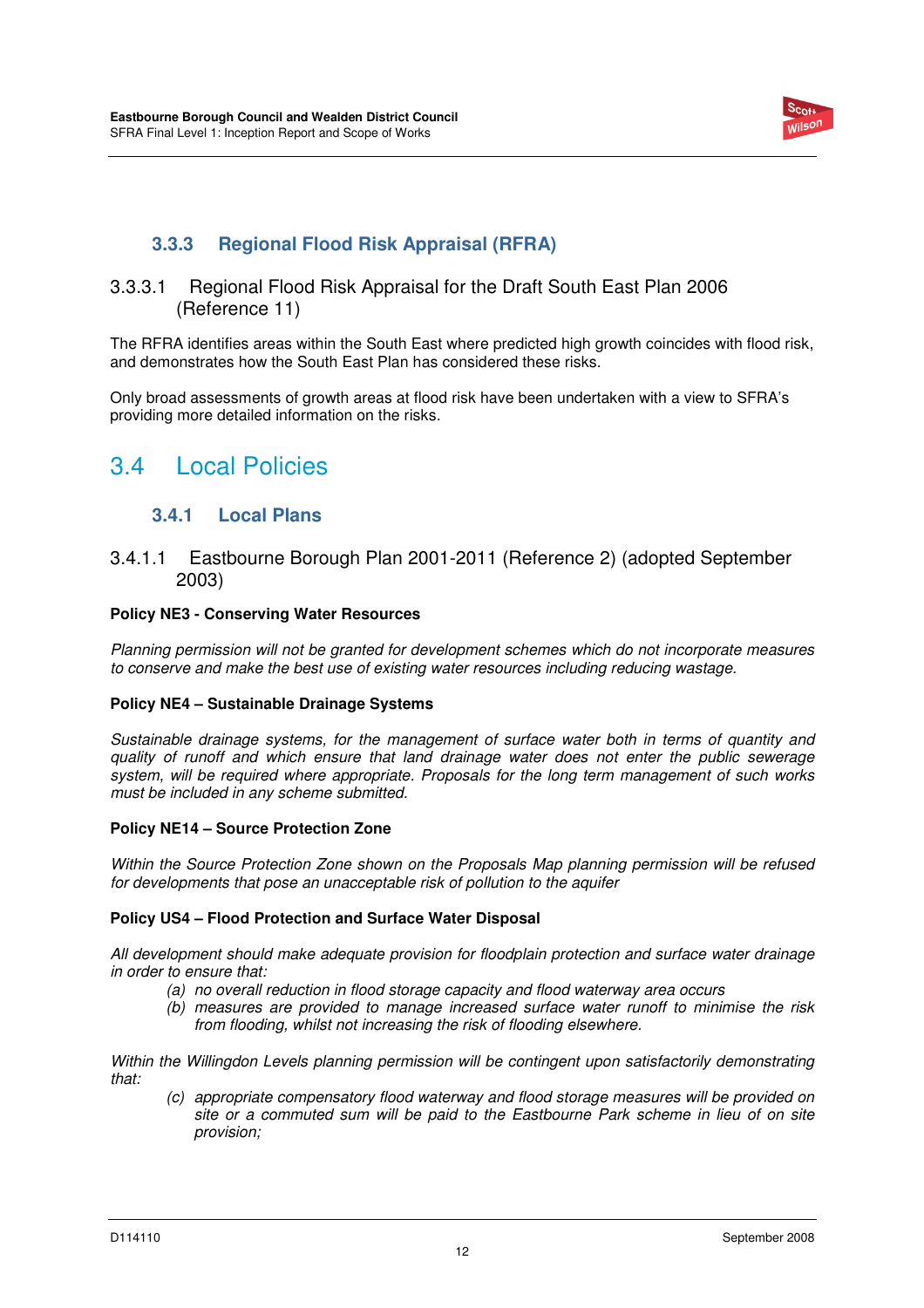### 3.3.3 Regional Flood Risk Appraisal (RFRA)

#### 3.3.3.1 Regional Flood Risk Appraisal for the Draft South East Plan 2006 (Reference 11)

The RFRA identifies areas within the South East where predicted high growth coincides with flood risk, and demonstrates how the South East Plan has considered these risks.

Only broad assessments of growth areas at flood risk have been undertaken with a view to SFRA's providing more detailed information on the risks.

## 3.4 Local Policies

### 3.4.1 Local Plans

#### 3.4.1.1 Eastbourne Borough Plan 2001-2011 (Reference 2) (adopted September 2003)

**Policy NE3 - Conserving Water Resources**

*Planning permission will not be granted for development schemes which do not incorporate measures to conserve and make the best use of existing water resources including reducing wastage.*

**Policy NE4 – Sustainable Drainage Systems**

*Sustainable drainage systems, for the management of surface water both in terms of quantity and quality of runoff and which ensure that land drainage water does not enter the public sewerage system, will be required where appropriate. Proposals for the long term management of such works must be included in any scheme submitted.*

**Policy NE14 – Source Protection Zone**

*Within the Source Protection Zone shown on the Proposals Map planning permission will be refused for developments that pose an unacceptable risk of pollution to the aquifer*

**Policy US4 – Flood Protection and Surface Water Disposal**

*All development should make adequate provision for floodplain protection and surface water drainage in order to ensure that:*

- *(a) no overall reduction in flood storage capacity and flood waterway area occurs*
- *(b) measures are provided to manage increased surface water runoff to minimise the risk from flooding, whilst not increasing the risk of flooding elsewhere.*

*Within the Willingdon Levels planning permission will be contingent upon satisfactorily demonstrating that:*

- *(c) appropriate compensatory flood waterway and flood storage measures will be provided on site or a commuted sum will be paid to the Eastbourne Park scheme in lieu of on site provision;*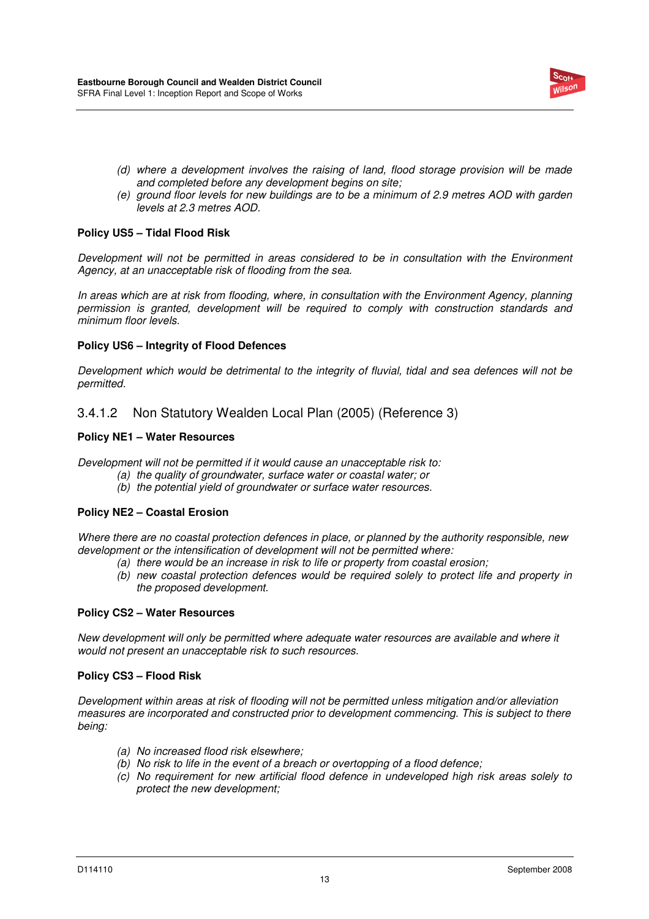*(d) where a development involves the raising of land, flood storage provision will be made and completed before any development begins on site;*
*(e) ground floor levels for new buildings are to be a minimum of 2.9 metres AOD with garden levels at 2.3 metres AOD.*

**Policy US5 – Tidal Flood Risk**

*Development will not be permitted in areas considered to be in consultation with the Environment Agency, at an unacceptable risk of flooding from the sea.*

*In areas which are at risk from flooding, where, in consultation with the Environment Agency, planning permission is granted, development will be required to comply with construction standards and minimum floor levels.*

**Policy US6 – Integrity of Flood Defences**

*Development which would be detrimental to the integrity of fluvial, tidal and sea defences will not be permitted.*

#### 3.4.1.2 Non Statutory Wealden Local Plan (2005) (Reference 3)

**Policy NE1 – Water Resources**

*Development will not be permitted if it would cause an unacceptable risk to:*
*(a) the quality of groundwater, surface water or coastal water; or*
*(b) the potential yield of groundwater or surface water resources.*

**Policy NE2 – Coastal Erosion**

*Where there are no coastal protection defences in place, or planned by the authority responsible, new development or the intensification of development will not be permitted where:*
*(a) there would be an increase in risk to life or property from coastal erosion;*
*(b) new coastal protection defences would be required solely to protect life and property in the proposed development.*

**Policy CS2 – Water Resources**

*New development will only be permitted where adequate water resources are available and where it would not present an unacceptable risk to such resources.*

**Policy CS3 – Flood Risk**

*Development within areas at risk of flooding will not be permitted unless mitigation and/or alleviation measures are incorporated and constructed prior to development commencing. This is subject to there being:*

*(a) No increased flood risk elsewhere;*
*(b) No risk to life in the event of a breach or overtopping of a flood defence;*
*(c) No requirement for new artificial flood defence in undeveloped high risk areas solely to protect the new development;*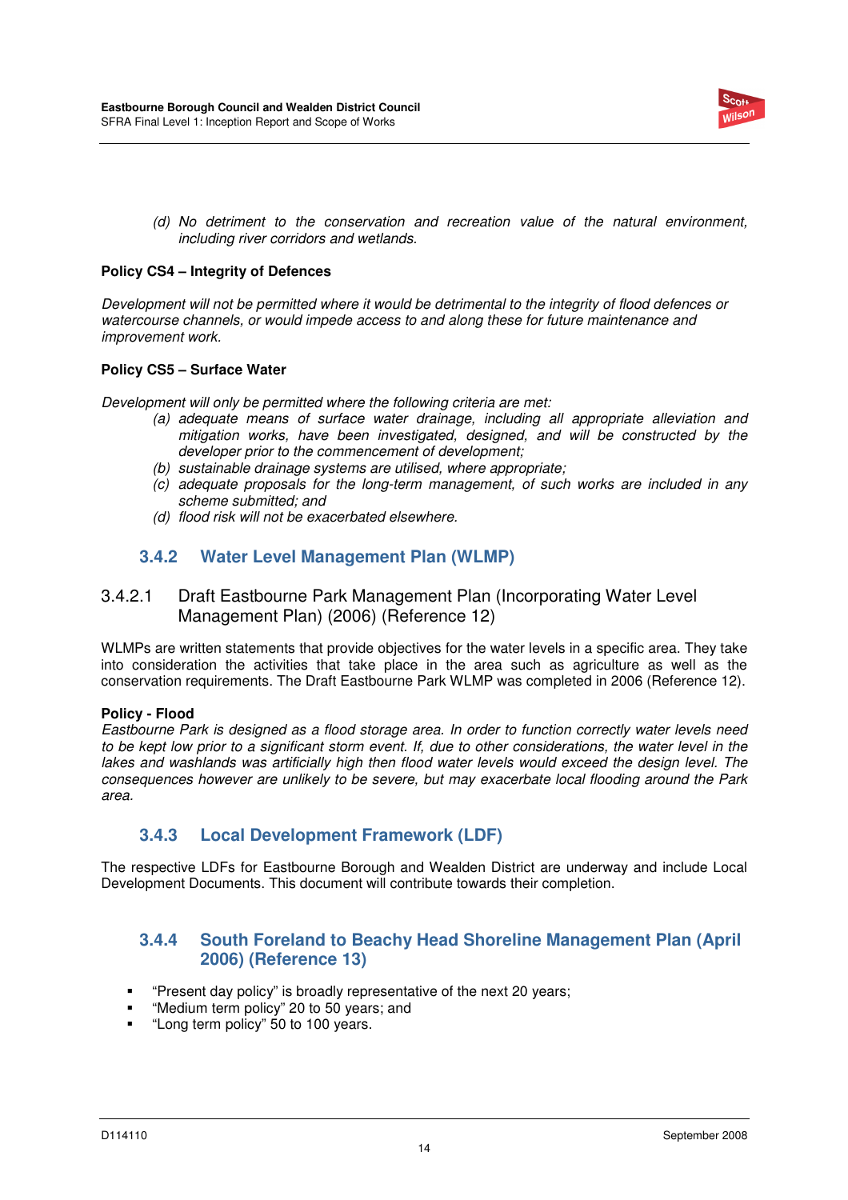(d) *No detriment to the conservation and recreation value of the natural environment, including river corridors and wetlands.*

**Policy CS4 – Integrity of Defences**

*Development will not be permitted where it would be detrimental to the integrity of flood defences or watercourse channels, or would impede access to and along these for future maintenance and improvement work.*

**Policy CS5 – Surface Water**

*Development will only be permitted where the following criteria are met:*

(a) *adequate means of surface water drainage, including all appropriate alleviation and mitigation works, have been investigated, designed, and will be constructed by the developer prior to the commencement of development;*
(b) *sustainable drainage systems are utilised, where appropriate;*
(c) *adequate proposals for the long-term management, of such works are included in any scheme submitted; and*
(d) *flood risk will not be exacerbated elsewhere.*

### 3.4.2 Water Level Management Plan (WLMP)

#### 3.4.2.1 Draft Eastbourne Park Management Plan (Incorporating Water Level Management Plan) (2006) (Reference 12)

WLMPs are written statements that provide objectives for the water levels in a specific area. They take into consideration the activities that take place in the area such as agriculture as well as the conservation requirements. The Draft Eastbourne Park WLMP was completed in 2006 (Reference 12).

**Policy - Flood**

*Eastbourne Park is designed as a flood storage area. In order to function correctly water levels need to be kept low prior to a significant storm event. If, due to other considerations, the water level in the lakes and washlands was artificially high then flood water levels would exceed the design level. The consequences however are unlikely to be severe, but may exacerbate local flooding around the Park area.*

### 3.4.3 Local Development Framework (LDF)

The respective LDFs for Eastbourne Borough and Wealden District are underway and include Local Development Documents. This document will contribute towards their completion.

### 3.4.4 South Foreland to Beachy Head Shoreline Management Plan (April 2006) (Reference 13)

- "Present day policy" is broadly representative of the next 20 years;
- "Medium term policy" 20 to 50 years; and
- "Long term policy" 50 to 100 years.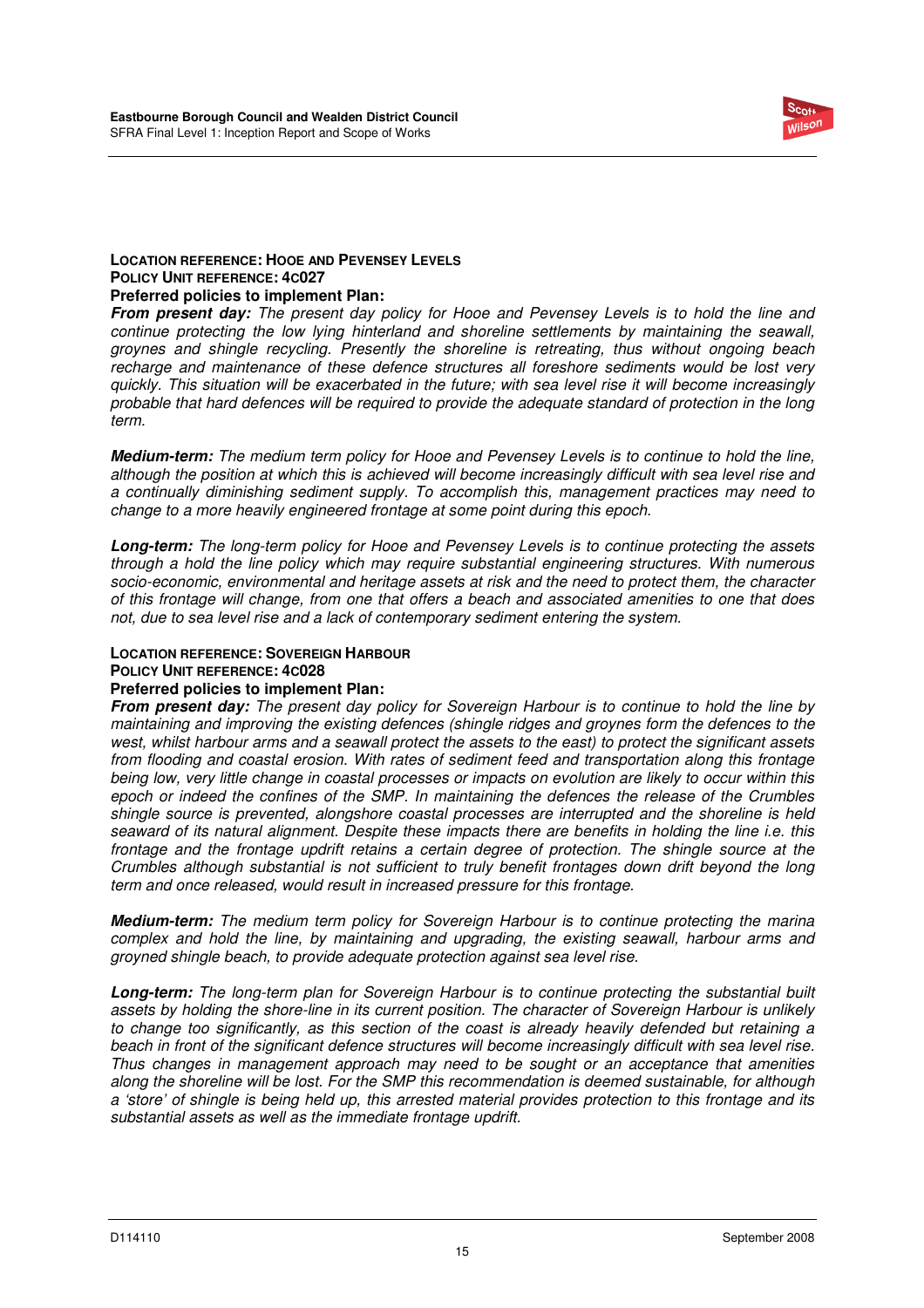**LOCATION REFERENCE: HOOE AND PEVENSEY LEVELS**
**POLICY UNIT REFERENCE: 4C027**
**Preferred policies to implement Plan:**
***From present day:*** *The present day policy for Hooe and Pevensey Levels is to hold the line and continue protecting the low lying hinterland and shoreline settlements by maintaining the seawall, groynes and shingle recycling. Presently the shoreline is retreating, thus without ongoing beach recharge and maintenance of these defence structures all foreshore sediments would be lost very quickly. This situation will be exacerbated in the future; with sea level rise it will become increasingly probable that hard defences will be required to provide the adequate standard of protection in the long term.*

***Medium-term:*** *The medium term policy for Hooe and Pevensey Levels is to continue to hold the line, although the position at which this is achieved will become increasingly difficult with sea level rise and a continually diminishing sediment supply. To accomplish this, management practices may need to change to a more heavily engineered frontage at some point during this epoch.*

***Long-term:*** *The long-term policy for Hooe and Pevensey Levels is to continue protecting the assets through a hold the line policy which may require substantial engineering structures. With numerous socio-economic, environmental and heritage assets at risk and the need to protect them, the character of this frontage will change, from one that offers a beach and associated amenities to one that does not, due to sea level rise and a lack of contemporary sediment entering the system.*

**LOCATION REFERENCE: SOVEREIGN HARBOUR**
**POLICY UNIT REFERENCE: 4C028**
**Preferred policies to implement Plan:**
***From present day:*** *The present day policy for Sovereign Harbour is to continue to hold the line by maintaining and improving the existing defences (shingle ridges and groynes form the defences to the west, whilst harbour arms and a seawall protect the assets to the east) to protect the significant assets from flooding and coastal erosion. With rates of sediment feed and transportation along this frontage being low, very little change in coastal processes or impacts on evolution are likely to occur within this epoch or indeed the confines of the SMP. In maintaining the defences the release of the Crumbles shingle source is prevented, alongshore coastal processes are interrupted and the shoreline is held seaward of its natural alignment. Despite these impacts there are benefits in holding the line i.e. this frontage and the frontage updrift retains a certain degree of protection. The shingle source at the Crumbles although substantial is not sufficient to truly benefit frontages down drift beyond the long term and once released, would result in increased pressure for this frontage.*

***Medium-term:*** *The medium term policy for Sovereign Harbour is to continue protecting the marina complex and hold the line, by maintaining and upgrading, the existing seawall, harbour arms and groyned shingle beach, to provide adequate protection against sea level rise.*

***Long-term:*** *The long-term plan for Sovereign Harbour is to continue protecting the substantial built assets by holding the shore-line in its current position. The character of Sovereign Harbour is unlikely to change too significantly, as this section of the coast is already heavily defended but retaining a beach in front of the significant defence structures will become increasingly difficult with sea level rise. Thus changes in management approach may need to be sought or an acceptance that amenities along the shoreline will be lost. For the SMP this recommendation is deemed sustainable, for although a 'store' of shingle is being held up, this arrested material provides protection to this frontage and its substantial assets as well as the immediate frontage updrift.*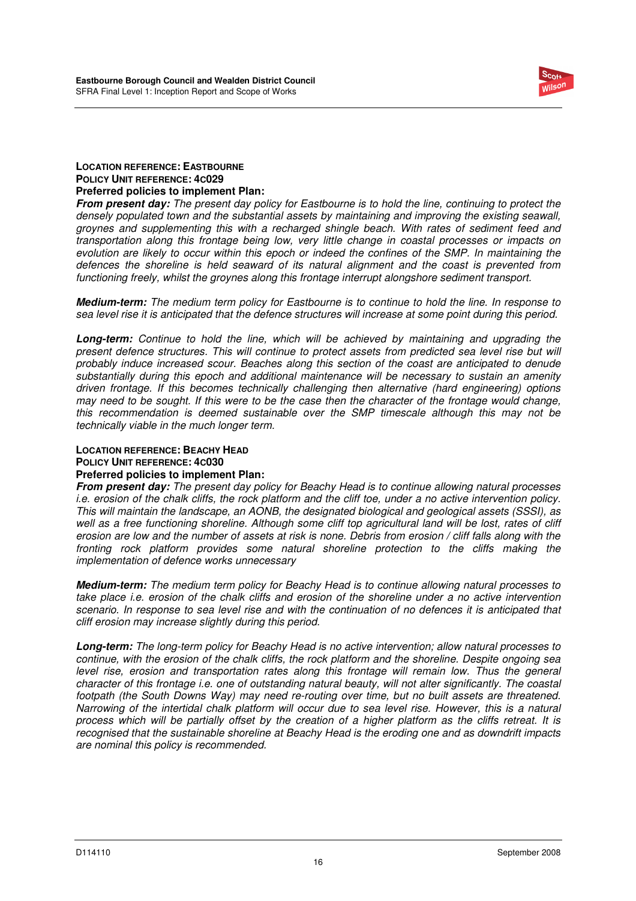**LOCATION REFERENCE: EASTBOURNE**
**POLICY UNIT REFERENCE: 4C029**
**Preferred policies to implement Plan:**

***From present day:*** *The present day policy for Eastbourne is to hold the line, continuing to protect the densely populated town and the substantial assets by maintaining and improving the existing seawall, groynes and supplementing this with a recharged shingle beach. With rates of sediment feed and transportation along this frontage being low, very little change in coastal processes or impacts on evolution are likely to occur within this epoch or indeed the confines of the SMP. In maintaining the defences the shoreline is held seaward of its natural alignment and the coast is prevented from functioning freely, whilst the groynes along this frontage interrupt alongshore sediment transport.*

***Medium-term:*** *The medium term policy for Eastbourne is to continue to hold the line. In response to sea level rise it is anticipated that the defence structures will increase at some point during this period.*

***Long-term:*** *Continue to hold the line, which will be achieved by maintaining and upgrading the present defence structures. This will continue to protect assets from predicted sea level rise but will probably induce increased scour. Beaches along this section of the coast are anticipated to denude substantially during this epoch and additional maintenance will be necessary to sustain an amenity driven frontage. If this becomes technically challenging then alternative (hard engineering) options may need to be sought. If this were to be the case then the character of the frontage would change, this recommendation is deemed sustainable over the SMP timescale although this may not be technically viable in the much longer term.*

**LOCATION REFERENCE: BEACHY HEAD**
**POLICY UNIT REFERENCE: 4C030**
**Preferred policies to implement Plan:**

***From present day:*** *The present day policy for Beachy Head is to continue allowing natural processes i.e. erosion of the chalk cliffs, the rock platform and the cliff toe, under a no active intervention policy. This will maintain the landscape, an AONB, the designated biological and geological assets (SSSI), as well as a free functioning shoreline. Although some cliff top agricultural land will be lost, rates of cliff erosion are low and the number of assets at risk is none. Debris from erosion / cliff falls along with the fronting rock platform provides some natural shoreline protection to the cliffs making the implementation of defence works unnecessary*

***Medium-term:*** *The medium term policy for Beachy Head is to continue allowing natural processes to take place i.e. erosion of the chalk cliffs and erosion of the shoreline under a no active intervention scenario. In response to sea level rise and with the continuation of no defences it is anticipated that cliff erosion may increase slightly during this period.*

***Long-term:*** *The long-term policy for Beachy Head is no active intervention; allow natural processes to continue, with the erosion of the chalk cliffs, the rock platform and the shoreline. Despite ongoing sea level rise, erosion and transportation rates along this frontage will remain low. Thus the general character of this frontage i.e. one of outstanding natural beauty, will not alter significantly. The coastal footpath (the South Downs Way) may need re-routing over time, but no built assets are threatened. Narrowing of the intertidal chalk platform will occur due to sea level rise. However, this is a natural process which will be partially offset by the creation of a higher platform as the cliffs retreat. It is recognised that the sustainable shoreline at Beachy Head is the eroding one and as downdrift impacts are nominal this policy is recommended.*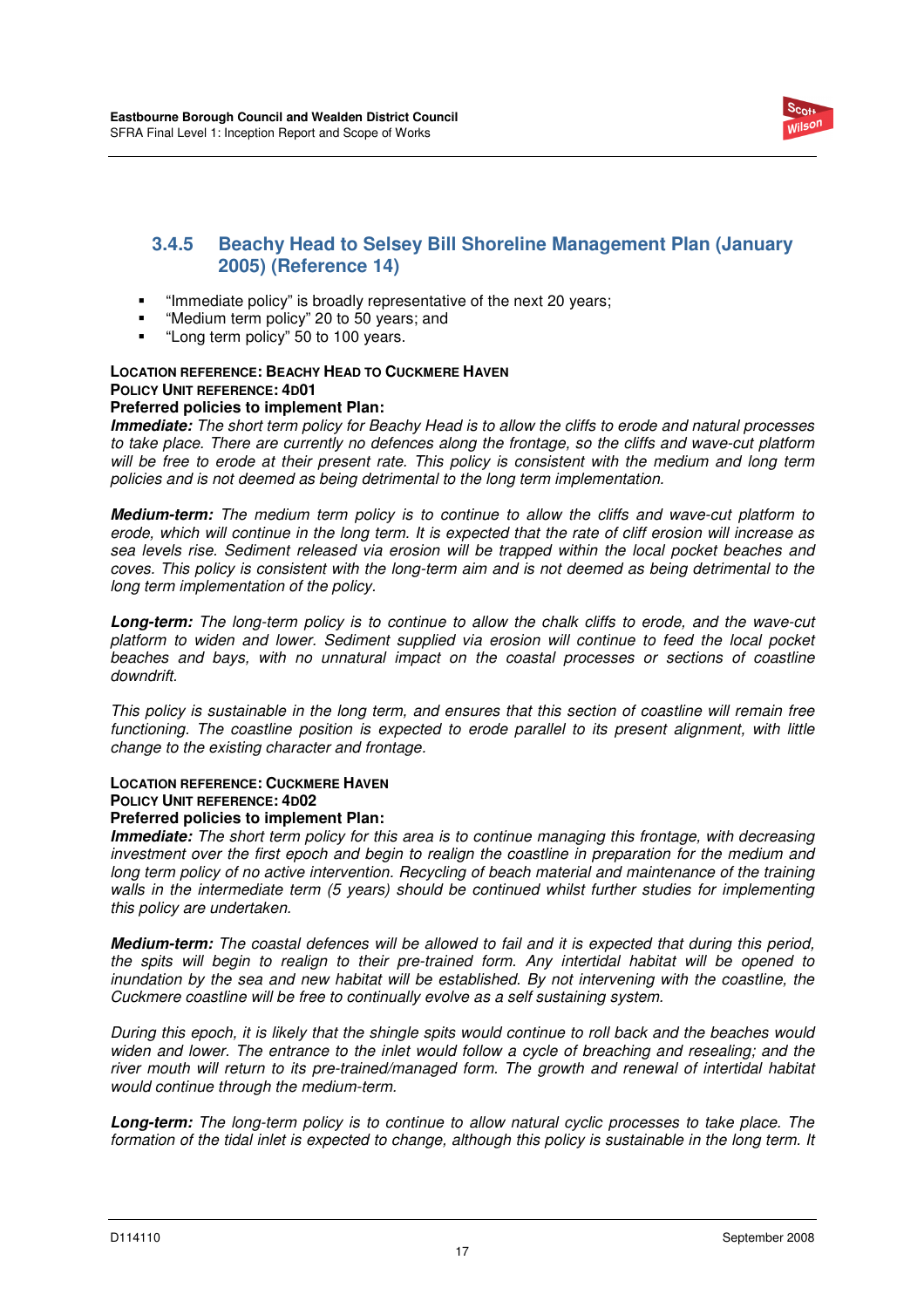### 3.4.5 Beachy Head to Selsey Bill Shoreline Management Plan (January 2005) (Reference 14)

- "Immediate policy" is broadly representative of the next 20 years;
- "Medium term policy" 20 to 50 years; and
- "Long term policy" 50 to 100 years.

**LOCATION REFERENCE: BEACHY HEAD TO CUCKMERE HAVEN**
**POLICY UNIT REFERENCE: 4D01**
**Preferred policies to implement Plan:**

***Immediate:*** *The short term policy for Beachy Head is to allow the cliffs to erode and natural processes to take place. There are currently no defences along the frontage, so the cliffs and wave-cut platform will be free to erode at their present rate. This policy is consistent with the medium and long term policies and is not deemed as being detrimental to the long term implementation.*

***Medium-term:*** *The medium term policy is to continue to allow the cliffs and wave-cut platform to erode, which will continue in the long term. It is expected that the rate of cliff erosion will increase as sea levels rise. Sediment released via erosion will be trapped within the local pocket beaches and coves. This policy is consistent with the long-term aim and is not deemed as being detrimental to the long term implementation of the policy.*

***Long-term:*** *The long-term policy is to continue to allow the chalk cliffs to erode, and the wave-cut platform to widen and lower. Sediment supplied via erosion will continue to feed the local pocket beaches and bays, with no unnatural impact on the coastal processes or sections of coastline downdrift.*

*This policy is sustainable in the long term, and ensures that this section of coastline will remain free functioning. The coastline position is expected to erode parallel to its present alignment, with little change to the existing character and frontage.*

**LOCATION REFERENCE: CUCKMERE HAVEN**
**POLICY UNIT REFERENCE: 4D02**
**Preferred policies to implement Plan:**

***Immediate:*** *The short term policy for this area is to continue managing this frontage, with decreasing investment over the first epoch and begin to realign the coastline in preparation for the medium and long term policy of no active intervention. Recycling of beach material and maintenance of the training walls in the intermediate term (5 years) should be continued whilst further studies for implementing this policy are undertaken.*

***Medium-term:*** *The coastal defences will be allowed to fail and it is expected that during this period, the spits will begin to realign to their pre-trained form. Any intertidal habitat will be opened to inundation by the sea and new habitat will be established. By not intervening with the coastline, the Cuckmere coastline will be free to continually evolve as a self sustaining system.*

*During this epoch, it is likely that the shingle spits would continue to roll back and the beaches would widen and lower. The entrance to the inlet would follow a cycle of breaching and resealing; and the river mouth will return to its pre-trained/managed form. The growth and renewal of intertidal habitat would continue through the medium-term.*

***Long-term:*** *The long-term policy is to continue to allow natural cyclic processes to take place. The formation of the tidal inlet is expected to change, although this policy is sustainable in the long term. It*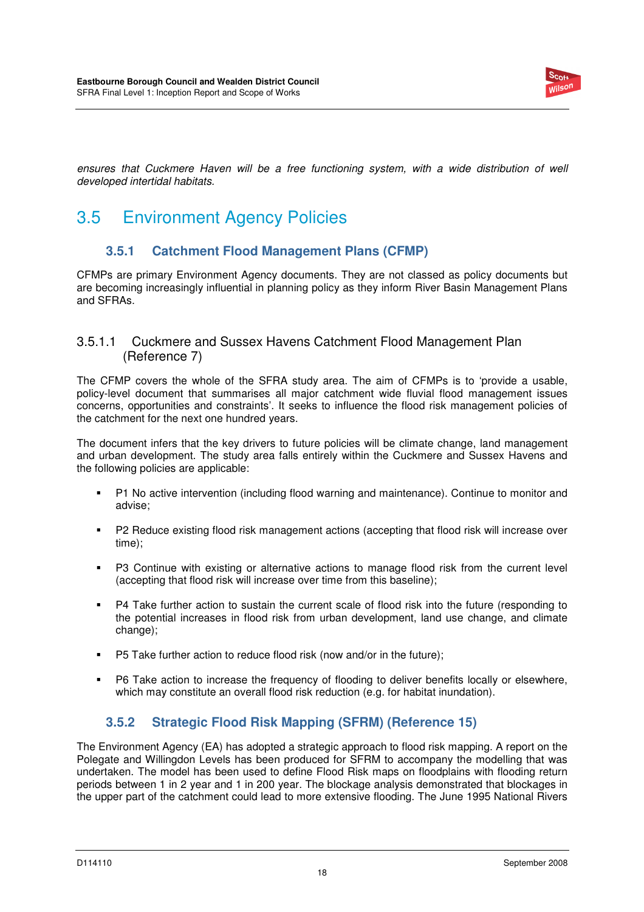*ensures that Cuckmere Haven will be a free functioning system, with a wide distribution of well developed intertidal habitats.*

## 3.5 Environment Agency Policies

### 3.5.1 Catchment Flood Management Plans (CFMP)

CFMPs are primary Environment Agency documents. They are not classed as policy documents but are becoming increasingly influential in planning policy as they inform River Basin Management Plans and SFRAs.

#### 3.5.1.1 Cuckmere and Sussex Havens Catchment Flood Management Plan (Reference 7)

The CFMP covers the whole of the SFRA study area. The aim of CFMPs is to 'provide a usable, policy-level document that summarises all major catchment wide fluvial flood management issues concerns, opportunities and constraints'. It seeks to influence the flood risk management policies of the catchment for the next one hundred years.

The document infers that the key drivers to future policies will be climate change, land management and urban development. The study area falls entirely within the Cuckmere and Sussex Havens and the following policies are applicable:

- P1 No active intervention (including flood warning and maintenance). Continue to monitor and advise;
- P2 Reduce existing flood risk management actions (accepting that flood risk will increase over time);
- P3 Continue with existing or alternative actions to manage flood risk from the current level (accepting that flood risk will increase over time from this baseline);
- P4 Take further action to sustain the current scale of flood risk into the future (responding to the potential increases in flood risk from urban development, land use change, and climate change);
- P5 Take further action to reduce flood risk (now and/or in the future);
- P6 Take action to increase the frequency of flooding to deliver benefits locally or elsewhere, which may constitute an overall flood risk reduction (e.g. for habitat inundation).

### 3.5.2 Strategic Flood Risk Mapping (SFRM) (Reference 15)

The Environment Agency (EA) has adopted a strategic approach to flood risk mapping. A report on the Polegate and Willingdon Levels has been produced for SFRM to accompany the modelling that was undertaken. The model has been used to define Flood Risk maps on floodplains with flooding return periods between 1 in 2 year and 1 in 200 year. The blockage analysis demonstrated that blockages in the upper part of the catchment could lead to more extensive flooding. The June 1995 National Rivers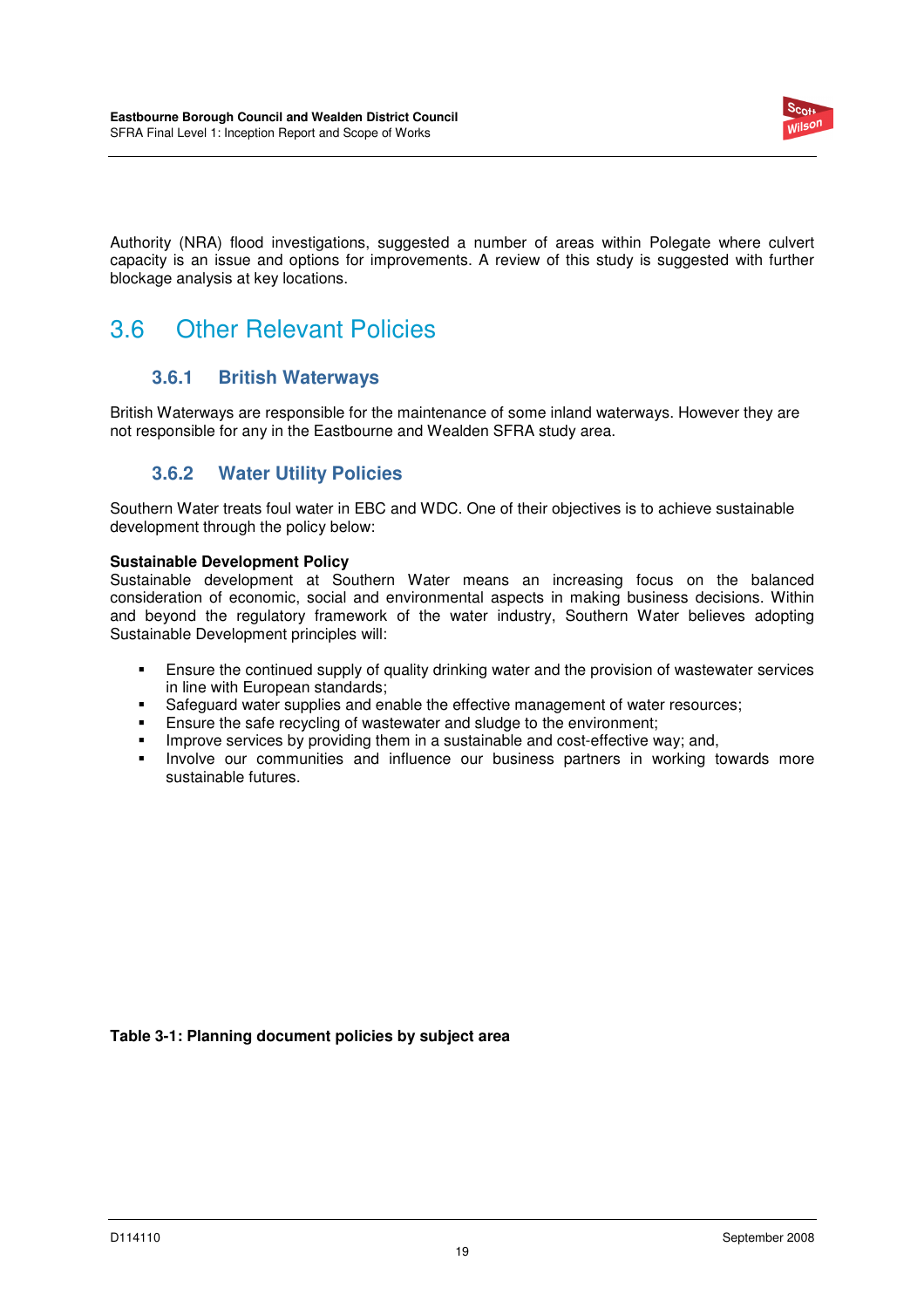Authority (NRA) flood investigations, suggested a number of areas within Polegate where culvert capacity is an issue and options for improvements. A review of this study is suggested with further blockage analysis at key locations.

## 3.6 Other Relevant Policies

### 3.6.1 British Waterways

British Waterways are responsible for the maintenance of some inland waterways. However they are not responsible for any in the Eastbourne and Wealden SFRA study area.

### 3.6.2 Water Utility Policies

Southern Water treats foul water in EBC and WDC. One of their objectives is to achieve sustainable development through the policy below:

**Sustainable Development Policy**
Sustainable development at Southern Water means an increasing focus on the balanced consideration of economic, social and environmental aspects in making business decisions. Within and beyond the regulatory framework of the water industry, Southern Water believes adopting Sustainable Development principles will:

- Ensure the continued supply of quality drinking water and the provision of wastewater services in line with European standards;
- Safeguard water supplies and enable the effective management of water resources;
- Ensure the safe recycling of wastewater and sludge to the environment;
- Improve services by providing them in a sustainable and cost-effective way; and,
- Involve our communities and influence our business partners in working towards more sustainable futures.

**Table 3-1: Planning document policies by subject area**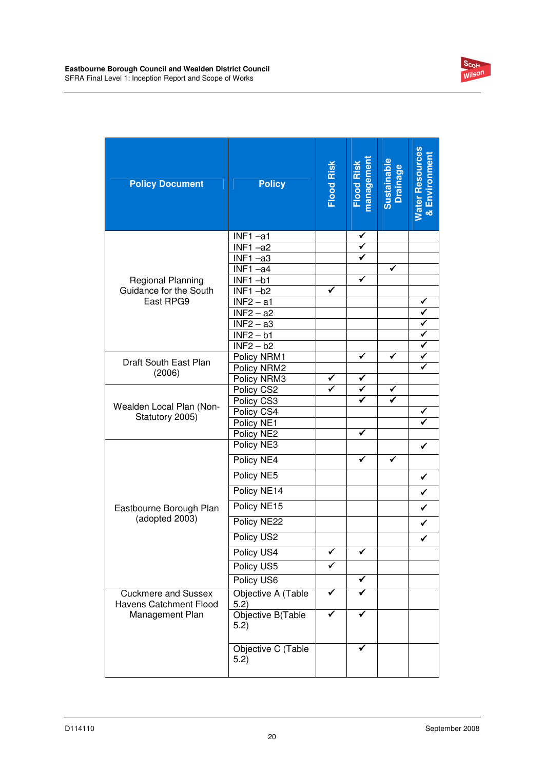| Policy Document | Policy | Flood Risk | Flood Risk management | Sustainable Drainage | Water Resources & Environment |
|---|---|---|---|---|---|
| Regional Planning Guidance for the South East RPG9 | INF1 –a1 | | ✓ | | |
| | INF1 –a2 | | ✓ | | |
| | INF1 –a3 | | ✓ | | |
| | INF1 –a4 | | | ✓ | |
| | INF1 –b1 | | ✓ | | |
| | INF1 –b2 | ✓ | | | |
| | INF2 – a1 | | | | ✓ |
| | INF2 – a2 | | | | ✓ |
| | INF2 – a3 | | | | ✓ |
| | INF2 – b1 | | | | ✓ |
| | INF2 – b2 | | | | ✓ |
| Draft South East Plan (2006) | Policy NRM1 | | ✓ | ✓ | ✓ |
| | Policy NRM2 | | | | ✓ |
| | Policy NRM3 | ✓ | ✓ | | |
| Wealden Local Plan (Non-Statutory 2005) | Policy CS2 | ✓ | ✓ | ✓ | |
| | Policy CS3 | | ✓ | ✓ | |
| | Policy CS4 | | | | ✓ |
| | Policy NE1 | | | | ✓ |
| | Policy NE2 | | ✓ | | |
| Eastbourne Borough Plan (adopted 2003) | Policy NE3 | | | | ✓ |
| | Policy NE4 | | ✓ | ✓ | |
| | Policy NE5 | | | | ✓ |
| | Policy NE14 | | | | ✓ |
| | Policy NE15 | | | | ✓ |
| | Policy NE22 | | | | ✓ |
| | Policy US2 | | | | ✓ |
| | Policy US4 | ✓ | ✓ | | |
| | Policy US5 | ✓ | | | |
| | Policy US6 | | ✓ | | |
| Cuckmere and Sussex Havens Catchment Flood Management Plan | Objective A (Table 5.2) | ✓ | ✓ | | |
| | Objective B(Table 5.2) | ✓ | ✓ | | |
| | Objective C (Table 5.2) | | ✓ | | |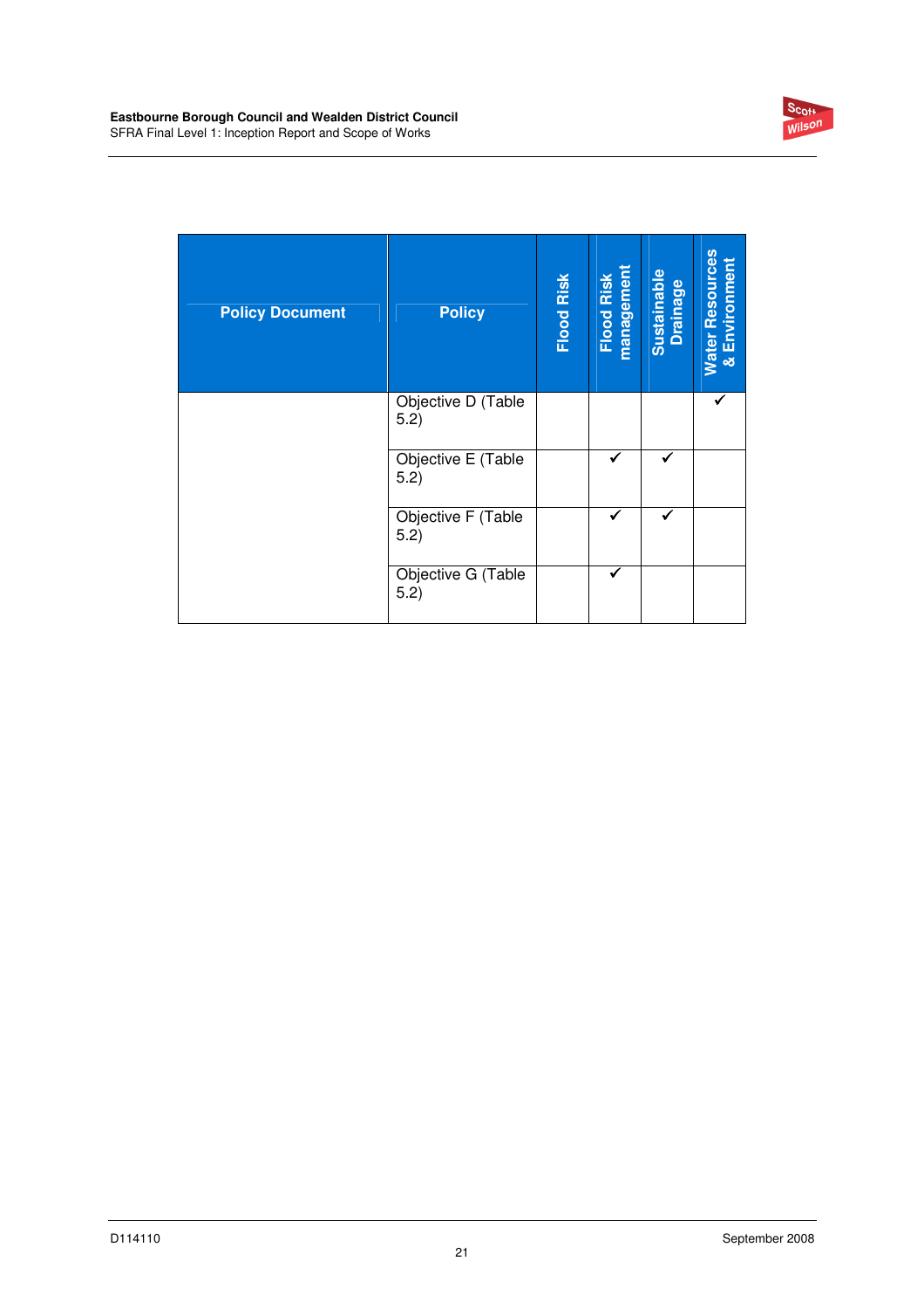| Policy Document | Policy | Flood Risk | Flood Risk management | Sustainable Drainage | Water Resources & Environment |
|---|---|---|---|---|---|
| | Objective D (Table 5.2) | | | | ✓ |
| | Objective E (Table 5.2) | | ✓ | ✓ | |
| | Objective F (Table 5.2) | | ✓ | ✓ | |
| | Objective G (Table 5.2) | | ✓ | | |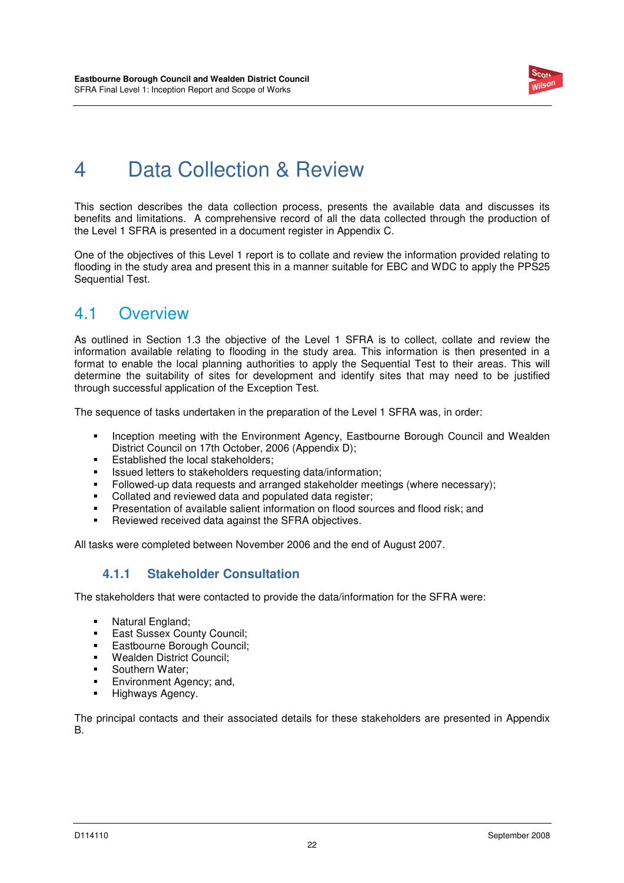# 4 Data Collection & Review

This section describes the data collection process, presents the available data and discusses its benefits and limitations. A comprehensive record of all the data collected through the production of the Level 1 SFRA is presented in a document register in Appendix C.

One of the objectives of this Level 1 report is to collate and review the information provided relating to flooding in the study area and present this in a manner suitable for EBC and WDC to apply the PPS25 Sequential Test.

## 4.1 Overview

As outlined in Section 1.3 the objective of the Level 1 SFRA is to collect, collate and review the information available relating to flooding in the study area. This information is then presented in a format to enable the local planning authorities to apply the Sequential Test to their areas. This will determine the suitability of sites for development and identify sites that may need to be justified through successful application of the Exception Test.

The sequence of tasks undertaken in the preparation of the Level 1 SFRA was, in order:

- Inception meeting with the Environment Agency, Eastbourne Borough Council and Wealden District Council on 17th October, 2006 (Appendix D);
- Established the local stakeholders;
- Issued letters to stakeholders requesting data/information;
- Followed-up data requests and arranged stakeholder meetings (where necessary);
- Collated and reviewed data and populated data register;
- Presentation of available salient information on flood sources and flood risk; and
- Reviewed received data against the SFRA objectives.

All tasks were completed between November 2006 and the end of August 2007.

### 4.1.1 Stakeholder Consultation

The stakeholders that were contacted to provide the data/information for the SFRA were:

- Natural England;
- East Sussex County Council;
- Eastbourne Borough Council;
- Wealden District Council;
- Southern Water;
- Environment Agency; and,
- Highways Agency.

The principal contacts and their associated details for these stakeholders are presented in Appendix B.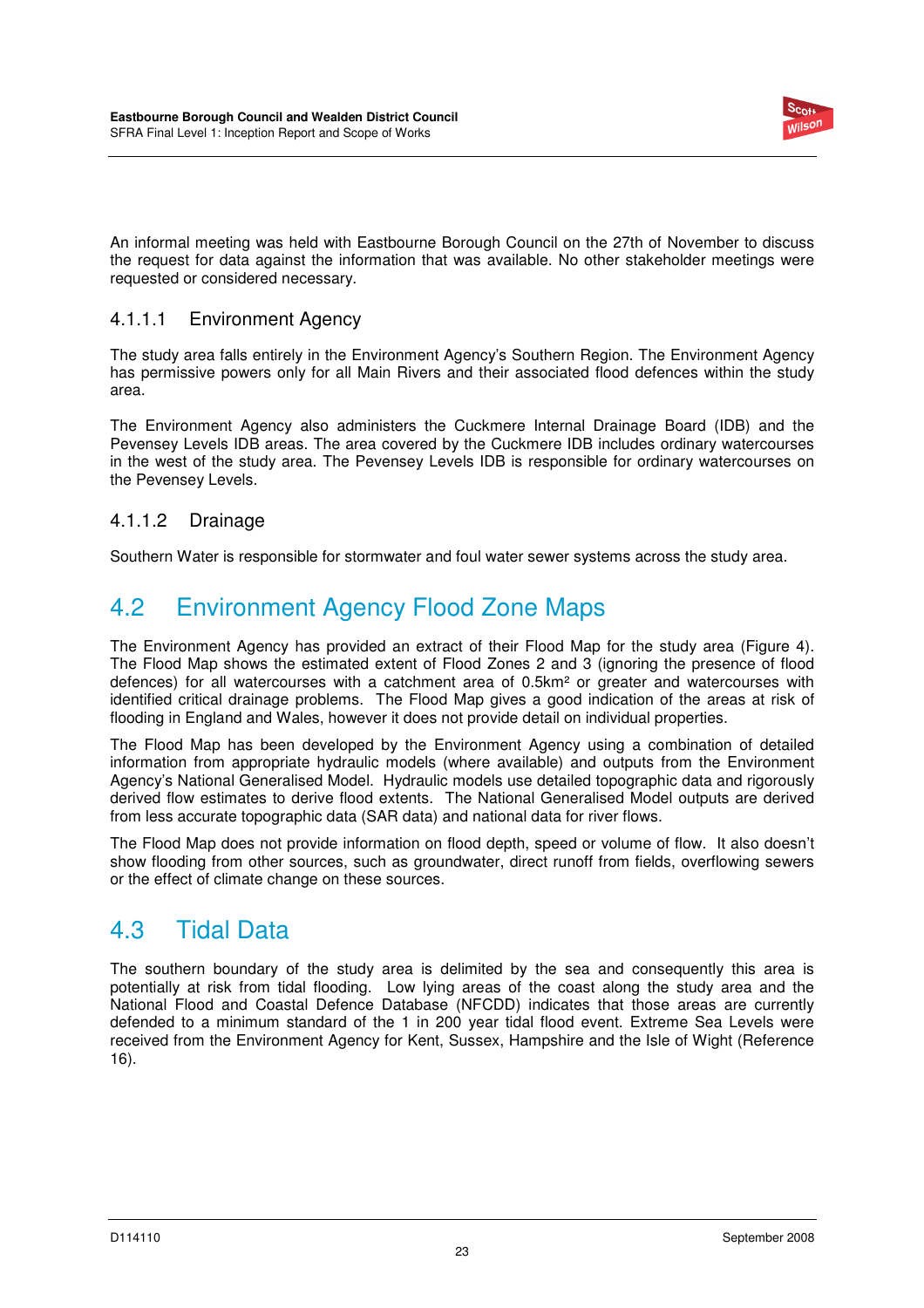An informal meeting was held with Eastbourne Borough Council on the 27th of November to discuss the request for data against the information that was available. No other stakeholder meetings were requested or considered necessary.

#### 4.1.1.1 Environment Agency

The study area falls entirely in the Environment Agency's Southern Region. The Environment Agency has permissive powers only for all Main Rivers and their associated flood defences within the study area.

The Environment Agency also administers the Cuckmere Internal Drainage Board (IDB) and the Pevensey Levels IDB areas. The area covered by the Cuckmere IDB includes ordinary watercourses in the west of the study area. The Pevensey Levels IDB is responsible for ordinary watercourses on the Pevensey Levels.

#### 4.1.1.2 Drainage

Southern Water is responsible for stormwater and foul water sewer systems across the study area.

## 4.2 Environment Agency Flood Zone Maps

The Environment Agency has provided an extract of their Flood Map for the study area (Figure 4). The Flood Map shows the estimated extent of Flood Zones 2 and 3 (ignoring the presence of flood defences) for all watercourses with a catchment area of 0.5km² or greater and watercourses with identified critical drainage problems. The Flood Map gives a good indication of the areas at risk of flooding in England and Wales, however it does not provide detail on individual properties.

The Flood Map has been developed by the Environment Agency using a combination of detailed information from appropriate hydraulic models (where available) and outputs from the Environment Agency's National Generalised Model. Hydraulic models use detailed topographic data and rigorously derived flow estimates to derive flood extents. The National Generalised Model outputs are derived from less accurate topographic data (SAR data) and national data for river flows.

The Flood Map does not provide information on flood depth, speed or volume of flow. It also doesn't show flooding from other sources, such as groundwater, direct runoff from fields, overflowing sewers or the effect of climate change on these sources.

## 4.3 Tidal Data

The southern boundary of the study area is delimited by the sea and consequently this area is potentially at risk from tidal flooding. Low lying areas of the coast along the study area and the National Flood and Coastal Defence Database (NFCDD) indicates that those areas are currently defended to a minimum standard of the 1 in 200 year tidal flood event. Extreme Sea Levels were received from the Environment Agency for Kent, Sussex, Hampshire and the Isle of Wight (Reference 16).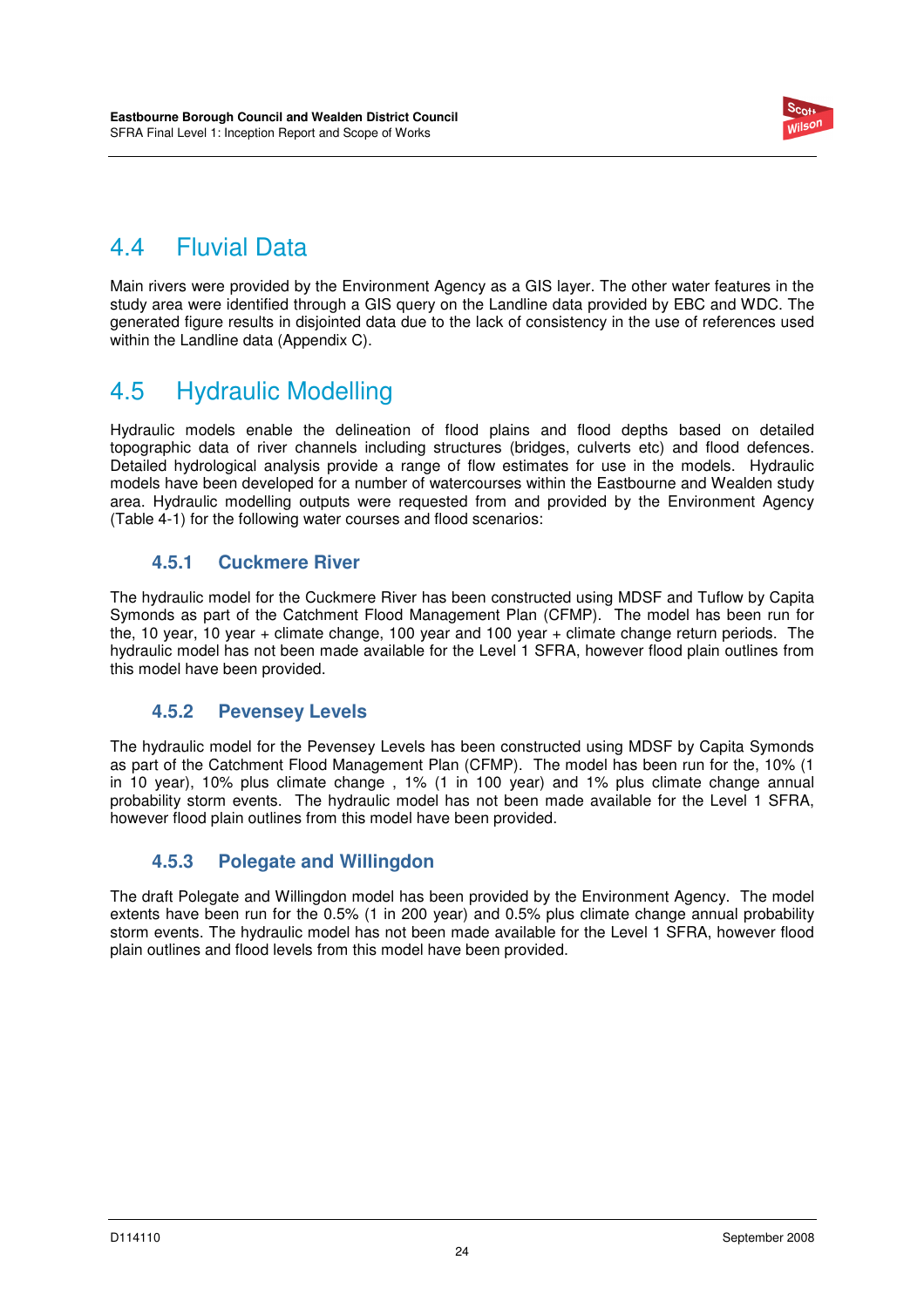## 4.4 Fluvial Data

Main rivers were provided by the Environment Agency as a GIS layer. The other water features in the study area were identified through a GIS query on the Landline data provided by EBC and WDC. The generated figure results in disjointed data due to the lack of consistency in the use of references used within the Landline data (Appendix C).

## 4.5 Hydraulic Modelling

Hydraulic models enable the delineation of flood plains and flood depths based on detailed topographic data of river channels including structures (bridges, culverts etc) and flood defences. Detailed hydrological analysis provide a range of flow estimates for use in the models. Hydraulic models have been developed for a number of watercourses within the Eastbourne and Wealden study area. Hydraulic modelling outputs were requested from and provided by the Environment Agency (Table 4-1) for the following water courses and flood scenarios:

### 4.5.1 Cuckmere River

The hydraulic model for the Cuckmere River has been constructed using MDSF and Tuflow by Capita Symonds as part of the Catchment Flood Management Plan (CFMP). The model has been run for the, 10 year, 10 year + climate change, 100 year and 100 year + climate change return periods. The hydraulic model has not been made available for the Level 1 SFRA, however flood plain outlines from this model have been provided.

### 4.5.2 Pevensey Levels

The hydraulic model for the Pevensey Levels has been constructed using MDSF by Capita Symonds as part of the Catchment Flood Management Plan (CFMP). The model has been run for the, 10% (1 in 10 year), 10% plus climate change , 1% (1 in 100 year) and 1% plus climate change annual probability storm events. The hydraulic model has not been made available for the Level 1 SFRA, however flood plain outlines from this model have been provided.

### 4.5.3 Polegate and Willingdon

The draft Polegate and Willingdon model has been provided by the Environment Agency. The model extents have been run for the 0.5% (1 in 200 year) and 0.5% plus climate change annual probability storm events. The hydraulic model has not been made available for the Level 1 SFRA, however flood plain outlines and flood levels from this model have been provided.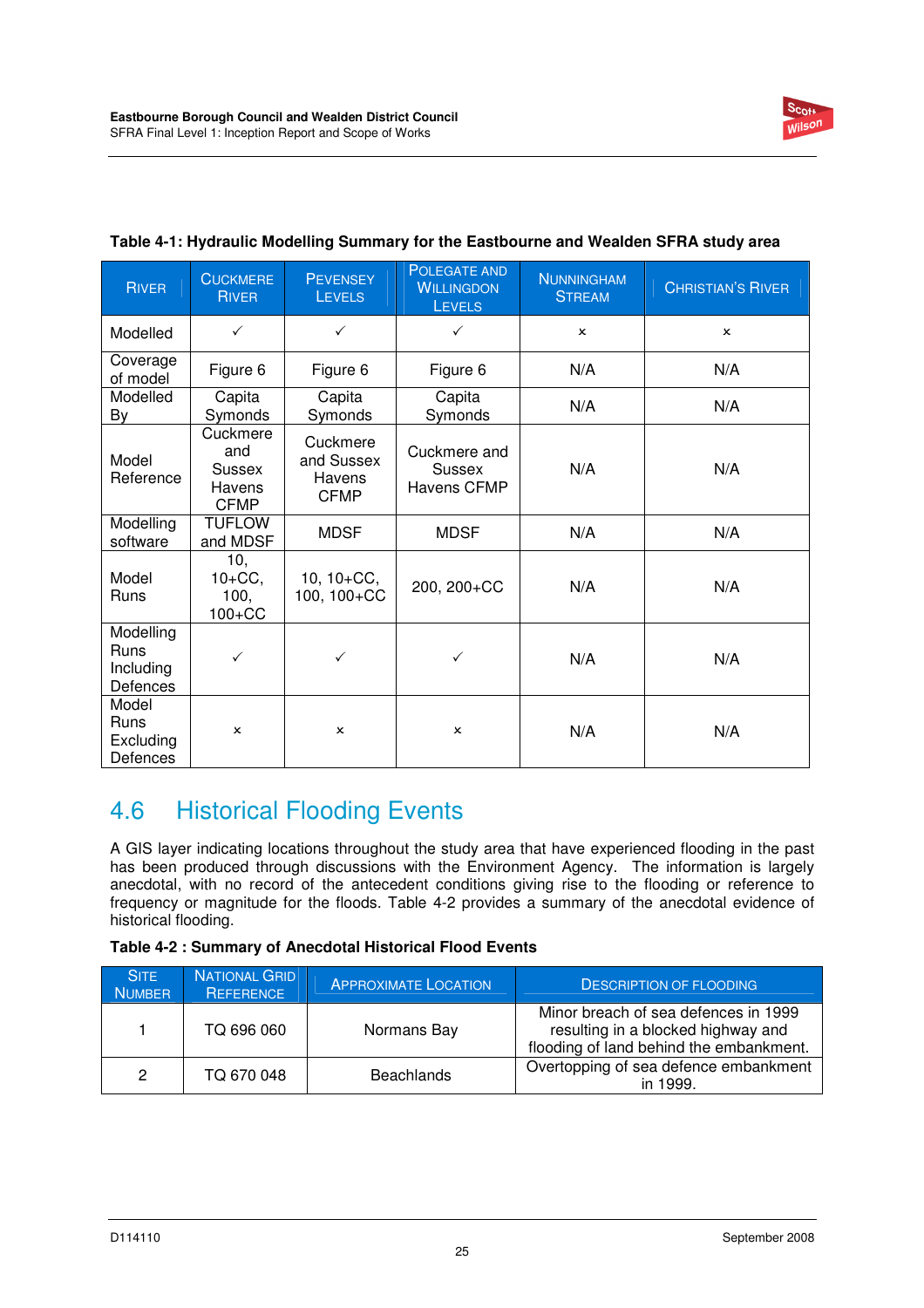**Table 4-1: Hydraulic Modelling Summary for the Eastbourne and Wealden SFRA study area**

| River | Cuckmere River | Pevensey Levels | Polegate and Willingdon Levels | Nunningham Stream | Christian's River |
|---|---|---|---|---|---|
| Modelled | ✓ | ✓ | ✓ | × | × |
| Coverage of model | Figure 6 | Figure 6 | Figure 6 | N/A | N/A |
| Modelled By | Capita Symonds | Capita Symonds | Capita Symonds | N/A | N/A |
| Model Reference | Cuckmere and Sussex Havens CFMP | Cuckmere and Sussex Havens CFMP | Cuckmere and Sussex Havens CFMP | N/A | N/A |
| Modelling software | TUFLOW and MDSF | MDSF | MDSF | N/A | N/A |
| Model Runs | 10, 10+CC, 100, 100+CC | 10, 10+CC, 100, 100+CC | 200, 200+CC | N/A | N/A |
| Modelling Runs Including Defences | ✓ | ✓ | ✓ | N/A | N/A |
| Model Runs Excluding Defences | × | × | × | N/A | N/A |

## 4.6 Historical Flooding Events

A GIS layer indicating locations throughout the study area that have experienced flooding in the past has been produced through discussions with the Environment Agency. The information is largely anecdotal, with no record of the antecedent conditions giving rise to the flooding or reference to frequency or magnitude for the floods. Table 4-2 provides a summary of the anecdotal evidence of historical flooding.

**Table 4-2 : Summary of Anecdotal Historical Flood Events**

| Site Number | National Grid Reference | Approximate Location | Description of Flooding |
|---|---|---|---|
| 1 | TQ 696 060 | Normans Bay | Minor breach of sea defences in 1999 resulting in a blocked highway and flooding of land behind the embankment. |
| 2 | TQ 670 048 | Beachlands | Overtopping of sea defence embankment in 1999. |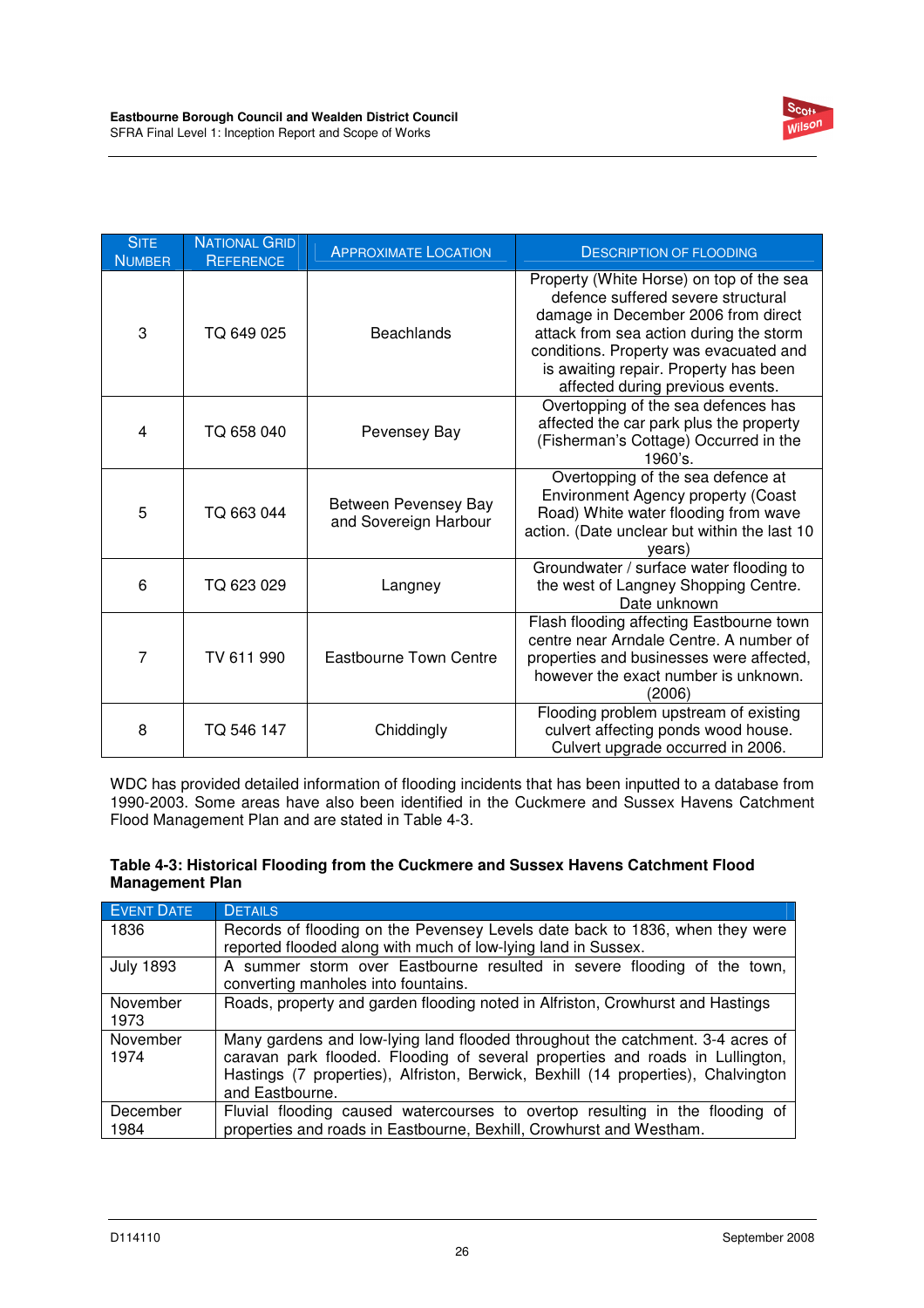| SITE NUMBER | NATIONAL GRID REFERENCE | APPROXIMATE LOCATION | DESCRIPTION OF FLOODING |
|---|---|---|---|
| 3 | TQ 649 025 | Beachlands | Property (White Horse) on top of the sea defence suffered severe structural damage in December 2006 from direct attack from sea action during the storm conditions. Property was evacuated and is awaiting repair. Property has been affected during previous events. |
| 4 | TQ 658 040 | Pevensey Bay | Overtopping of the sea defences has affected the car park plus the property (Fisherman's Cottage) Occurred in the 1960's. |
| 5 | TQ 663 044 | Between Pevensey Bay and Sovereign Harbour | Overtopping of the sea defence at Environment Agency property (Coast Road) White water flooding from wave action. (Date unclear but within the last 10 years) |
| 6 | TQ 623 029 | Langney | Groundwater / surface water flooding to the west of Langney Shopping Centre. Date unknown |
| 7 | TV 611 990 | Eastbourne Town Centre | Flash flooding affecting Eastbourne town centre near Arndale Centre. A number of properties and businesses were affected, however the exact number is unknown. (2006) |
| 8 | TQ 546 147 | Chiddingly | Flooding problem upstream of existing culvert affecting ponds wood house. Culvert upgrade occurred in 2006. |

WDC has provided detailed information of flooding incidents that has been inputted to a database from 1990-2003. Some areas have also been identified in the Cuckmere and Sussex Havens Catchment Flood Management Plan and are stated in Table 4-3.

**Table 4-3: Historical Flooding from the Cuckmere and Sussex Havens Catchment Flood Management Plan**

| EVENT DATE | DETAILS |
|---|---|
| 1836 | Records of flooding on the Pevensey Levels date back to 1836, when they were reported flooded along with much of low-lying land in Sussex. |
| July 1893 | A summer storm over Eastbourne resulted in severe flooding of the town, converting manholes into fountains. |
| November 1973 | Roads, property and garden flooding noted in Alfriston, Crowhurst and Hastings |
| November 1974 | Many gardens and low-lying land flooded throughout the catchment. 3-4 acres of caravan park flooded. Flooding of several properties and roads in Lullington, Hastings (7 properties), Alfriston, Berwick, Bexhill (14 properties), Chalvington and Eastbourne. |
| December 1984 | Fluvial flooding caused watercourses to overtop resulting in the flooding of properties and roads in Eastbourne, Bexhill, Crowhurst and Westham. |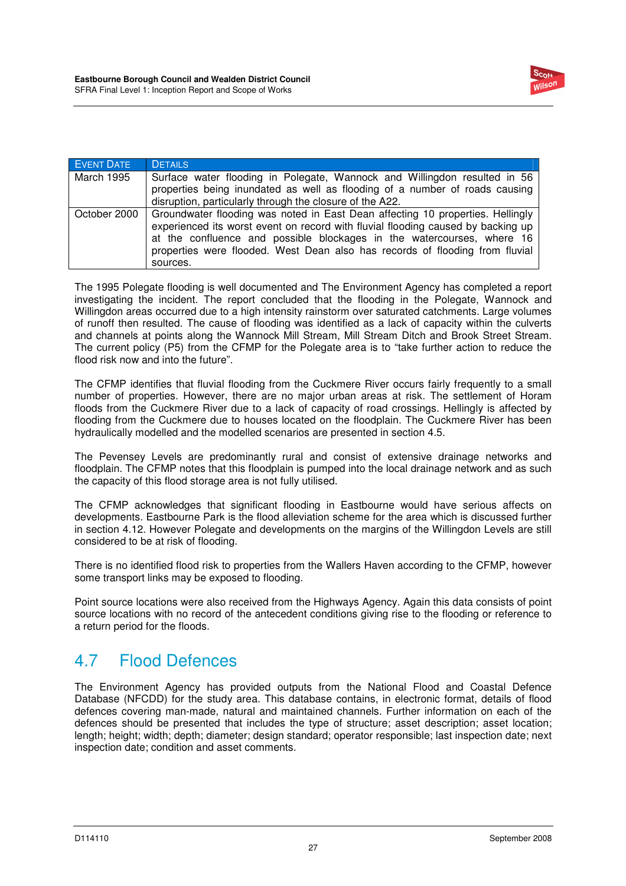| EVENT DATE | DETAILS |
|---|---|
| March 1995 | Surface water flooding in Polegate, Wannock and Willingdon resulted in 56 properties being inundated as well as flooding of a number of roads causing disruption, particularly through the closure of the A22. |
| October 2000 | Groundwater flooding was noted in East Dean affecting 10 properties. Hellingly experienced its worst event on record with fluvial flooding caused by backing up at the confluence and possible blockages in the watercourses, where 16 properties were flooded. West Dean also has records of flooding from fluvial sources. |

The 1995 Polegate flooding is well documented and The Environment Agency has completed a report investigating the incident. The report concluded that the flooding in the Polegate, Wannock and Willingdon areas occurred due to a high intensity rainstorm over saturated catchments. Large volumes of runoff then resulted. The cause of flooding was identified as a lack of capacity within the culverts and channels at points along the Wannock Mill Stream, Mill Stream Ditch and Brook Street Stream. The current policy (P5) from the CFMP for the Polegate area is to "take further action to reduce the flood risk now and into the future".

The CFMP identifies that fluvial flooding from the Cuckmere River occurs fairly frequently to a small number of properties. However, there are no major urban areas at risk. The settlement of Horam floods from the Cuckmere River due to a lack of capacity of road crossings. Hellingly is affected by flooding from the Cuckmere due to houses located on the floodplain. The Cuckmere River has been hydraulically modelled and the modelled scenarios are presented in section 4.5.

The Pevensey Levels are predominantly rural and consist of extensive drainage networks and floodplain. The CFMP notes that this floodplain is pumped into the local drainage network and as such the capacity of this flood storage area is not fully utilised.

The CFMP acknowledges that significant flooding in Eastbourne would have serious affects on developments. Eastbourne Park is the flood alleviation scheme for the area which is discussed further in section 4.12. However Polegate and developments on the margins of the Willingdon Levels are still considered to be at risk of flooding.

There is no identified flood risk to properties from the Wallers Haven according to the CFMP, however some transport links may be exposed to flooding.

Point source locations were also received from the Highways Agency. Again this data consists of point source locations with no record of the antecedent conditions giving rise to the flooding or reference to a return period for the floods.

## 4.7 Flood Defences

The Environment Agency has provided outputs from the National Flood and Coastal Defence Database (NFCDD) for the study area. This database contains, in electronic format, details of flood defences covering man-made, natural and maintained channels. Further information on each of the defences should be presented that includes the type of structure; asset description; asset location; length; height; width; depth; diameter; design standard; operator responsible; last inspection date; next inspection date; condition and asset comments.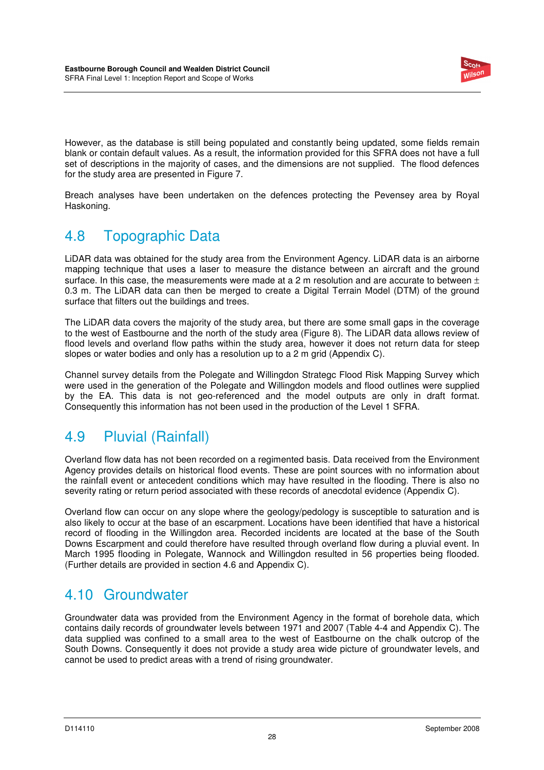However, as the database is still being populated and constantly being updated, some fields remain blank or contain default values. As a result, the information provided for this SFRA does not have a full set of descriptions in the majority of cases, and the dimensions are not supplied. The flood defences for the study area are presented in Figure 7.

Breach analyses have been undertaken on the defences protecting the Pevensey area by Royal Haskoning.

## 4.8 Topographic Data

LiDAR data was obtained for the study area from the Environment Agency. LiDAR data is an airborne mapping technique that uses a laser to measure the distance between an aircraft and the ground surface. In this case, the measurements were made at a 2 m resolution and are accurate to between ± 0.3 m. The LiDAR data can then be merged to create a Digital Terrain Model (DTM) of the ground surface that filters out the buildings and trees.

The LiDAR data covers the majority of the study area, but there are some small gaps in the coverage to the west of Eastbourne and the north of the study area (Figure 8). The LiDAR data allows review of flood levels and overland flow paths within the study area, however it does not return data for steep slopes or water bodies and only has a resolution up to a 2 m grid (Appendix C).

Channel survey details from the Polegate and Willingdon Strategc Flood Risk Mapping Survey which were used in the generation of the Polegate and Willingdon models and flood outlines were supplied by the EA. This data is not geo-referenced and the model outputs are only in draft format. Consequently this information has not been used in the production of the Level 1 SFRA.

## 4.9 Pluvial (Rainfall)

Overland flow data has not been recorded on a regimented basis. Data received from the Environment Agency provides details on historical flood events. These are point sources with no information about the rainfall event or antecedent conditions which may have resulted in the flooding. There is also no severity rating or return period associated with these records of anecdotal evidence (Appendix C).

Overland flow can occur on any slope where the geology/pedology is susceptible to saturation and is also likely to occur at the base of an escarpment. Locations have been identified that have a historical record of flooding in the Willingdon area. Recorded incidents are located at the base of the South Downs Escarpment and could therefore have resulted through overland flow during a pluvial event. In March 1995 flooding in Polegate, Wannock and Willingdon resulted in 56 properties being flooded. (Further details are provided in section 4.6 and Appendix C).

## 4.10 Groundwater

Groundwater data was provided from the Environment Agency in the format of borehole data, which contains daily records of groundwater levels between 1971 and 2007 (Table 4-4 and Appendix C). The data supplied was confined to a small area to the west of Eastbourne on the chalk outcrop of the South Downs. Consequently it does not provide a study area wide picture of groundwater levels, and cannot be used to predict areas with a trend of rising groundwater.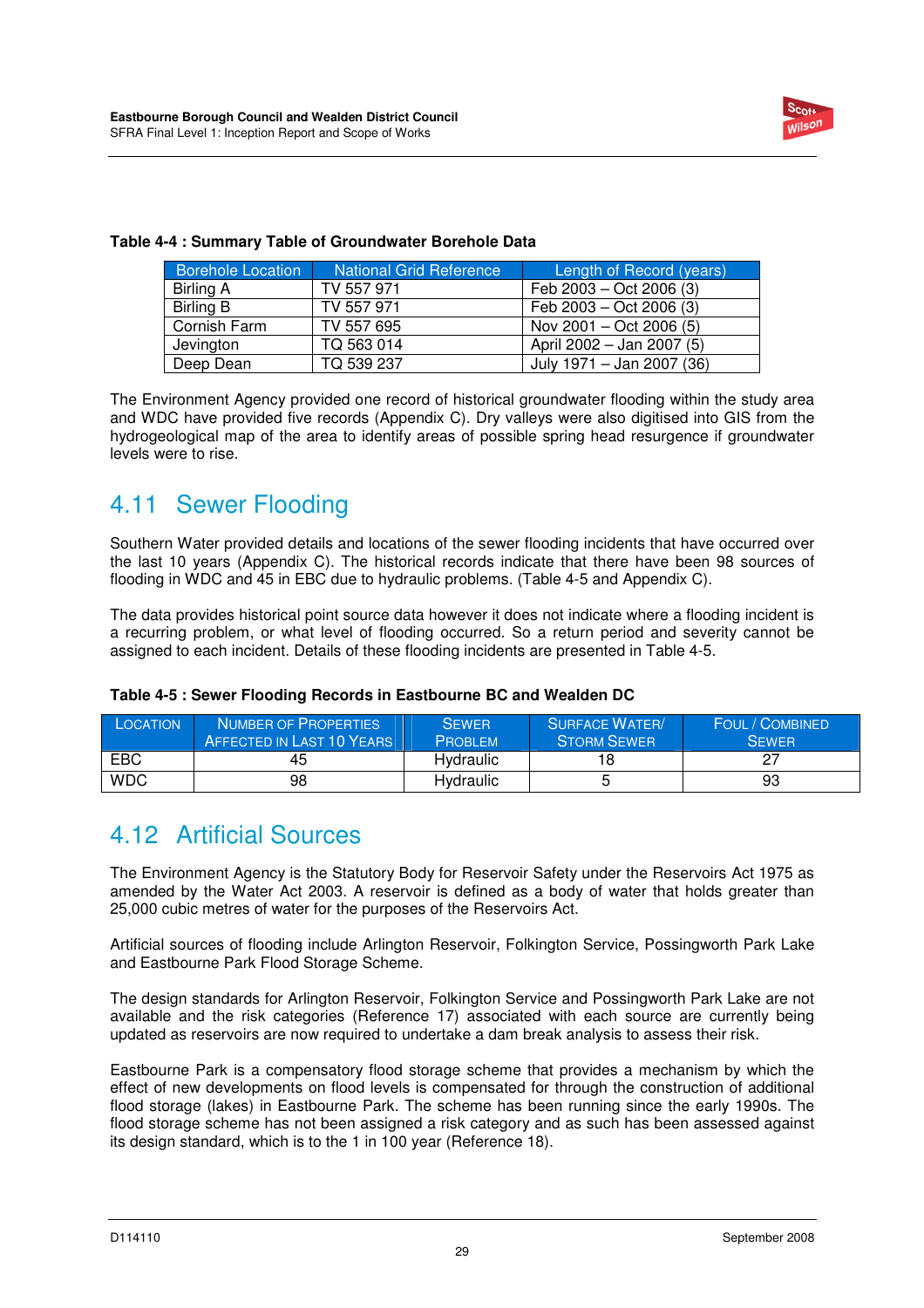**Table 4-4 : Summary Table of Groundwater Borehole Data**

| Borehole Location | National Grid Reference | Length of Record (years) |
|---|---|---|
| Birling A | TV 557 971 | Feb 2003 – Oct 2006 (3) |
| Birling B | TV 557 971 | Feb 2003 – Oct 2006 (3) |
| Cornish Farm | TV 557 695 | Nov 2001 – Oct 2006 (5) |
| Jevington | TQ 563 014 | April 2002 – Jan 2007 (5) |
| Deep Dean | TQ 539 237 | July 1971 – Jan 2007 (36) |

The Environment Agency provided one record of historical groundwater flooding within the study area and WDC have provided five records (Appendix C). Dry valleys were also digitised into GIS from the hydrogeological map of the area to identify areas of possible spring head resurgence if groundwater levels were to rise.

## 4.11 Sewer Flooding

Southern Water provided details and locations of the sewer flooding incidents that have occurred over the last 10 years (Appendix C). The historical records indicate that there have been 98 sources of flooding in WDC and 45 in EBC due to hydraulic problems. (Table 4-5 and Appendix C).

The data provides historical point source data however it does not indicate where a flooding incident is a recurring problem, or what level of flooding occurred. So a return period and severity cannot be assigned to each incident. Details of these flooding incidents are presented in Table 4-5.

**Table 4-5 : Sewer Flooding Records in Eastbourne BC and Wealden DC**

| Location | Number of Properties Affected in Last 10 Years | Sewer Problem | Surface Water/ Storm Sewer | Foul / Combined Sewer |
|---|---|---|---|---|
| EBC | 45 | Hydraulic | 18 | 27 |
| WDC | 98 | Hydraulic | 5 | 93 |

## 4.12 Artificial Sources

The Environment Agency is the Statutory Body for Reservoir Safety under the Reservoirs Act 1975 as amended by the Water Act 2003. A reservoir is defined as a body of water that holds greater than 25,000 cubic metres of water for the purposes of the Reservoirs Act.

Artificial sources of flooding include Arlington Reservoir, Folkington Service, Possingworth Park Lake and Eastbourne Park Flood Storage Scheme.

The design standards for Arlington Reservoir, Folkington Service and Possingworth Park Lake are not available and the risk categories (Reference 17) associated with each source are currently being updated as reservoirs are now required to undertake a dam break analysis to assess their risk.

Eastbourne Park is a compensatory flood storage scheme that provides a mechanism by which the effect of new developments on flood levels is compensated for through the construction of additional flood storage (lakes) in Eastbourne Park. The scheme has been running since the early 1990s. The flood storage scheme has not been assigned a risk category and as such has been assessed against its design standard, which is to the 1 in 100 year (Reference 18).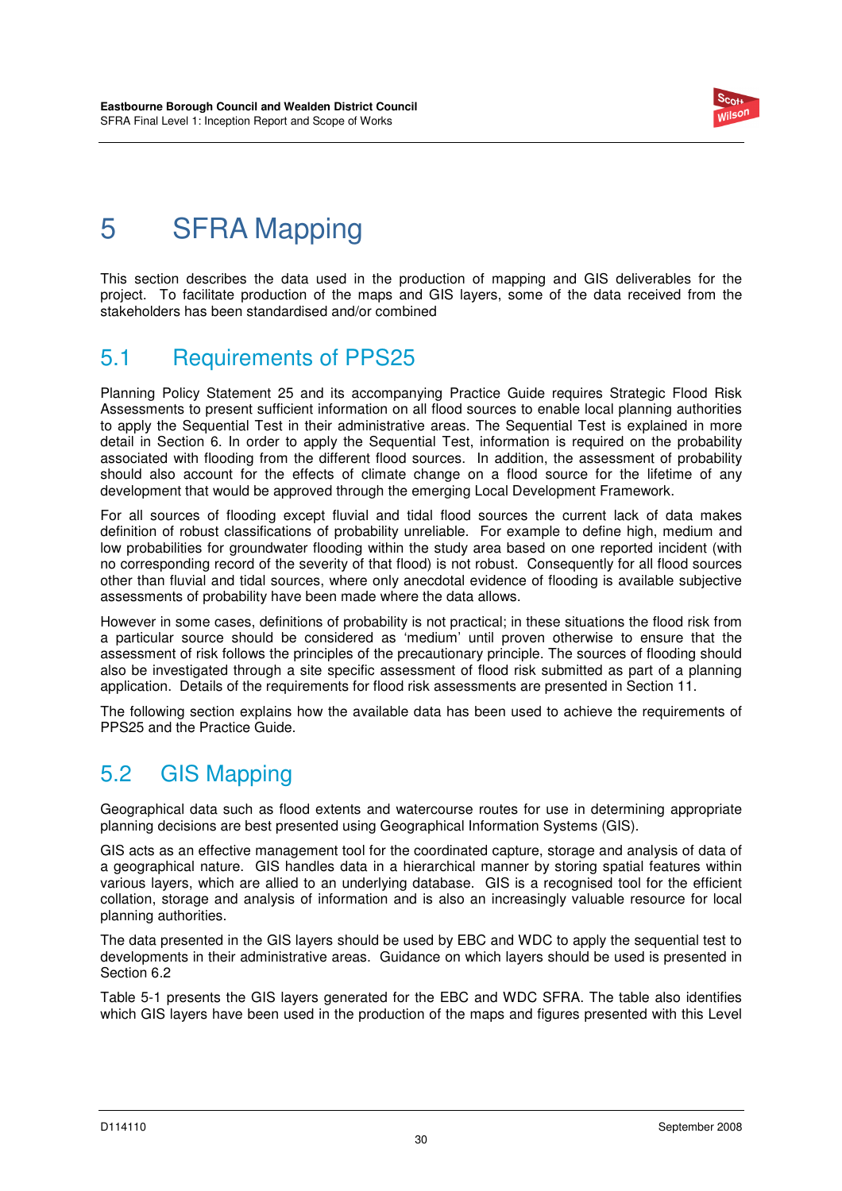# 5 SFRA Mapping

This section describes the data used in the production of mapping and GIS deliverables for the project. To facilitate production of the maps and GIS layers, some of the data received from the stakeholders has been standardised and/or combined

## 5.1 Requirements of PPS25

Planning Policy Statement 25 and its accompanying Practice Guide requires Strategic Flood Risk Assessments to present sufficient information on all flood sources to enable local planning authorities to apply the Sequential Test in their administrative areas. The Sequential Test is explained in more detail in Section 6. In order to apply the Sequential Test, information is required on the probability associated with flooding from the different flood sources. In addition, the assessment of probability should also account for the effects of climate change on a flood source for the lifetime of any development that would be approved through the emerging Local Development Framework.

For all sources of flooding except fluvial and tidal flood sources the current lack of data makes definition of robust classifications of probability unreliable. For example to define high, medium and low probabilities for groundwater flooding within the study area based on one reported incident (with no corresponding record of the severity of that flood) is not robust. Consequently for all flood sources other than fluvial and tidal sources, where only anecdotal evidence of flooding is available subjective assessments of probability have been made where the data allows.

However in some cases, definitions of probability is not practical; in these situations the flood risk from a particular source should be considered as 'medium' until proven otherwise to ensure that the assessment of risk follows the principles of the precautionary principle. The sources of flooding should also be investigated through a site specific assessment of flood risk submitted as part of a planning application. Details of the requirements for flood risk assessments are presented in Section 11.

The following section explains how the available data has been used to achieve the requirements of PPS25 and the Practice Guide.

## 5.2 GIS Mapping

Geographical data such as flood extents and watercourse routes for use in determining appropriate planning decisions are best presented using Geographical Information Systems (GIS).

GIS acts as an effective management tool for the coordinated capture, storage and analysis of data of a geographical nature. GIS handles data in a hierarchical manner by storing spatial features within various layers, which are allied to an underlying database. GIS is a recognised tool for the efficient collation, storage and analysis of information and is also an increasingly valuable resource for local planning authorities.

The data presented in the GIS layers should be used by EBC and WDC to apply the sequential test to developments in their administrative areas. Guidance on which layers should be used is presented in Section 6.2

Table 5-1 presents the GIS layers generated for the EBC and WDC SFRA. The table also identifies which GIS layers have been used in the production of the maps and figures presented with this Level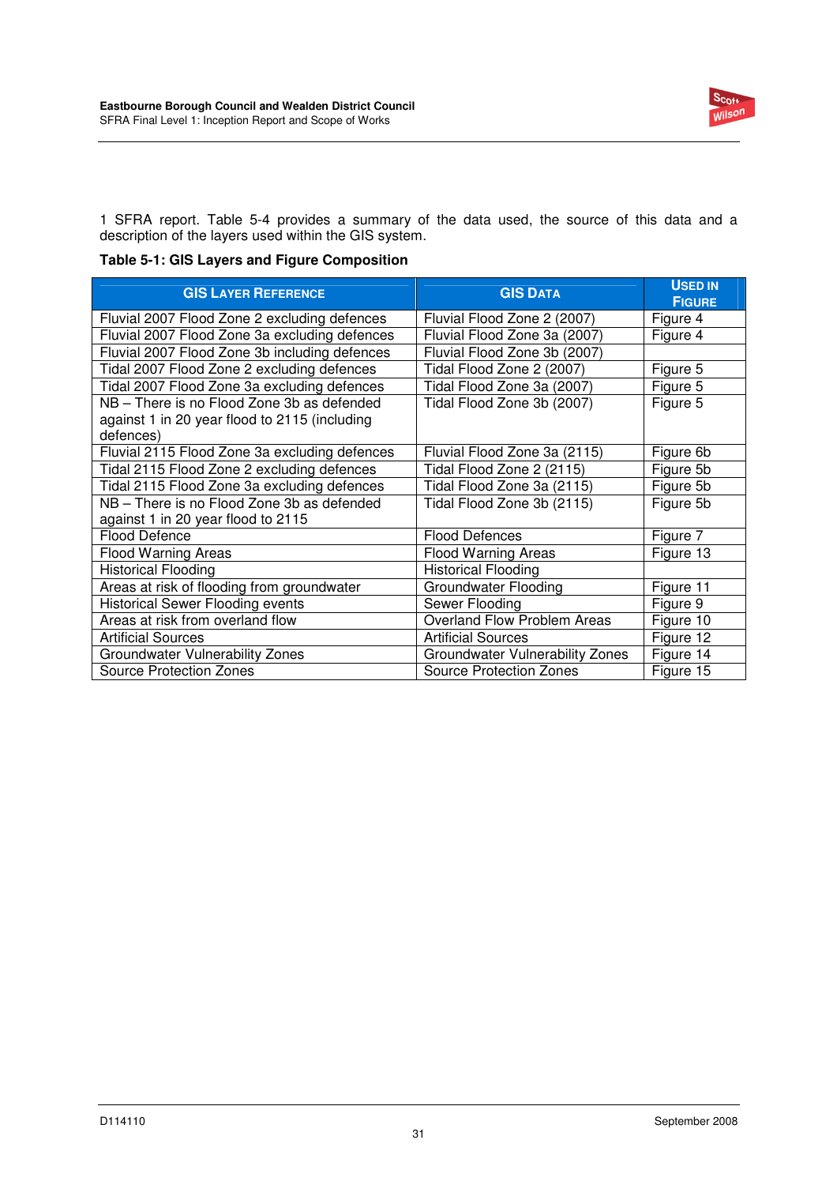1 SFRA report. Table 5-4 provides a summary of the data used, the source of this data and a description of the layers used within the GIS system.

**Table 5-1: GIS Layers and Figure Composition**

| GIS Layer Reference | GIS Data | Used in Figure |
|---|---|---|
| Fluvial 2007 Flood Zone 2 excluding defences | Fluvial Flood Zone 2 (2007) | Figure 4 |
| Fluvial 2007 Flood Zone 3a excluding defences | Fluvial Flood Zone 3a (2007) | Figure 4 |
| Fluvial 2007 Flood Zone 3b including defences | Fluvial Flood Zone 3b (2007) | |
| Tidal 2007 Flood Zone 2 excluding defences | Tidal Flood Zone 2 (2007) | Figure 5 |
| Tidal 2007 Flood Zone 3a excluding defences | Tidal Flood Zone 3a (2007) | Figure 5 |
| NB – There is no Flood Zone 3b as defended against 1 in 20 year flood to 2115 (including defences) | Tidal Flood Zone 3b (2007) | Figure 5 |
| Fluvial 2115 Flood Zone 3a excluding defences | Fluvial Flood Zone 3a (2115) | Figure 6b |
| Tidal 2115 Flood Zone 2 excluding defences | Tidal Flood Zone 2 (2115) | Figure 5b |
| Tidal 2115 Flood Zone 3a excluding defences | Tidal Flood Zone 3a (2115) | Figure 5b |
| NB – There is no Flood Zone 3b as defended against 1 in 20 year flood to 2115 | Tidal Flood Zone 3b (2115) | Figure 5b |
| Flood Defence | Flood Defences | Figure 7 |
| Flood Warning Areas | Flood Warning Areas | Figure 13 |
| Historical Flooding | Historical Flooding | |
| Areas at risk of flooding from groundwater | Groundwater Flooding | Figure 11 |
| Historical Sewer Flooding events | Sewer Flooding | Figure 9 |
| Areas at risk from overland flow | Overland Flow Problem Areas | Figure 10 |
| Artificial Sources | Artificial Sources | Figure 12 |
| Groundwater Vulnerability Zones | Groundwater Vulnerability Zones | Figure 14 |
| Source Protection Zones | Source Protection Zones | Figure 15 |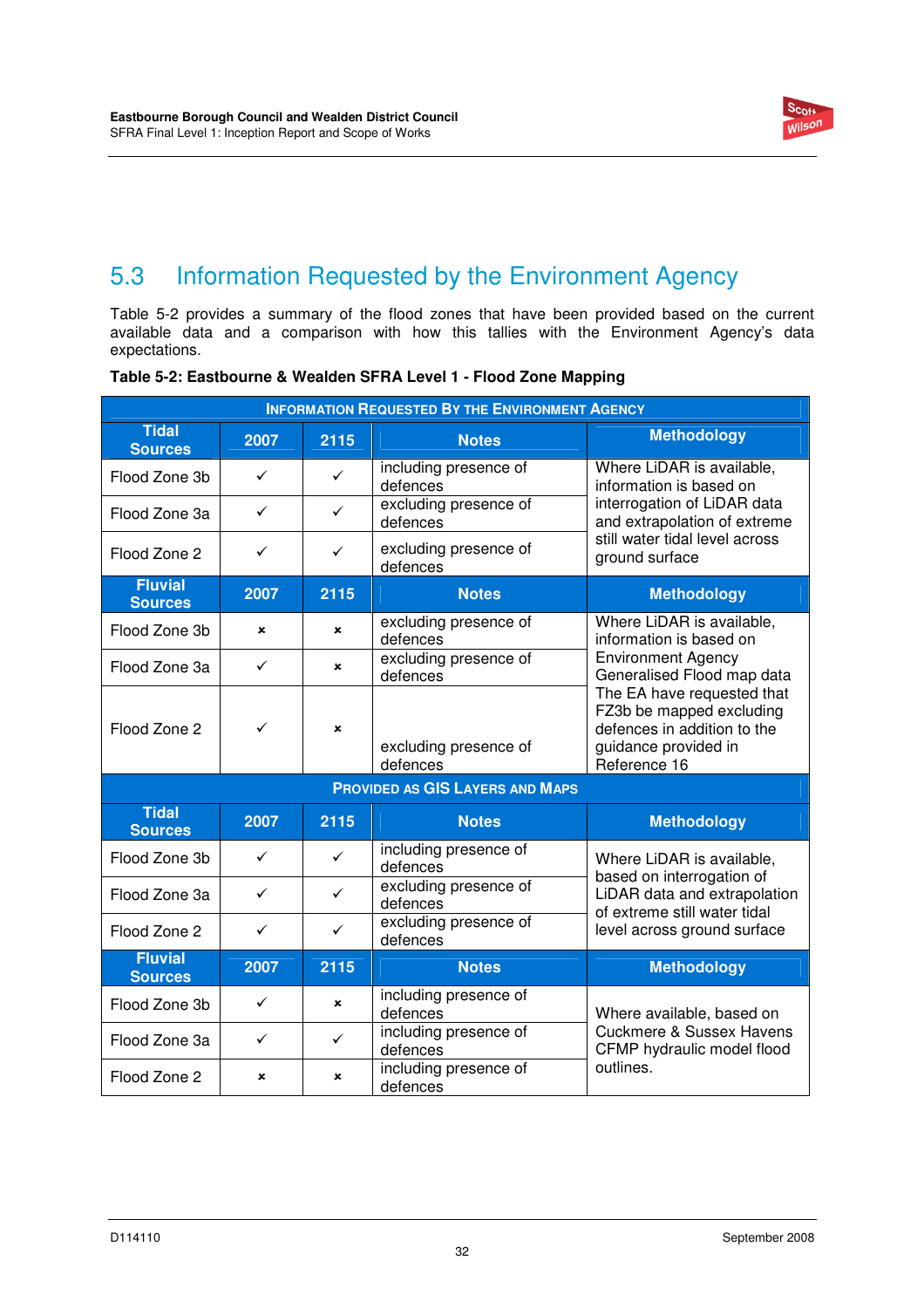## 5.3 Information Requested by the Environment Agency

Table 5-2 provides a summary of the flood zones that have been provided based on the current available data and a comparison with how this tallies with the Environment Agency's data expectations.

**Table 5-2: Eastbourne & Wealden SFRA Level 1 - Flood Zone Mapping**

| **INFORMATION REQUESTED BY THE ENVIRONMENT AGENCY** | | | | |
|---|---|---|---|---|
| **Tidal Sources** | **2007** | **2115** | **Notes** | **Methodology** |
| Flood Zone 3b | ✓ | ✓ | including presence of defences | Where LiDAR is available, information is based on interrogation of LiDAR data and extrapolation of extreme still water tidal level across ground surface |
| Flood Zone 3a | ✓ | ✓ | excluding presence of defences | |
| Flood Zone 2 | ✓ | ✓ | excluding presence of defences | |
| **Fluvial Sources** | **2007** | **2115** | **Notes** | **Methodology** |
| Flood Zone 3b | × | × | excluding presence of defences | Where LiDAR is available, information is based on Environment Agency Generalised Flood map data The EA have requested that FZ3b be mapped excluding defences in addition to the guidance provided in Reference 16 |
| Flood Zone 3a | ✓ | × | excluding presence of defences | |
| Flood Zone 2 | ✓ | × | excluding presence of defences | |
| **PROVIDED AS GIS LAYERS AND MAPS** | | | | |
| **Tidal Sources** | **2007** | **2115** | **Notes** | **Methodology** |
| Flood Zone 3b | ✓ | ✓ | including presence of defences | Where LiDAR is available, based on interrogation of LiDAR data and extrapolation of extreme still water tidal level across ground surface |
| Flood Zone 3a | ✓ | ✓ | excluding presence of defences | |
| Flood Zone 2 | ✓ | ✓ | excluding presence of defences | |
| **Fluvial Sources** | **2007** | **2115** | **Notes** | **Methodology** |
| Flood Zone 3b | ✓ | × | including presence of defences | Where available, based on Cuckmere & Sussex Havens CFMP hydraulic model flood outlines. |
| Flood Zone 3a | ✓ | ✓ | including presence of defences | |
| Flood Zone 2 | × | × | including presence of defences | |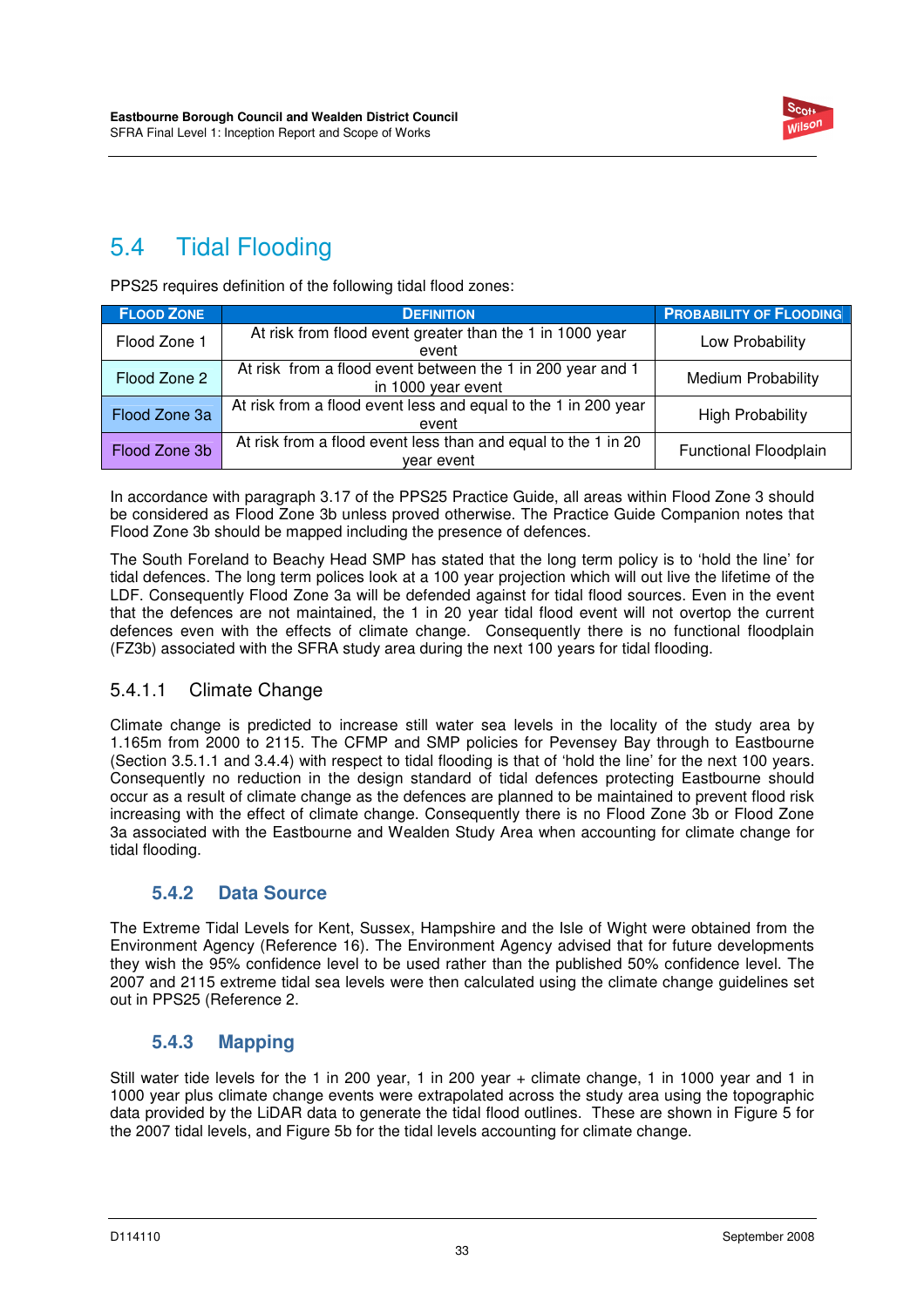## 5.4 Tidal Flooding

PPS25 requires definition of the following tidal flood zones:

| Flood Zone | Definition | Probability of Flooding |
|---|---|---|
| Flood Zone 1 | At risk from flood event greater than the 1 in 1000 year event | Low Probability |
| Flood Zone 2 | At risk from a flood event between the 1 in 200 year and 1 in 1000 year event | Medium Probability |
| Flood Zone 3a | At risk from a flood event less and equal to the 1 in 200 year event | High Probability |
| Flood Zone 3b | At risk from a flood event less than and equal to the 1 in 20 year event | Functional Floodplain |

In accordance with paragraph 3.17 of the PPS25 Practice Guide, all areas within Flood Zone 3 should be considered as Flood Zone 3b unless proved otherwise. The Practice Guide Companion notes that Flood Zone 3b should be mapped including the presence of defences.

The South Foreland to Beachy Head SMP has stated that the long term policy is to 'hold the line' for tidal defences. The long term polices look at a 100 year projection which will out live the lifetime of the LDF. Consequently Flood Zone 3a will be defended against for tidal flood sources. Even in the event that the defences are not maintained, the 1 in 20 year tidal flood event will not overtop the current defences even with the effects of climate change. Consequently there is no functional floodplain (FZ3b) associated with the SFRA study area during the next 100 years for tidal flooding.

#### 5.4.1.1 Climate Change

Climate change is predicted to increase still water sea levels in the locality of the study area by 1.165m from 2000 to 2115. The CFMP and SMP policies for Pevensey Bay through to Eastbourne (Section 3.5.1.1 and 3.4.4) with respect to tidal flooding is that of 'hold the line' for the next 100 years. Consequently no reduction in the design standard of tidal defences protecting Eastbourne should occur as a result of climate change as the defences are planned to be maintained to prevent flood risk increasing with the effect of climate change. Consequently there is no Flood Zone 3b or Flood Zone 3a associated with the Eastbourne and Wealden Study Area when accounting for climate change for tidal flooding.

### 5.4.2 Data Source

The Extreme Tidal Levels for Kent, Sussex, Hampshire and the Isle of Wight were obtained from the Environment Agency (Reference 16). The Environment Agency advised that for future developments they wish the 95% confidence level to be used rather than the published 50% confidence level. The 2007 and 2115 extreme tidal sea levels were then calculated using the climate change guidelines set out in PPS25 (Reference 2.

### 5.4.3 Mapping

Still water tide levels for the 1 in 200 year, 1 in 200 year + climate change, 1 in 1000 year and 1 in 1000 year plus climate change events were extrapolated across the study area using the topographic data provided by the LiDAR data to generate the tidal flood outlines. These are shown in Figure 5 for the 2007 tidal levels, and Figure 5b for the tidal levels accounting for climate change.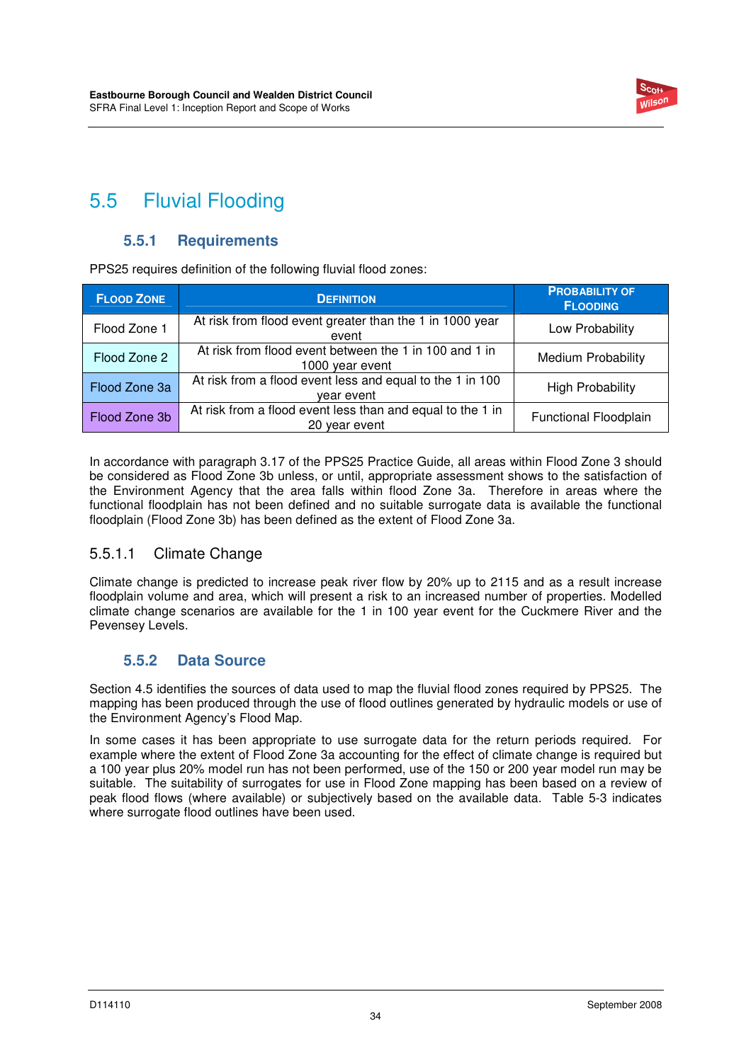## 5.5 Fluvial Flooding

### 5.5.1 Requirements

PPS25 requires definition of the following fluvial flood zones:

| Flood Zone | Definition | Probability of Flooding |
|---|---|---|
| Flood Zone 1 | At risk from flood event greater than the 1 in 1000 year event | Low Probability |
| Flood Zone 2 | At risk from flood event between the 1 in 100 and 1 in 1000 year event | Medium Probability |
| Flood Zone 3a | At risk from a flood event less and equal to the 1 in 100 year event | High Probability |
| Flood Zone 3b | At risk from a flood event less than and equal to the 1 in 20 year event | Functional Floodplain |

In accordance with paragraph 3.17 of the PPS25 Practice Guide, all areas within Flood Zone 3 should be considered as Flood Zone 3b unless, or until, appropriate assessment shows to the satisfaction of the Environment Agency that the area falls within flood Zone 3a. Therefore in areas where the functional floodplain has not been defined and no suitable surrogate data is available the functional floodplain (Flood Zone 3b) has been defined as the extent of Flood Zone 3a.

#### 5.5.1.1 Climate Change

Climate change is predicted to increase peak river flow by 20% up to 2115 and as a result increase floodplain volume and area, which will present a risk to an increased number of properties. Modelled climate change scenarios are available for the 1 in 100 year event for the Cuckmere River and the Pevensey Levels.

### 5.5.2 Data Source

Section 4.5 identifies the sources of data used to map the fluvial flood zones required by PPS25. The mapping has been produced through the use of flood outlines generated by hydraulic models or use of the Environment Agency's Flood Map.

In some cases it has been appropriate to use surrogate data for the return periods required. For example where the extent of Flood Zone 3a accounting for the effect of climate change is required but a 100 year plus 20% model run has not been performed, use of the 150 or 200 year model run may be suitable. The suitability of surrogates for use in Flood Zone mapping has been based on a review of peak flood flows (where available) or subjectively based on the available data. Table 5-3 indicates where surrogate flood outlines have been used.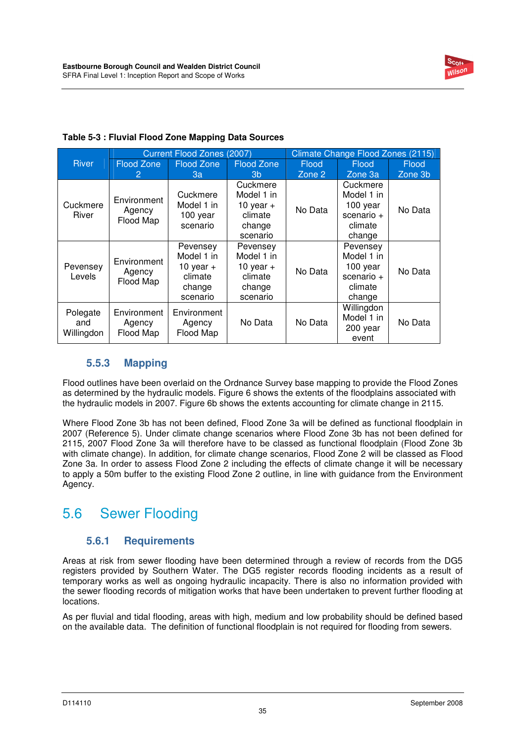**Table 5-3 : Fluvial Flood Zone Mapping Data Sources**

| River | Current Flood Zones (2007) | | | Climate Change Flood Zones (2115) | | |
|---|---|---|---|---|---|---|
| | Flood Zone 2 | Flood Zone 3a | Flood Zone 3b | Flood Zone 2 | Flood Zone 3a | Flood Zone 3b |
| Cuckmere River | Environment Agency Flood Map | Cuckmere Model 1 in 100 year scenario | Cuckmere Model 1 in 10 year + climate change scenario | No Data | Cuckmere Model 1 in 100 year scenario + climate change | No Data |
| Pevensey Levels | Environment Agency Flood Map | Pevensey Model 1 in 10 year + climate change scenario | Pevensey Model 1 in 10 year + climate change scenario | No Data | Pevensey Model 1 in 100 year scenario + climate change | No Data |
| Polegate and Willingdon | Environment Agency Flood Map | Environment Agency Flood Map | No Data | No Data | Willingdon Model 1 in 200 year event | No Data |

### 5.5.3 Mapping

Flood outlines have been overlaid on the Ordnance Survey base mapping to provide the Flood Zones as determined by the hydraulic models. Figure 6 shows the extents of the floodplains associated with the hydraulic models in 2007. Figure 6b shows the extents accounting for climate change in 2115.

Where Flood Zone 3b has not been defined, Flood Zone 3a will be defined as functional floodplain in 2007 (Reference 5). Under climate change scenarios where Flood Zone 3b has not been defined for 2115, 2007 Flood Zone 3a will therefore have to be classed as functional floodplain (Flood Zone 3b with climate change). In addition, for climate change scenarios, Flood Zone 2 will be classed as Flood Zone 3a. In order to assess Flood Zone 2 including the effects of climate change it will be necessary to apply a 50m buffer to the existing Flood Zone 2 outline, in line with guidance from the Environment Agency.

## 5.6 Sewer Flooding

### 5.6.1 Requirements

Areas at risk from sewer flooding have been determined through a review of records from the DG5 registers provided by Southern Water. The DG5 register records flooding incidents as a result of temporary works as well as ongoing hydraulic incapacity. There is also no information provided with the sewer flooding records of mitigation works that have been undertaken to prevent further flooding at locations.

As per fluvial and tidal flooding, areas with high, medium and low probability should be defined based on the available data. The definition of functional floodplain is not required for flooding from sewers.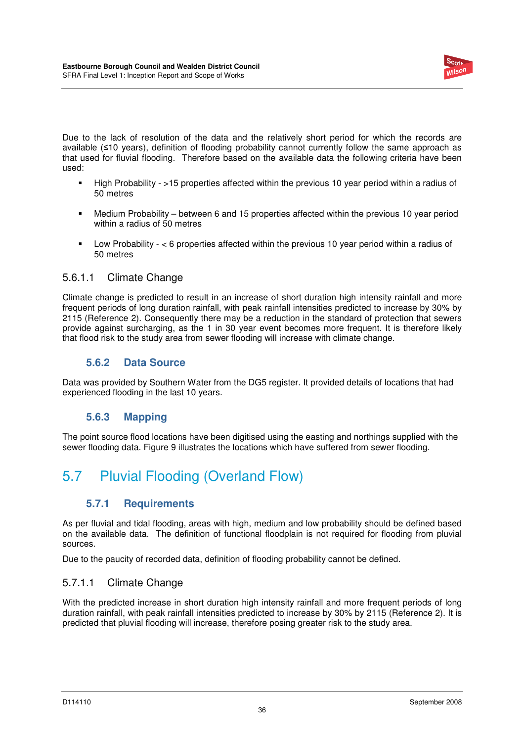Due to the lack of resolution of the data and the relatively short period for which the records are available (≤10 years), definition of flooding probability cannot currently follow the same approach as that used for fluvial flooding. Therefore based on the available data the following criteria have been used:

- High Probability - >15 properties affected within the previous 10 year period within a radius of 50 metres
- Medium Probability – between 6 and 15 properties affected within the previous 10 year period within a radius of 50 metres
- Low Probability - < 6 properties affected within the previous 10 year period within a radius of 50 metres

#### 5.6.1.1 Climate Change

Climate change is predicted to result in an increase of short duration high intensity rainfall and more frequent periods of long duration rainfall, with peak rainfall intensities predicted to increase by 30% by 2115 (Reference 2). Consequently there may be a reduction in the standard of protection that sewers provide against surcharging, as the 1 in 30 year event becomes more frequent. It is therefore likely that flood risk to the study area from sewer flooding will increase with climate change.

### 5.6.2 Data Source

Data was provided by Southern Water from the DG5 register. It provided details of locations that had experienced flooding in the last 10 years.

### 5.6.3 Mapping

The point source flood locations have been digitised using the easting and northings supplied with the sewer flooding data. Figure 9 illustrates the locations which have suffered from sewer flooding.

## 5.7 Pluvial Flooding (Overland Flow)

### 5.7.1 Requirements

As per fluvial and tidal flooding, areas with high, medium and low probability should be defined based on the available data. The definition of functional floodplain is not required for flooding from pluvial sources.

Due to the paucity of recorded data, definition of flooding probability cannot be defined.

#### 5.7.1.1 Climate Change

With the predicted increase in short duration high intensity rainfall and more frequent periods of long duration rainfall, with peak rainfall intensities predicted to increase by 30% by 2115 (Reference 2). It is predicted that pluvial flooding will increase, therefore posing greater risk to the study area.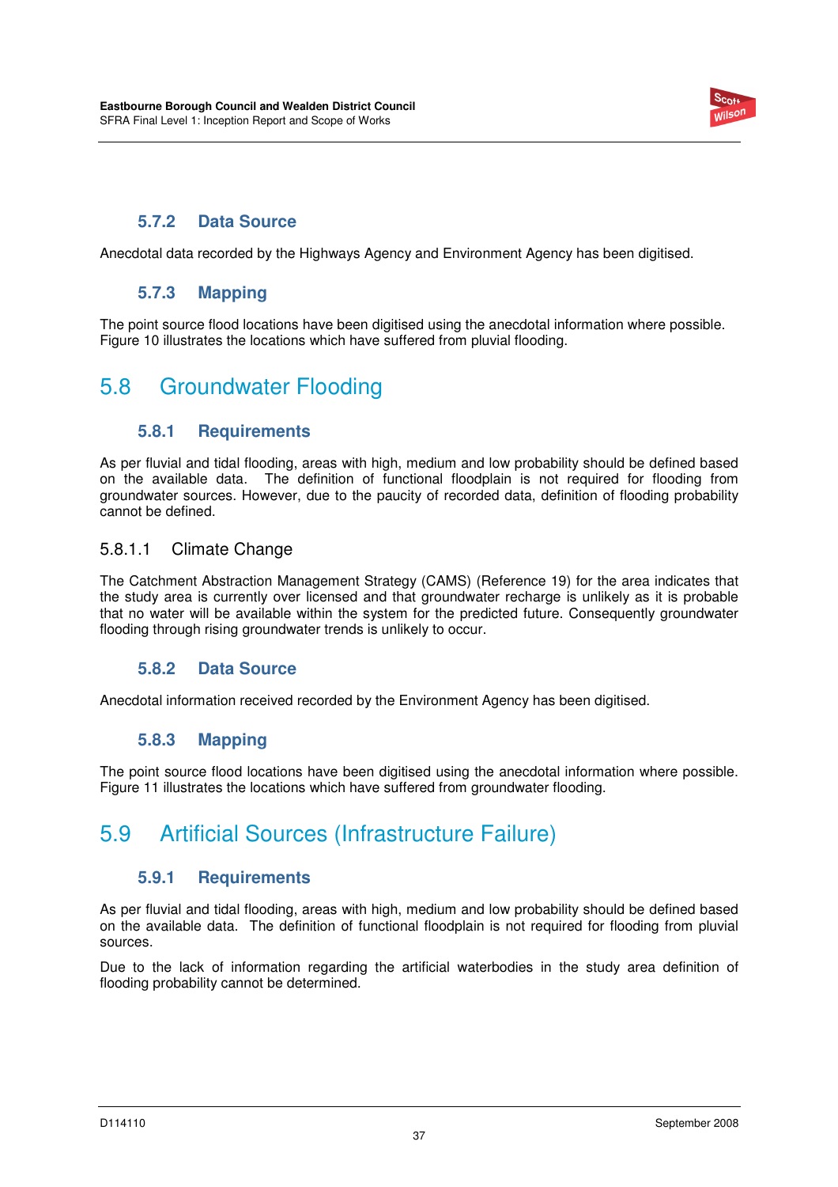### 5.7.2 Data Source

Anecdotal data recorded by the Highways Agency and Environment Agency has been digitised.

### 5.7.3 Mapping

The point source flood locations have been digitised using the anecdotal information where possible. Figure 10 illustrates the locations which have suffered from pluvial flooding.

## 5.8 Groundwater Flooding

### 5.8.1 Requirements

As per fluvial and tidal flooding, areas with high, medium and low probability should be defined based on the available data. The definition of functional floodplain is not required for flooding from groundwater sources. However, due to the paucity of recorded data, definition of flooding probability cannot be defined.

#### 5.8.1.1 Climate Change

The Catchment Abstraction Management Strategy (CAMS) (Reference 19) for the area indicates that the study area is currently over licensed and that groundwater recharge is unlikely as it is probable that no water will be available within the system for the predicted future. Consequently groundwater flooding through rising groundwater trends is unlikely to occur.

### 5.8.2 Data Source

Anecdotal information received recorded by the Environment Agency has been digitised.

### 5.8.3 Mapping

The point source flood locations have been digitised using the anecdotal information where possible. Figure 11 illustrates the locations which have suffered from groundwater flooding.

## 5.9 Artificial Sources (Infrastructure Failure)

### 5.9.1 Requirements

As per fluvial and tidal flooding, areas with high, medium and low probability should be defined based on the available data. The definition of functional floodplain is not required for flooding from pluvial sources.

Due to the lack of information regarding the artificial waterbodies in the study area definition of flooding probability cannot be determined.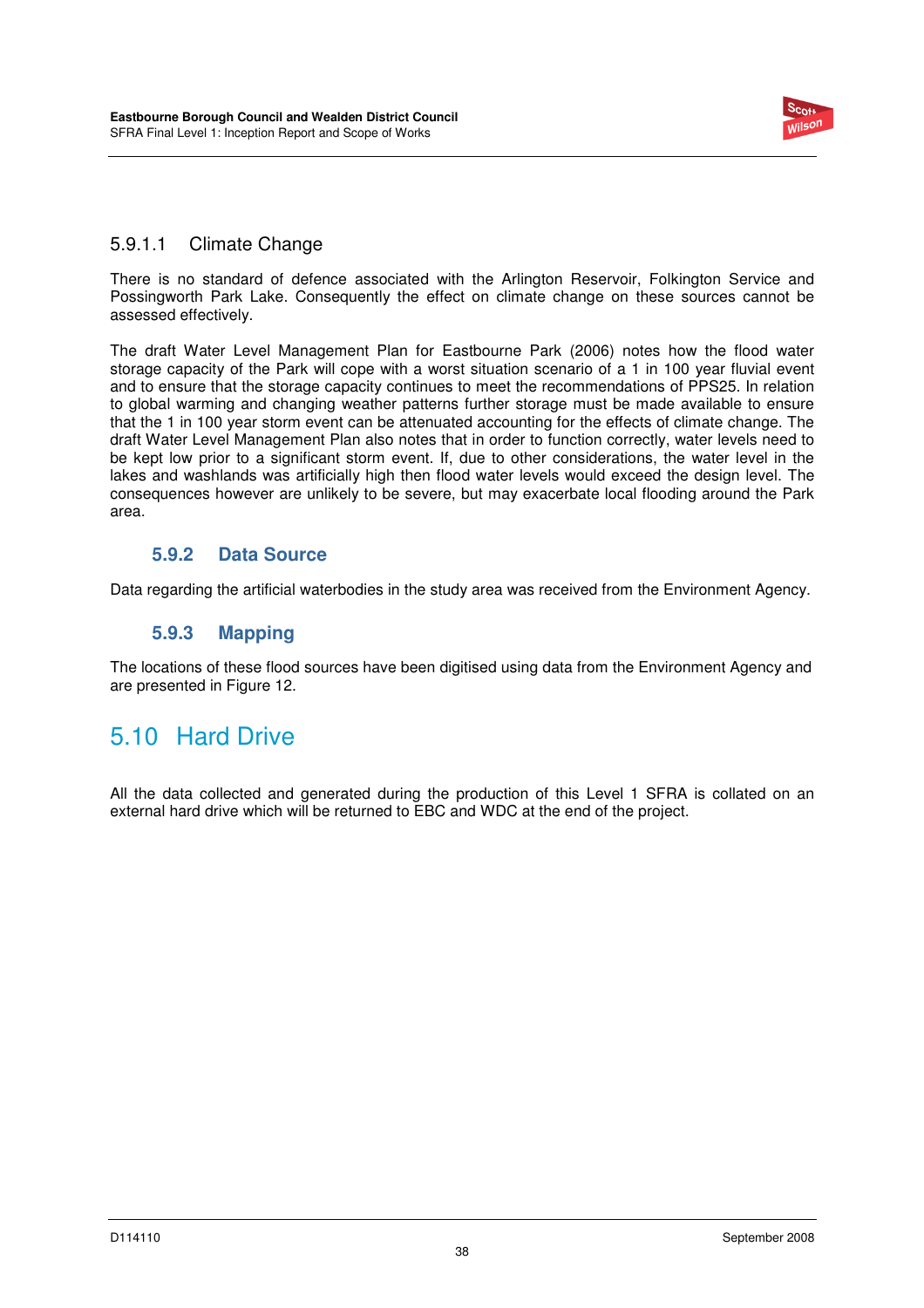#### 5.9.1.1 Climate Change

There is no standard of defence associated with the Arlington Reservoir, Folkington Service and Possingworth Park Lake. Consequently the effect on climate change on these sources cannot be assessed effectively.

The draft Water Level Management Plan for Eastbourne Park (2006) notes how the flood water storage capacity of the Park will cope with a worst situation scenario of a 1 in 100 year fluvial event and to ensure that the storage capacity continues to meet the recommendations of PPS25. In relation to global warming and changing weather patterns further storage must be made available to ensure that the 1 in 100 year storm event can be attenuated accounting for the effects of climate change. The draft Water Level Management Plan also notes that in order to function correctly, water levels need to be kept low prior to a significant storm event. If, due to other considerations, the water level in the lakes and washlands was artificially high then flood water levels would exceed the design level. The consequences however are unlikely to be severe, but may exacerbate local flooding around the Park area.

### 5.9.2 Data Source

Data regarding the artificial waterbodies in the study area was received from the Environment Agency.

### 5.9.3 Mapping

The locations of these flood sources have been digitised using data from the Environment Agency and are presented in Figure 12.

## 5.10 Hard Drive

All the data collected and generated during the production of this Level 1 SFRA is collated on an external hard drive which will be returned to EBC and WDC at the end of the project.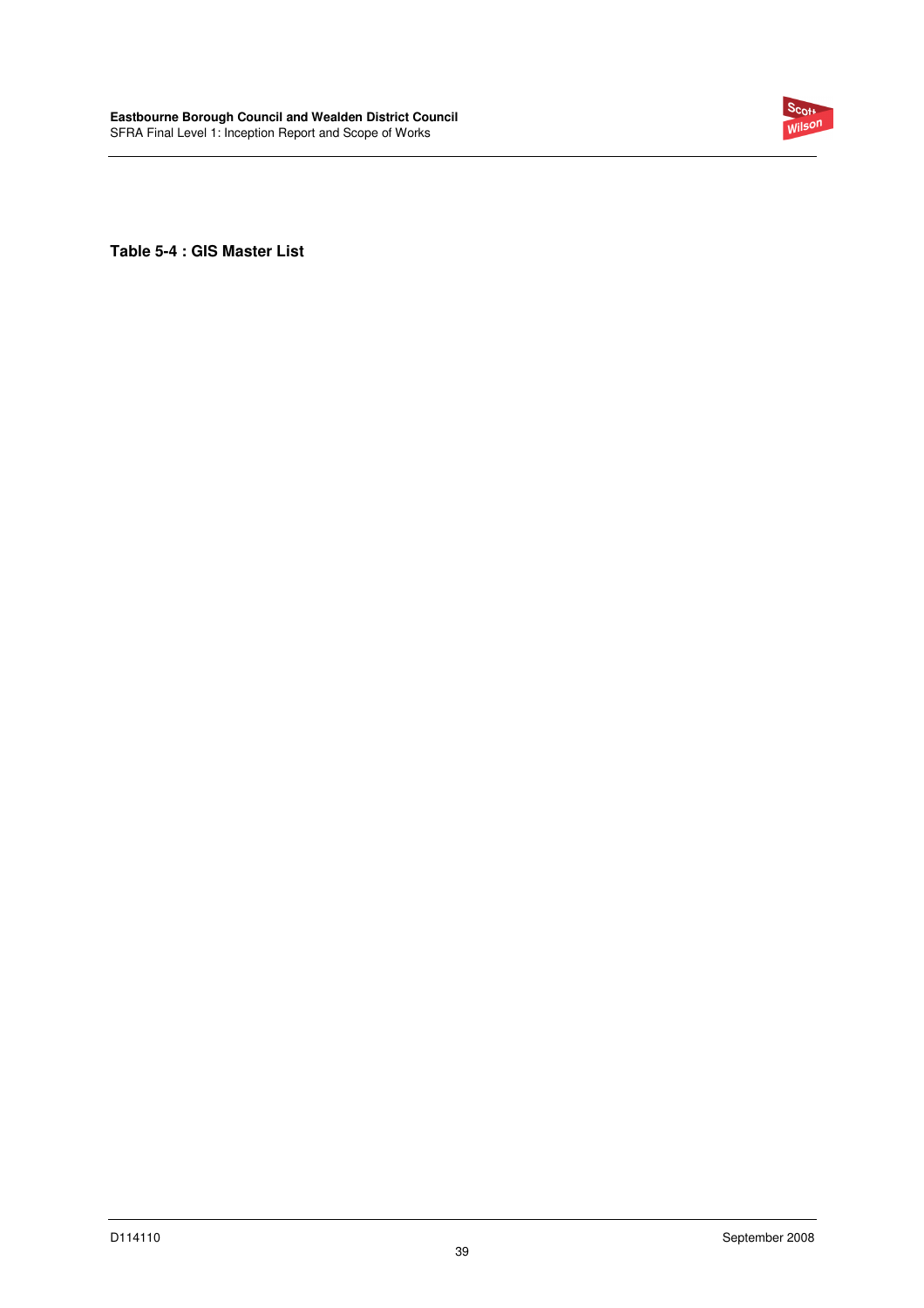**Table 5-4 : GIS Master List**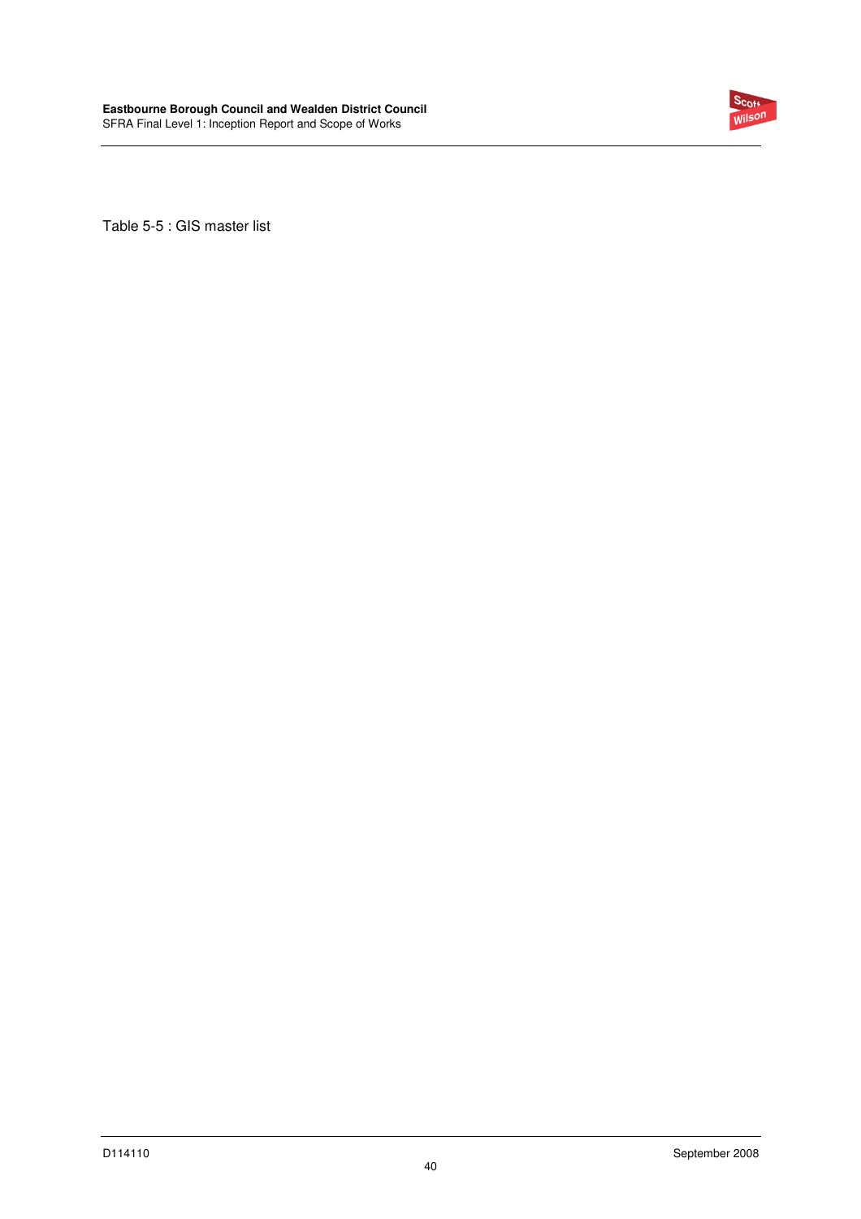Table 5-5 : GIS master list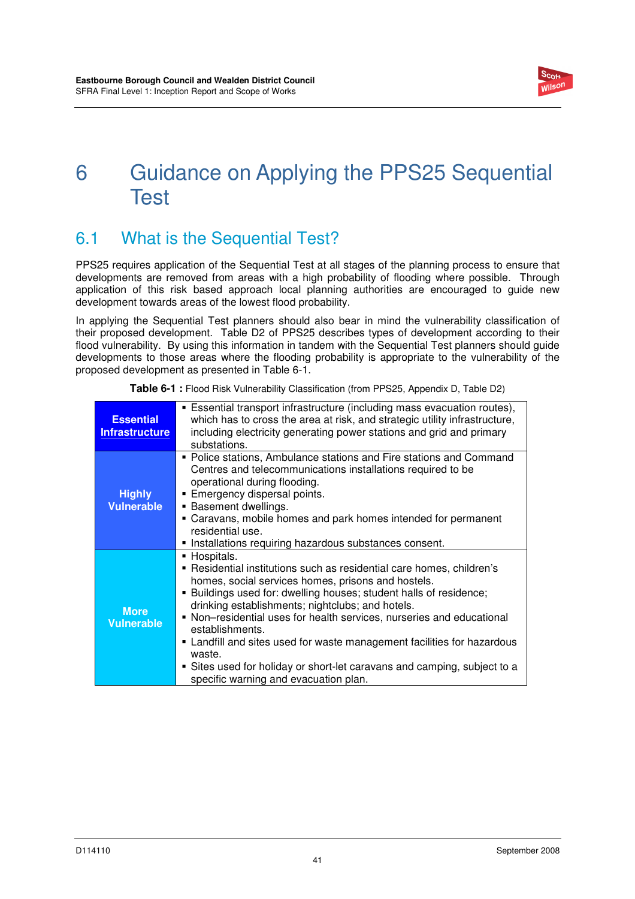# 6 Guidance on Applying the PPS25 Sequential Test

## 6.1 What is the Sequential Test?

PPS25 requires application of the Sequential Test at all stages of the planning process to ensure that developments are removed from areas with a high probability of flooding where possible. Through application of this risk based approach local planning authorities are encouraged to guide new development towards areas of the lowest flood probability.

In applying the Sequential Test planners should also bear in mind the vulnerability classification of their proposed development. Table D2 of PPS25 describes types of development according to their flood vulnerability. By using this information in tandem with the Sequential Test planners should guide developments to those areas where the flooding probability is appropriate to the vulnerability of the proposed development as presented in Table 6-1.

**Table 6-1 :** Flood Risk Vulnerability Classification (from PPS25, Appendix D, Table D2)

| | |
|---|---|
| **Essential Infrastructure** | ▪ Essential transport infrastructure (including mass evacuation routes), which has to cross the area at risk, and strategic utility infrastructure, including electricity generating power stations and grid and primary substations. |
| **Highly Vulnerable** | ▪ Police stations, Ambulance stations and Fire stations and Command Centres and telecommunications installations required to be operational during flooding.<br>▪ Emergency dispersal points.<br>▪ Basement dwellings.<br>▪ Caravans, mobile homes and park homes intended for permanent residential use.<br>▪ Installations requiring hazardous substances consent. |
| **More Vulnerable** | ▪ Hospitals.<br>▪ Residential institutions such as residential care homes, children's homes, social services homes, prisons and hostels.<br>▪ Buildings used for: dwelling houses; student halls of residence; drinking establishments; nightclubs; and hotels.<br>▪ Non–residential uses for health services, nurseries and educational establishments.<br>▪ Landfill and sites used for waste management facilities for hazardous waste.<br>▪ Sites used for holiday or short-let caravans and camping, subject to a specific warning and evacuation plan. |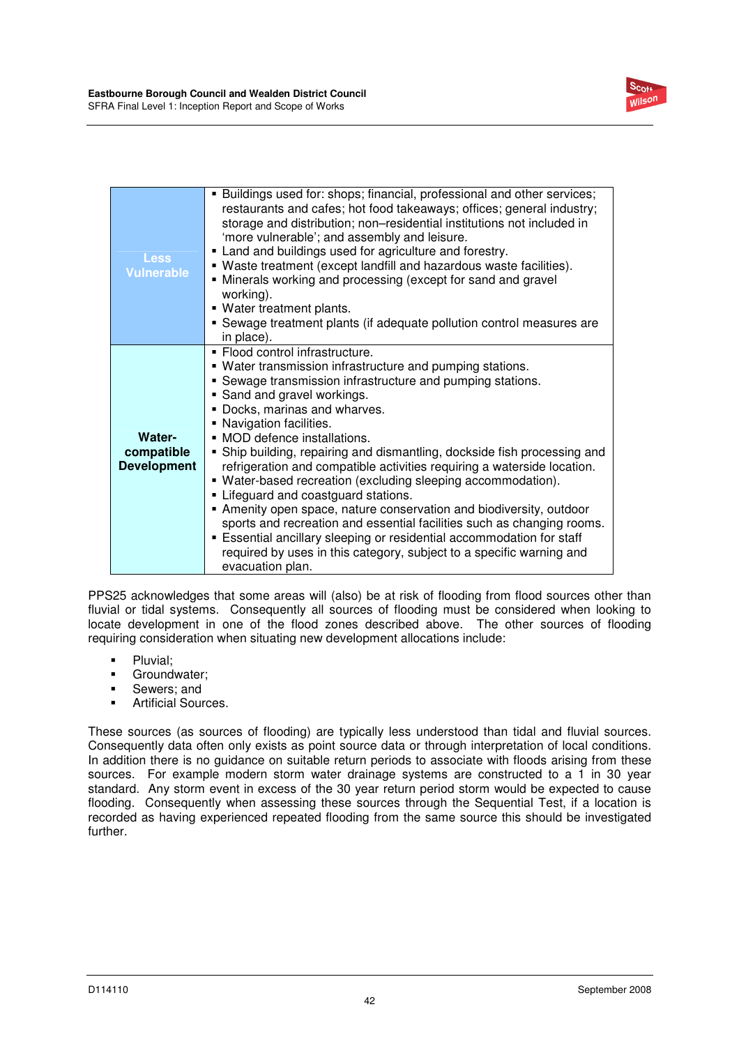| | |
|---|---|
| **Less Vulnerable** | ▪ Buildings used for: shops; financial, professional and other services; restaurants and cafes; hot food takeaways; offices; general industry; storage and distribution; non–residential institutions not included in 'more vulnerable'; and assembly and leisure.<br>▪ Land and buildings used for agriculture and forestry.<br>▪ Waste treatment (except landfill and hazardous waste facilities).<br>▪ Minerals working and processing (except for sand and gravel working).<br>▪ Water treatment plants.<br>▪ Sewage treatment plants (if adequate pollution control measures are in place). |
| **Water-compatible Development** | ▪ Flood control infrastructure.<br>▪ Water transmission infrastructure and pumping stations.<br>▪ Sewage transmission infrastructure and pumping stations.<br>▪ Sand and gravel workings.<br>▪ Docks, marinas and wharves.<br>▪ Navigation facilities.<br>▪ MOD defence installations.<br>▪ Ship building, repairing and dismantling, dockside fish processing and refrigeration and compatible activities requiring a waterside location.<br>▪ Water-based recreation (excluding sleeping accommodation).<br>▪ Lifeguard and coastguard stations.<br>▪ Amenity open space, nature conservation and biodiversity, outdoor sports and recreation and essential facilities such as changing rooms.<br>▪ Essential ancillary sleeping or residential accommodation for staff required by uses in this category, subject to a specific warning and evacuation plan. |

PPS25 acknowledges that some areas will (also) be at risk of flooding from flood sources other than fluvial or tidal systems. Consequently all sources of flooding must be considered when looking to locate development in one of the flood zones described above. The other sources of flooding requiring consideration when situating new development allocations include:

- Pluvial;
- Groundwater;
- Sewers; and
- Artificial Sources.

These sources (as sources of flooding) are typically less understood than tidal and fluvial sources. Consequently data often only exists as point source data or through interpretation of local conditions. In addition there is no guidance on suitable return periods to associate with floods arising from these sources. For example modern storm water drainage systems are constructed to a 1 in 30 year standard. Any storm event in excess of the 30 year return period storm would be expected to cause flooding. Consequently when assessing these sources through the Sequential Test, if a location is recorded as having experienced repeated flooding from the same source this should be investigated further.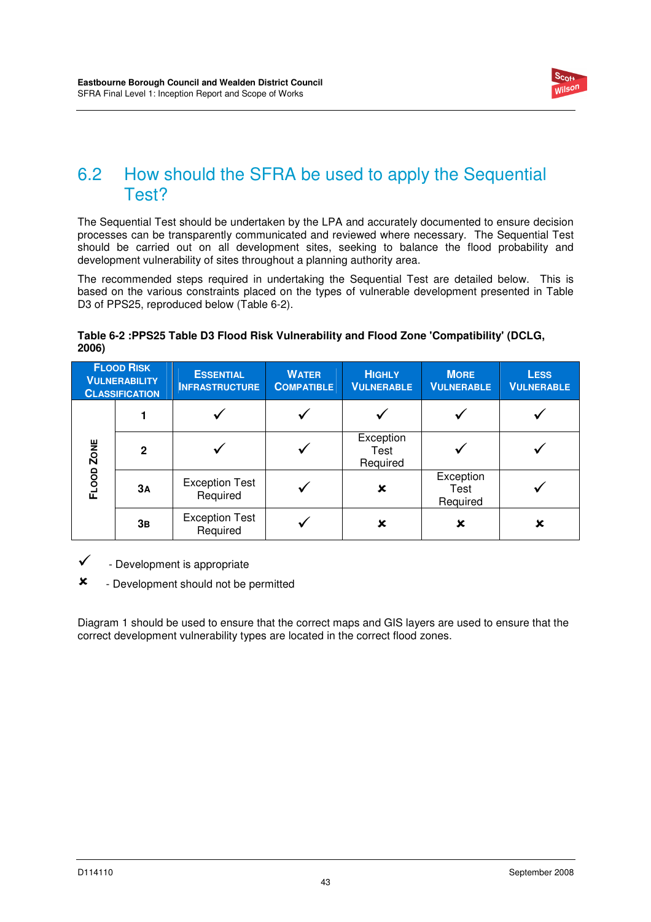## 6.2 How should the SFRA be used to apply the Sequential Test?

The Sequential Test should be undertaken by the LPA and accurately documented to ensure decision processes can be transparently communicated and reviewed where necessary. The Sequential Test should be carried out on all development sites, seeking to balance the flood probability and development vulnerability of sites throughout a planning authority area.

The recommended steps required in undertaking the Sequential Test are detailed below. This is based on the various constraints placed on the types of vulnerable development presented in Table D3 of PPS25, reproduced below (Table 6-2).

**Table 6-2 :PPS25 Table D3 Flood Risk Vulnerability and Flood Zone 'Compatibility' (DCLG, 2006)**

| Flood Risk Vulnerability Classification | | Essential Infrastructure | Water Compatible | Highly Vulnerable | More Vulnerable | Less Vulnerable |
|---|---|---|---|---|---|---|
| Flood Zone | 1 | ✓ | ✓ | ✓ | ✓ | ✓ |
| | 2 | ✓ | ✓ | Exception Test Required | ✓ | ✓ |
| | 3A | Exception Test Required | ✓ | ✘ | Exception Test Required | ✓ |
| | 3B | Exception Test Required | ✓ | ✘ | ✘ | ✘ |

✓ - Development is appropriate

✘ - Development should not be permitted

Diagram 1 should be used to ensure that the correct maps and GIS layers are used to ensure that the correct development vulnerability types are located in the correct flood zones.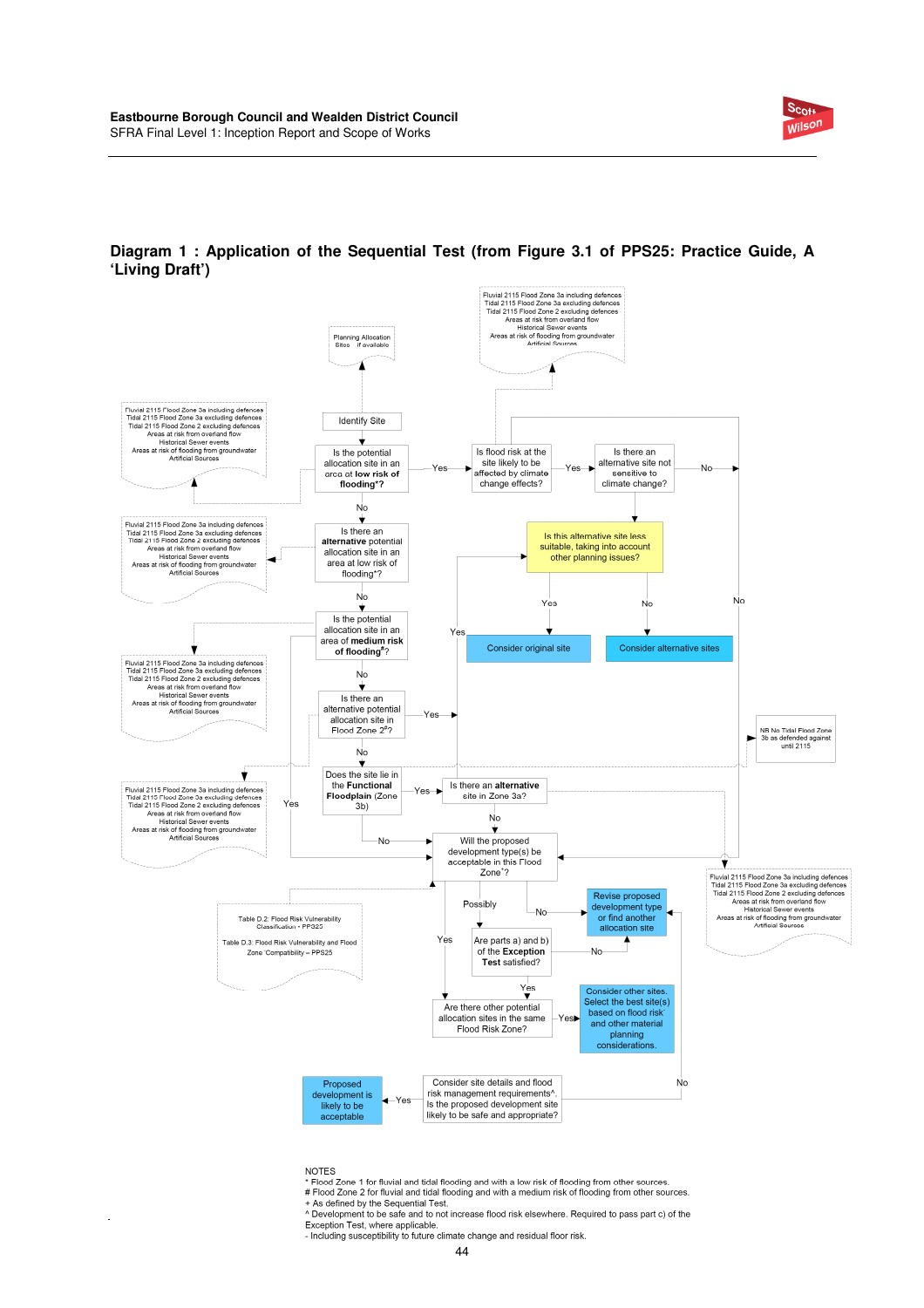## Diagram 1 : Application of the Sequential Test (from Figure 3.1 of PPS25: Practice Guide, A 'Living Draft')

Planning Allocation Sites - if available

Fluvial 2115 Flood Zone 3a including defences
Tidal 2115 Flood Zone 3a excluding defences
Tidal 2115 Flood Zone 2 excluding defences
Areas at risk from overland flow
Historical Sewer events
Areas at risk of flooding from groundwater
Artificial Sources

Identify Site

Is the potential allocation site in an area at **low risk of flooding***?

Yes → Is flood risk at the site likely to be affected by climate change effects?

Yes → Is there an alternative site not sensitive to climate change?

No

Is there an **alternative** potential allocation site in an area of low risk of flooding*?

Is this alternative site less suitable, taking into account other planning issues?

Yes → Consider original site

No → Consider alternative sites

No

Is the potential allocation site in an area of **medium risk of flooding**#?

No

Is there an alternative potential allocation site in Flood Zone 2#?

Yes

NB No Tidal Flood Zone 3b as defended against until 2115

No

Does the site lie in the **Functional Floodplain** (Zone 3b)

Yes → Is there an **alternative** site in Zone 3a?

No

Will the proposed development type(s) be acceptable in this Flood Zone+?

Table D.2: Flood Risk Vulnerability Classification - PPS25

Table D.3: Flood Risk Vulnerability and Flood Zone 'Compatibility – PPS25

Possibly

No → Revise proposed development type or find another allocation site

Yes

Are parts a) and b) of the **Exception Test** satisfied?

No

Yes

Are there other potential allocation sites in the same Flood Risk Zone?

Yes → Consider other sites. Select the best site(s) based on flood risk- and other material planning considerations.

No

Consider site details and flood risk management requirements^. Is the proposed development site likely to be safe and appropriate?

Yes → Proposed development is likely to be acceptable

NOTES
* Flood Zone 1 for fluvial and tidal flooding and with a low risk of flooding from other sources.
# Flood Zone 2 for fluvial and tidal flooding and with a medium risk of flooding from other sources.
+ As defined by the Sequential Test.
^ Development to be safe and to not increase flood risk elsewhere. Required to pass part c) of the Exception Test, where applicable.
- Including susceptibility to future climate change and residual floor risk.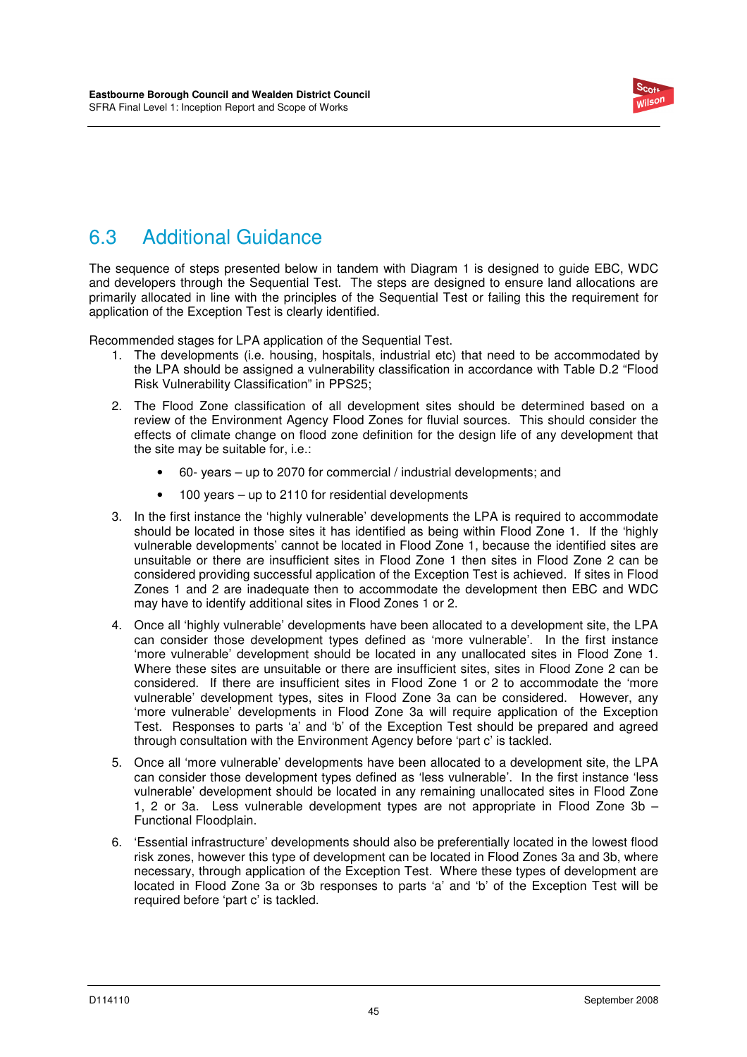## 6.3 Additional Guidance

The sequence of steps presented below in tandem with Diagram 1 is designed to guide EBC, WDC and developers through the Sequential Test. The steps are designed to ensure land allocations are primarily allocated in line with the principles of the Sequential Test or failing this the requirement for application of the Exception Test is clearly identified.

Recommended stages for LPA application of the Sequential Test.

1. The developments (i.e. housing, hospitals, industrial etc) that need to be accommodated by the LPA should be assigned a vulnerability classification in accordance with Table D.2 "Flood Risk Vulnerability Classification" in PPS25;

2. The Flood Zone classification of all development sites should be determined based on a review of the Environment Agency Flood Zones for fluvial sources. This should consider the effects of climate change on flood zone definition for the design life of any development that the site may be suitable for, i.e.:

   - 60- years – up to 2070 for commercial / industrial developments; and
   - 100 years – up to 2110 for residential developments

3. In the first instance the 'highly vulnerable' developments the LPA is required to accommodate should be located in those sites it has identified as being within Flood Zone 1. If the 'highly vulnerable developments' cannot be located in Flood Zone 1, because the identified sites are unsuitable or there are insufficient sites in Flood Zone 1 then sites in Flood Zone 2 can be considered providing successful application of the Exception Test is achieved. If sites in Flood Zones 1 and 2 are inadequate then to accommodate the development then EBC and WDC may have to identify additional sites in Flood Zones 1 or 2.

4. Once all 'highly vulnerable' developments have been allocated to a development site, the LPA can consider those development types defined as 'more vulnerable'. In the first instance 'more vulnerable' development should be located in any unallocated sites in Flood Zone 1. Where these sites are unsuitable or there are insufficient sites, sites in Flood Zone 2 can be considered. If there are insufficient sites in Flood Zone 1 or 2 to accommodate the 'more vulnerable' development types, sites in Flood Zone 3a can be considered. However, any 'more vulnerable' developments in Flood Zone 3a will require application of the Exception Test. Responses to parts 'a' and 'b' of the Exception Test should be prepared and agreed through consultation with the Environment Agency before 'part c' is tackled.

5. Once all 'more vulnerable' developments have been allocated to a development site, the LPA can consider those development types defined as 'less vulnerable'. In the first instance 'less vulnerable' development should be located in any remaining unallocated sites in Flood Zone 1, 2 or 3a. Less vulnerable development types are not appropriate in Flood Zone 3b – Functional Floodplain.

6. 'Essential infrastructure' developments should also be preferentially located in the lowest flood risk zones, however this type of development can be located in Flood Zones 3a and 3b, where necessary, through application of the Exception Test. Where these types of development are located in Flood Zone 3a or 3b responses to parts 'a' and 'b' of the Exception Test will be required before 'part c' is tackled.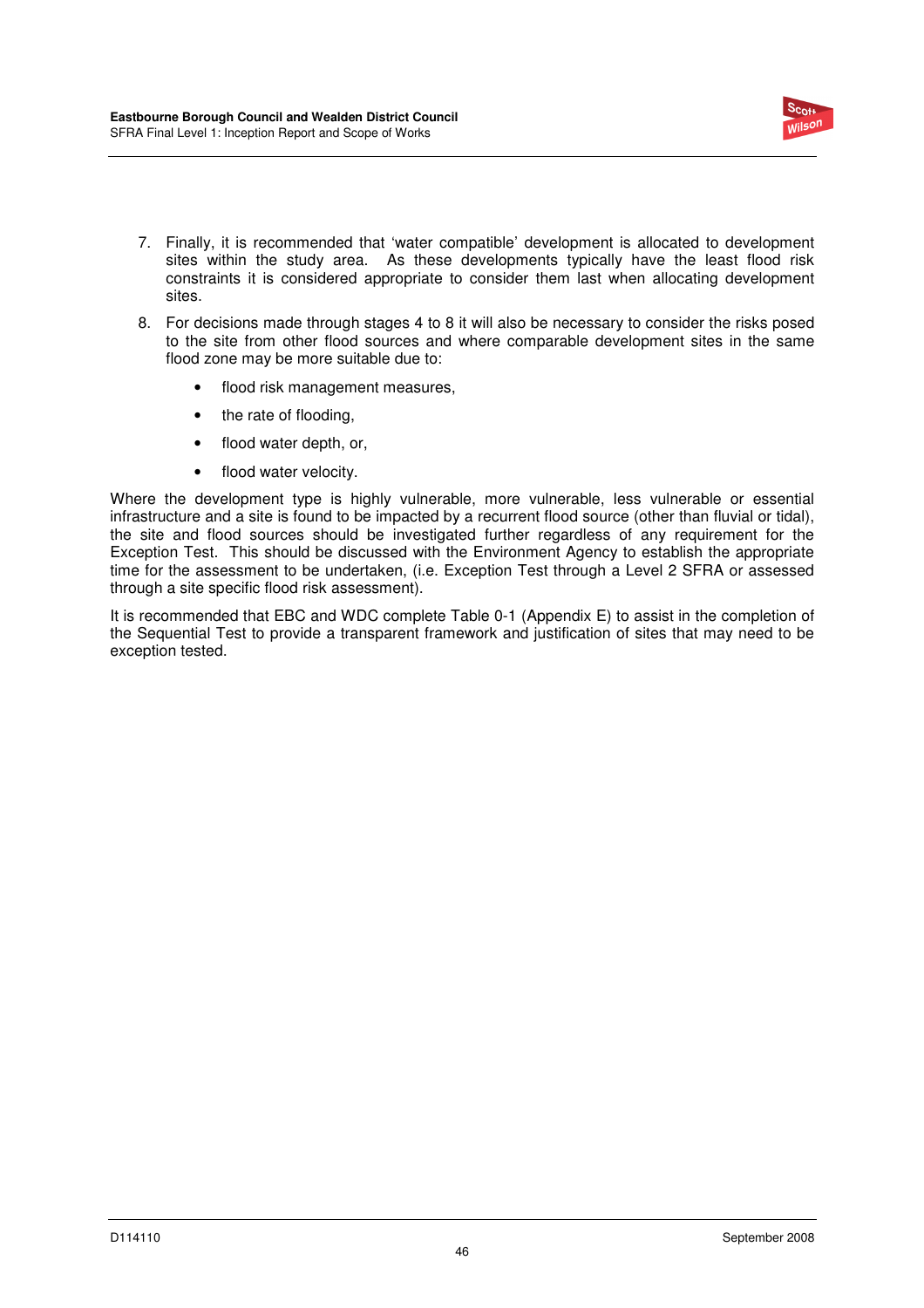7. Finally, it is recommended that 'water compatible' development is allocated to development sites within the study area. As these developments typically have the least flood risk constraints it is considered appropriate to consider them last when allocating development sites.

8. For decisions made through stages 4 to 8 it will also be necessary to consider the risks posed to the site from other flood sources and where comparable development sites in the same flood zone may be more suitable due to:

    - flood risk management measures,
    - the rate of flooding,
    - flood water depth, or,
    - flood water velocity.

Where the development type is highly vulnerable, more vulnerable, less vulnerable or essential infrastructure and a site is found to be impacted by a recurrent flood source (other than fluvial or tidal), the site and flood sources should be investigated further regardless of any requirement for the Exception Test. This should be discussed with the Environment Agency to establish the appropriate time for the assessment to be undertaken, (i.e. Exception Test through a Level 2 SFRA or assessed through a site specific flood risk assessment).

It is recommended that EBC and WDC complete Table 0-1 (Appendix E) to assist in the completion of the Sequential Test to provide a transparent framework and justification of sites that may need to be exception tested.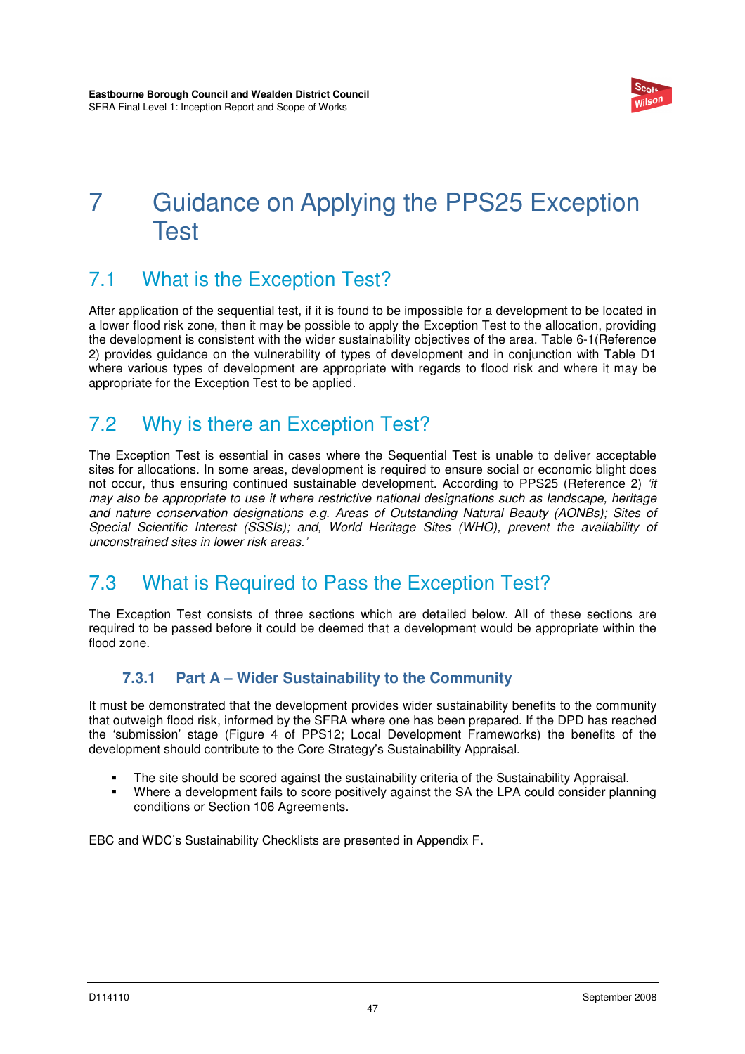# 7 Guidance on Applying the PPS25 Exception Test

## 7.1 What is the Exception Test?

After application of the sequential test, if it is found to be impossible for a development to be located in a lower flood risk zone, then it may be possible to apply the Exception Test to the allocation, providing the development is consistent with the wider sustainability objectives of the area. Table 6-1(Reference 2) provides guidance on the vulnerability of types of development and in conjunction with Table D1 where various types of development are appropriate with regards to flood risk and where it may be appropriate for the Exception Test to be applied.

## 7.2 Why is there an Exception Test?

The Exception Test is essential in cases where the Sequential Test is unable to deliver acceptable sites for allocations. In some areas, development is required to ensure social or economic blight does not occur, thus ensuring continued sustainable development. According to PPS25 (Reference 2) *'it may also be appropriate to use it where restrictive national designations such as landscape, heritage and nature conservation designations e.g. Areas of Outstanding Natural Beauty (AONBs); Sites of Special Scientific Interest (SSSIs); and, World Heritage Sites (WHO), prevent the availability of unconstrained sites in lower risk areas.'*

## 7.3 What is Required to Pass the Exception Test?

The Exception Test consists of three sections which are detailed below. All of these sections are required to be passed before it could be deemed that a development would be appropriate within the flood zone.

### 7.3.1 Part A – Wider Sustainability to the Community

It must be demonstrated that the development provides wider sustainability benefits to the community that outweigh flood risk, informed by the SFRA where one has been prepared. If the DPD has reached the 'submission' stage (Figure 4 of PPS12; Local Development Frameworks) the benefits of the development should contribute to the Core Strategy's Sustainability Appraisal.

- The site should be scored against the sustainability criteria of the Sustainability Appraisal.
- Where a development fails to score positively against the SA the LPA could consider planning conditions or Section 106 Agreements.

EBC and WDC's Sustainability Checklists are presented in Appendix F.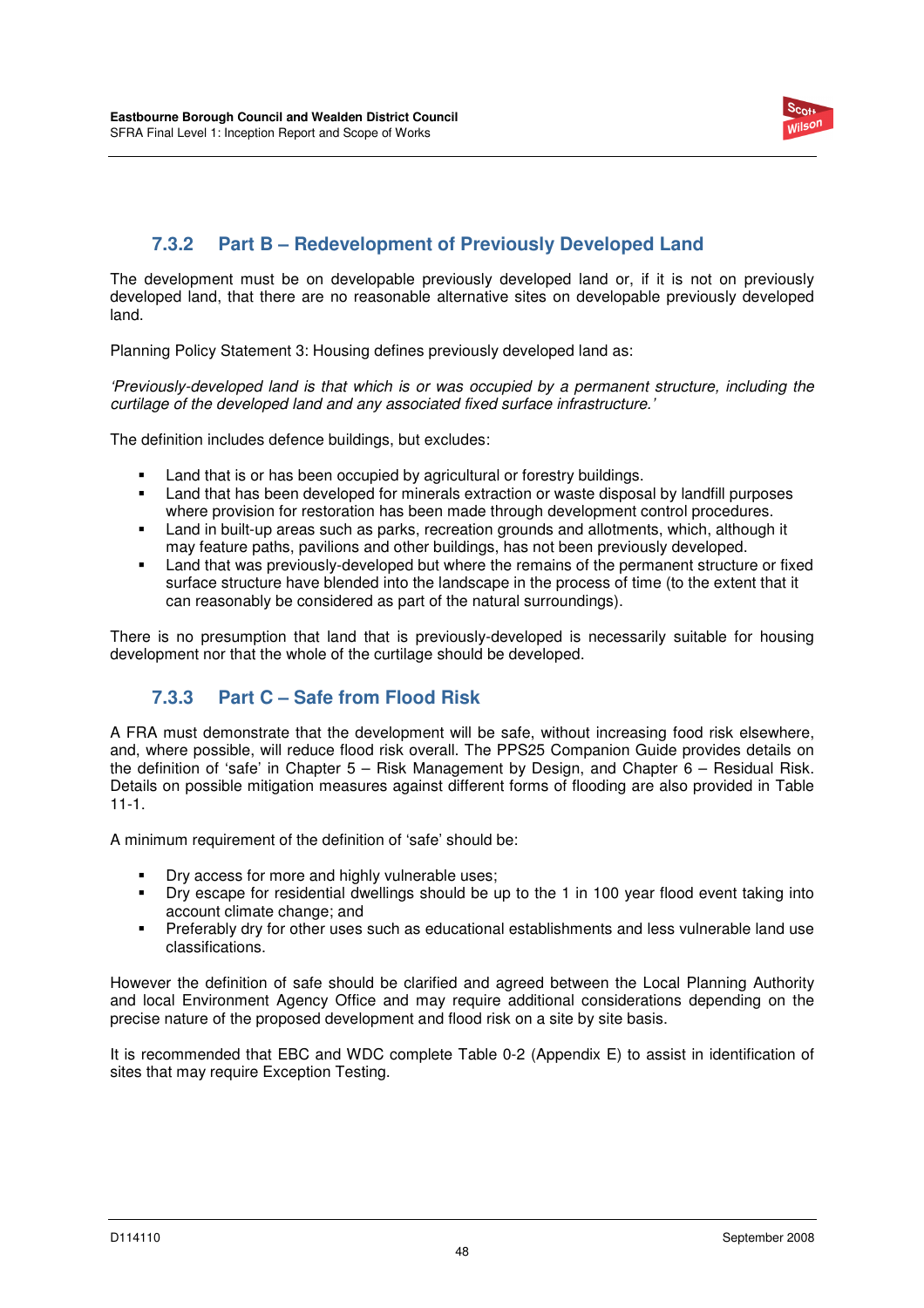### 7.3.2 Part B – Redevelopment of Previously Developed Land

The development must be on developable previously developed land or, if it is not on previously developed land, that there are no reasonable alternative sites on developable previously developed land.

Planning Policy Statement 3: Housing defines previously developed land as:

*'Previously-developed land is that which is or was occupied by a permanent structure, including the curtilage of the developed land and any associated fixed surface infrastructure.'*

The definition includes defence buildings, but excludes:

- Land that is or has been occupied by agricultural or forestry buildings.
- Land that has been developed for minerals extraction or waste disposal by landfill purposes where provision for restoration has been made through development control procedures.
- Land in built-up areas such as parks, recreation grounds and allotments, which, although it may feature paths, pavilions and other buildings, has not been previously developed.
- Land that was previously-developed but where the remains of the permanent structure or fixed surface structure have blended into the landscape in the process of time (to the extent that it can reasonably be considered as part of the natural surroundings).

There is no presumption that land that is previously-developed is necessarily suitable for housing development nor that the whole of the curtilage should be developed.

### 7.3.3 Part C – Safe from Flood Risk

A FRA must demonstrate that the development will be safe, without increasing food risk elsewhere, and, where possible, will reduce flood risk overall. The PPS25 Companion Guide provides details on the definition of 'safe' in Chapter 5 – Risk Management by Design, and Chapter 6 – Residual Risk. Details on possible mitigation measures against different forms of flooding are also provided in Table 11-1.

A minimum requirement of the definition of 'safe' should be:

- Dry access for more and highly vulnerable uses;
- Dry escape for residential dwellings should be up to the 1 in 100 year flood event taking into account climate change; and
- Preferably dry for other uses such as educational establishments and less vulnerable land use classifications.

However the definition of safe should be clarified and agreed between the Local Planning Authority and local Environment Agency Office and may require additional considerations depending on the precise nature of the proposed development and flood risk on a site by site basis.

It is recommended that EBC and WDC complete Table 0-2 (Appendix E) to assist in identification of sites that may require Exception Testing.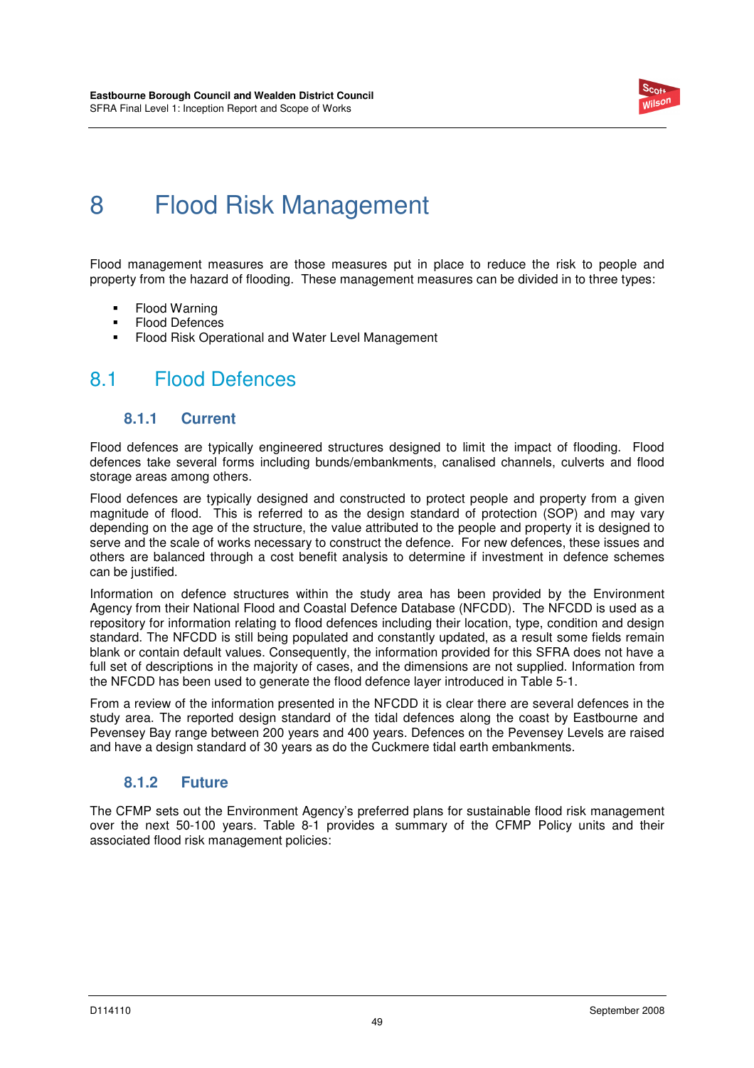# 8 Flood Risk Management

Flood management measures are those measures put in place to reduce the risk to people and property from the hazard of flooding. These management measures can be divided in to three types:

- Flood Warning
- Flood Defences
- Flood Risk Operational and Water Level Management

## 8.1 Flood Defences

### 8.1.1 Current

Flood defences are typically engineered structures designed to limit the impact of flooding. Flood defences take several forms including bunds/embankments, canalised channels, culverts and flood storage areas among others.

Flood defences are typically designed and constructed to protect people and property from a given magnitude of flood. This is referred to as the design standard of protection (SOP) and may vary depending on the age of the structure, the value attributed to the people and property it is designed to serve and the scale of works necessary to construct the defence. For new defences, these issues and others are balanced through a cost benefit analysis to determine if investment in defence schemes can be justified.

Information on defence structures within the study area has been provided by the Environment Agency from their National Flood and Coastal Defence Database (NFCDD). The NFCDD is used as a repository for information relating to flood defences including their location, type, condition and design standard. The NFCDD is still being populated and constantly updated, as a result some fields remain blank or contain default values. Consequently, the information provided for this SFRA does not have a full set of descriptions in the majority of cases, and the dimensions are not supplied. Information from the NFCDD has been used to generate the flood defence layer introduced in Table 5-1.

From a review of the information presented in the NFCDD it is clear there are several defences in the study area. The reported design standard of the tidal defences along the coast by Eastbourne and Pevensey Bay range between 200 years and 400 years. Defences on the Pevensey Levels are raised and have a design standard of 30 years as do the Cuckmere tidal earth embankments.

### 8.1.2 Future

The CFMP sets out the Environment Agency's preferred plans for sustainable flood risk management over the next 50-100 years. Table 8-1 provides a summary of the CFMP Policy units and their associated flood risk management policies: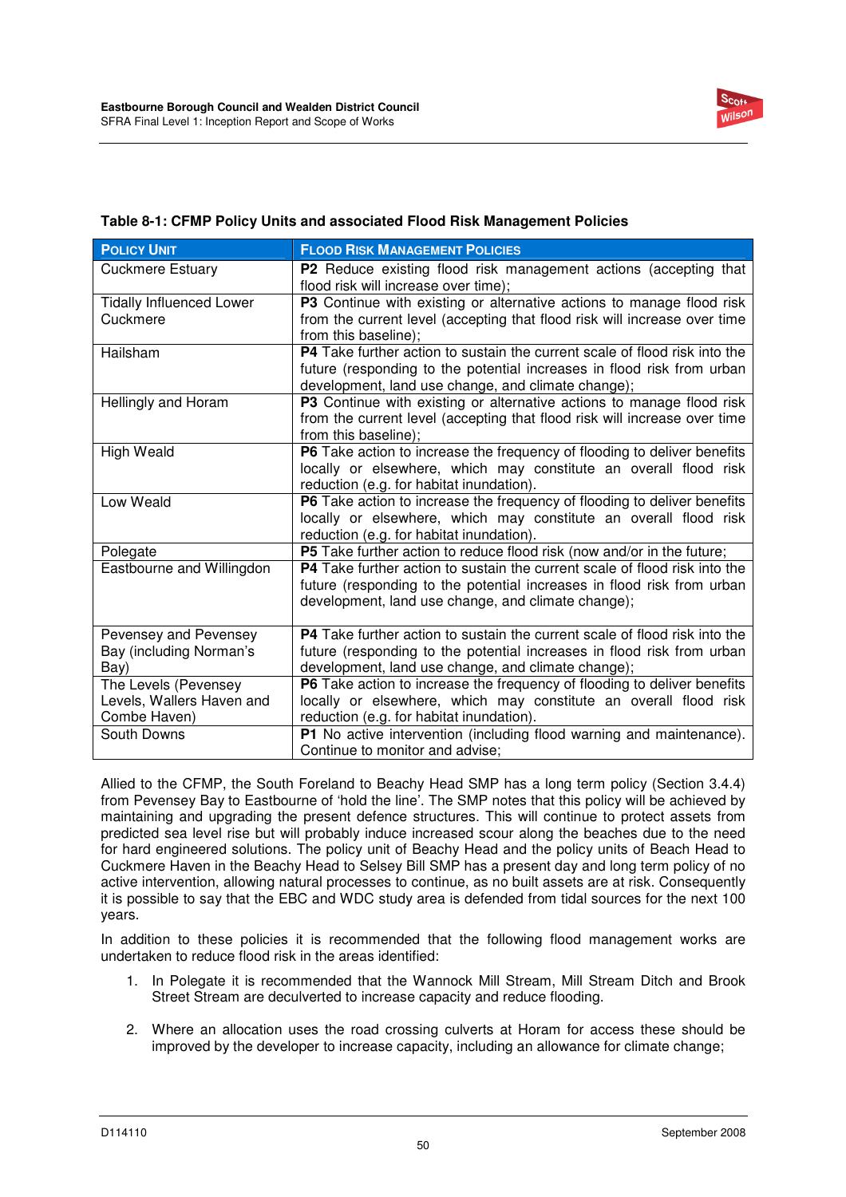**Table 8-1: CFMP Policy Units and associated Flood Risk Management Policies**

| POLICY UNIT | FLOOD RISK MANAGEMENT POLICIES |
|---|---|
| Cuckmere Estuary | **P2** Reduce existing flood risk management actions (accepting that flood risk will increase over time); |
| Tidally Influenced Lower Cuckmere | **P3** Continue with existing or alternative actions to manage flood risk from the current level (accepting that flood risk will increase over time from this baseline); |
| Hailsham | **P4** Take further action to sustain the current scale of flood risk into the future (responding to the potential increases in flood risk from urban development, land use change, and climate change); |
| Hellingly and Horam | **P3** Continue with existing or alternative actions to manage flood risk from the current level (accepting that flood risk will increase over time from this baseline); |
| High Weald | **P6** Take action to increase the frequency of flooding to deliver benefits locally or elsewhere, which may constitute an overall flood risk reduction (e.g. for habitat inundation). |
| Low Weald | **P6** Take action to increase the frequency of flooding to deliver benefits locally or elsewhere, which may constitute an overall flood risk reduction (e.g. for habitat inundation). |
| Polegate | **P5** Take further action to reduce flood risk (now and/or in the future; |
| Eastbourne and Willingdon | **P4** Take further action to sustain the current scale of flood risk into the future (responding to the potential increases in flood risk from urban development, land use change, and climate change); |
| Pevensey and Pevensey Bay (including Norman's Bay) | **P4** Take further action to sustain the current scale of flood risk into the future (responding to the potential increases in flood risk from urban development, land use change, and climate change); |
| The Levels (Pevensey Levels, Wallers Haven and Combe Haven) | **P6** Take action to increase the frequency of flooding to deliver benefits locally or elsewhere, which may constitute an overall flood risk reduction (e.g. for habitat inundation). |
| South Downs | **P1** No active intervention (including flood warning and maintenance). Continue to monitor and advise; |

Allied to the CFMP, the South Foreland to Beachy Head SMP has a long term policy (Section 3.4.4) from Pevensey Bay to Eastbourne of 'hold the line'. The SMP notes that this policy will be achieved by maintaining and upgrading the present defence structures. This will continue to protect assets from predicted sea level rise but will probably induce increased scour along the beaches due to the need for hard engineered solutions. The policy unit of Beachy Head and the policy units of Beach Head to Cuckmere Haven in the Beachy Head to Selsey Bill SMP has a present day and long term policy of no active intervention, allowing natural processes to continue, as no built assets are at risk. Consequently it is possible to say that the EBC and WDC study area is defended from tidal sources for the next 100 years.

In addition to these policies it is recommended that the following flood management works are undertaken to reduce flood risk in the areas identified:

1. In Polegate it is recommended that the Wannock Mill Stream, Mill Stream Ditch and Brook Street Stream are deculverted to increase capacity and reduce flooding.

2. Where an allocation uses the road crossing culverts at Horam for access these should be improved by the developer to increase capacity, including an allowance for climate change;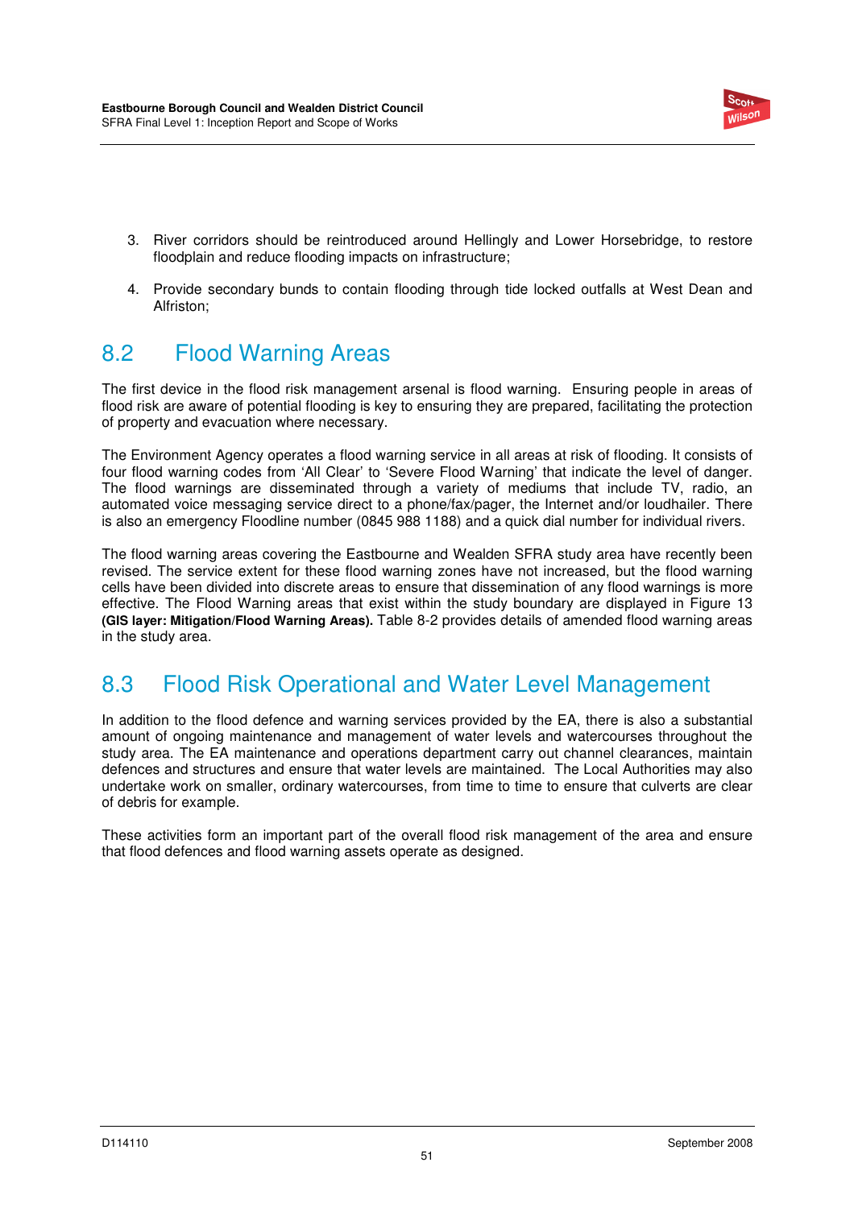3. River corridors should be reintroduced around Hellingly and Lower Horsebridge, to restore floodplain and reduce flooding impacts on infrastructure;

4. Provide secondary bunds to contain flooding through tide locked outfalls at West Dean and Alfriston;

## 8.2 Flood Warning Areas

The first device in the flood risk management arsenal is flood warning. Ensuring people in areas of flood risk are aware of potential flooding is key to ensuring they are prepared, facilitating the protection of property and evacuation where necessary.

The Environment Agency operates a flood warning service in all areas at risk of flooding. It consists of four flood warning codes from 'All Clear' to 'Severe Flood Warning' that indicate the level of danger. The flood warnings are disseminated through a variety of mediums that include TV, radio, an automated voice messaging service direct to a phone/fax/pager, the Internet and/or loudhailer. There is also an emergency Floodline number (0845 988 1188) and a quick dial number for individual rivers.

The flood warning areas covering the Eastbourne and Wealden SFRA study area have recently been revised. The service extent for these flood warning zones have not increased, but the flood warning cells have been divided into discrete areas to ensure that dissemination of any flood warnings is more effective. The Flood Warning areas that exist within the study boundary are displayed in Figure 13 **(GIS layer: Mitigation/Flood Warning Areas).** Table 8-2 provides details of amended flood warning areas in the study area.

## 8.3 Flood Risk Operational and Water Level Management

In addition to the flood defence and warning services provided by the EA, there is also a substantial amount of ongoing maintenance and management of water levels and watercourses throughout the study area. The EA maintenance and operations department carry out channel clearances, maintain defences and structures and ensure that water levels are maintained. The Local Authorities may also undertake work on smaller, ordinary watercourses, from time to time to ensure that culverts are clear of debris for example.

These activities form an important part of the overall flood risk management of the area and ensure that flood defences and flood warning assets operate as designed.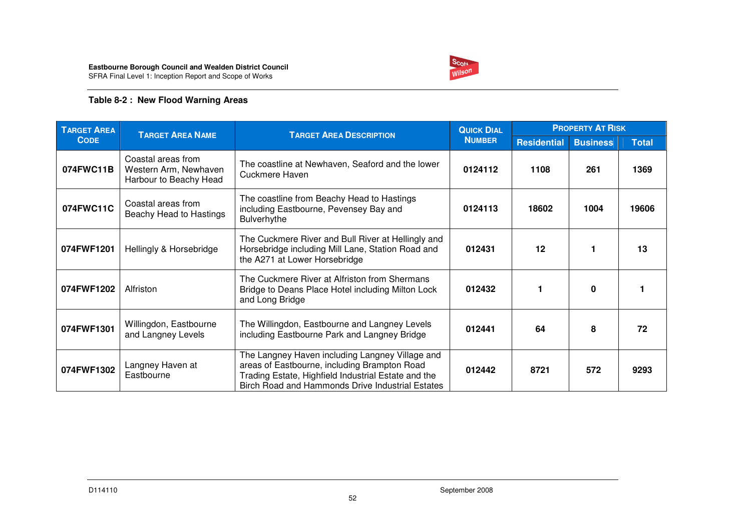**Table 8-2 : New Flood Warning Areas**

| Target Area Code | Target Area Name | Target Area Description | Quick Dial Number | Property At Risk | | |
|---|---|---|---|---|---|---|
| | | | | Residential | Business | Total |
| **074FWC11B** | Coastal areas from Western Arm, Newhaven Harbour to Beachy Head | The coastline at Newhaven, Seaford and the lower Cuckmere Haven | **0124112** | **1108** | **261** | **1369** |
| **074FWC11C** | Coastal areas from Beachy Head to Hastings | The coastline from Beachy Head to Hastings including Eastbourne, Pevensey Bay and Bulverhythe | **0124113** | **18602** | **1004** | **19606** |
| **074FWF1201** | Hellingly & Horsebridge | The Cuckmere River and Bull River at Hellingly and Horsebridge including Mill Lane, Station Road and the A271 at Lower Horsebridge | **012431** | **12** | **1** | **13** |
| **074FWF1202** | Alfriston | The Cuckmere River at Alfriston from Shermans Bridge to Deans Place Hotel including Milton Lock and Long Bridge | **012432** | **1** | **0** | **1** |
| **074FWF1301** | Willingdon, Eastbourne and Langney Levels | The Willingdon, Eastbourne and Langney Levels including Eastbourne Park and Langney Bridge | **012441** | **64** | **8** | **72** |
| **074FWF1302** | Langney Haven at Eastbourne | The Langney Haven including Langney Village and areas of Eastbourne, including Brampton Road Trading Estate, Highfield Industrial Estate and the Birch Road and Hammonds Drive Industrial Estates | **012442** | **8721** | **572** | **9293** |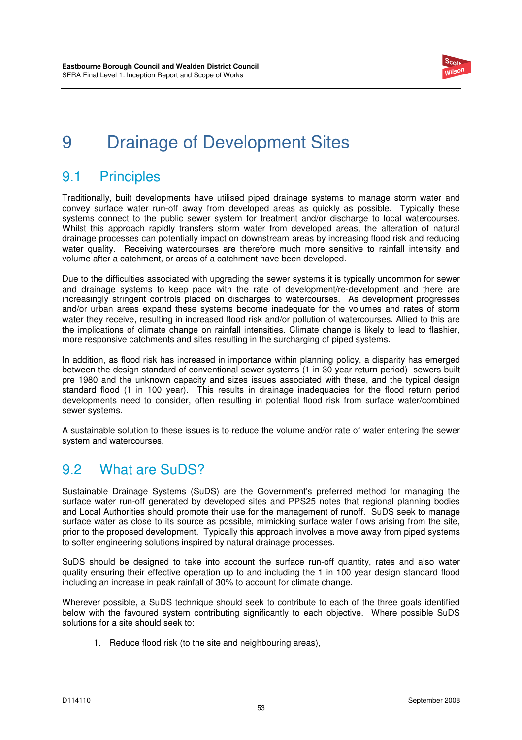# 9 Drainage of Development Sites

## 9.1 Principles

Traditionally, built developments have utilised piped drainage systems to manage storm water and convey surface water run-off away from developed areas as quickly as possible. Typically these systems connect to the public sewer system for treatment and/or discharge to local watercourses. Whilst this approach rapidly transfers storm water from developed areas, the alteration of natural drainage processes can potentially impact on downstream areas by increasing flood risk and reducing water quality. Receiving watercourses are therefore much more sensitive to rainfall intensity and volume after a catchment, or areas of a catchment have been developed.

Due to the difficulties associated with upgrading the sewer systems it is typically uncommon for sewer and drainage systems to keep pace with the rate of development/re-development and there are increasingly stringent controls placed on discharges to watercourses. As development progresses and/or urban areas expand these systems become inadequate for the volumes and rates of storm water they receive, resulting in increased flood risk and/or pollution of watercourses. Allied to this are the implications of climate change on rainfall intensities. Climate change is likely to lead to flashier, more responsive catchments and sites resulting in the surcharging of piped systems.

In addition, as flood risk has increased in importance within planning policy, a disparity has emerged between the design standard of conventional sewer systems (1 in 30 year return period) sewers built pre 1980 and the unknown capacity and sizes issues associated with these, and the typical design standard flood (1 in 100 year). This results in drainage inadequacies for the flood return period developments need to consider, often resulting in potential flood risk from surface water/combined sewer systems.

A sustainable solution to these issues is to reduce the volume and/or rate of water entering the sewer system and watercourses.

## 9.2 What are SuDS?

Sustainable Drainage Systems (SuDS) are the Government's preferred method for managing the surface water run-off generated by developed sites and PPS25 notes that regional planning bodies and Local Authorities should promote their use for the management of runoff. SuDS seek to manage surface water as close to its source as possible, mimicking surface water flows arising from the site, prior to the proposed development. Typically this approach involves a move away from piped systems to softer engineering solutions inspired by natural drainage processes.

SuDS should be designed to take into account the surface run-off quantity, rates and also water quality ensuring their effective operation up to and including the 1 in 100 year design standard flood including an increase in peak rainfall of 30% to account for climate change.

Wherever possible, a SuDS technique should seek to contribute to each of the three goals identified below with the favoured system contributing significantly to each objective. Where possible SuDS solutions for a site should seek to:

1. Reduce flood risk (to the site and neighbouring areas),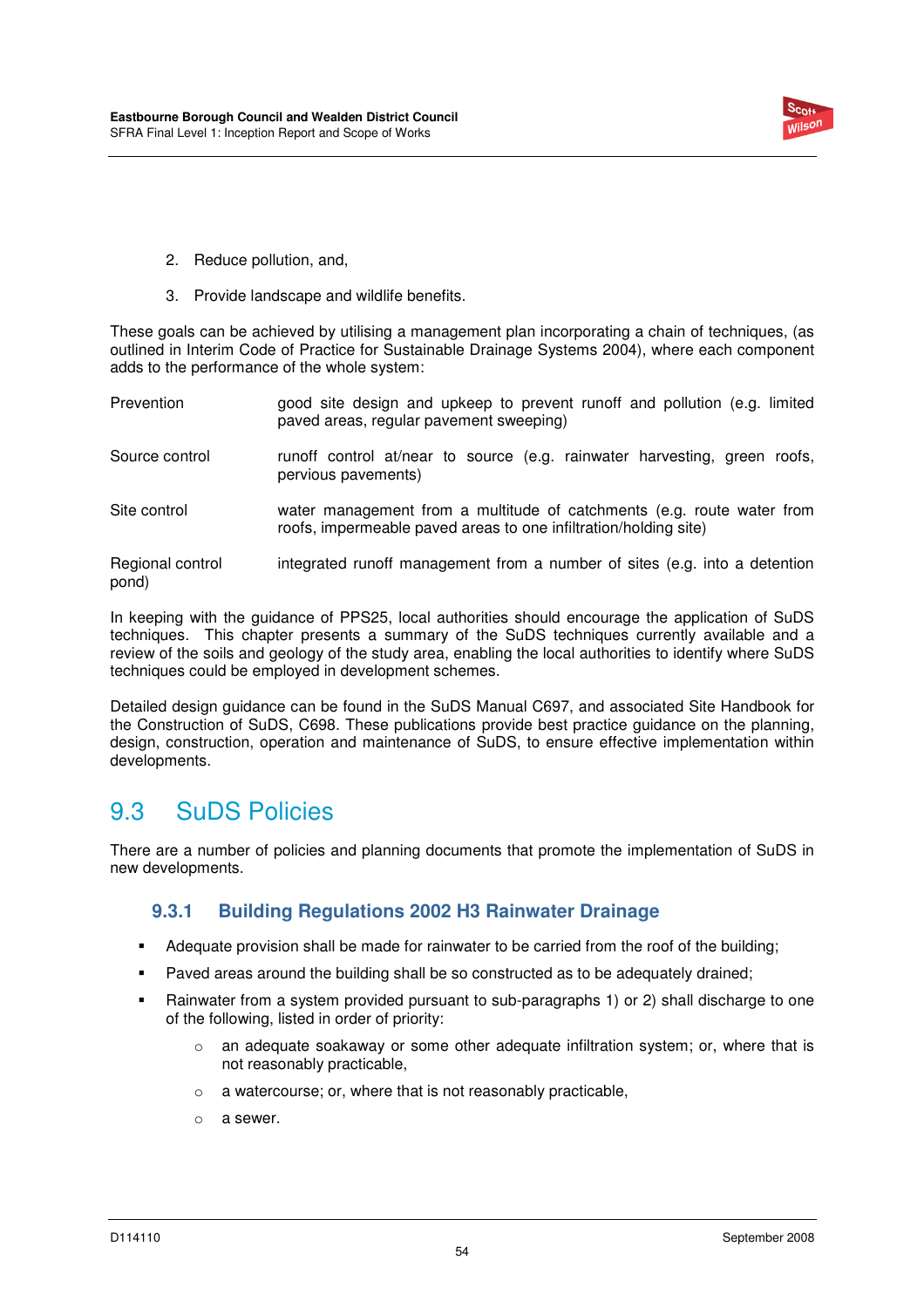2. Reduce pollution, and,

3. Provide landscape and wildlife benefits.

These goals can be achieved by utilising a management plan incorporating a chain of techniques, (as outlined in Interim Code of Practice for Sustainable Drainage Systems 2004), where each component adds to the performance of the whole system:

| | |
|---|---|
| Prevention | good site design and upkeep to prevent runoff and pollution (e.g. limited paved areas, regular pavement sweeping) |
| Source control | runoff control at/near to source (e.g. rainwater harvesting, green roofs, pervious pavements) |
| Site control | water management from a multitude of catchments (e.g. route water from roofs, impermeable paved areas to one infiltration/holding site) |
| Regional control | integrated runoff management from a number of sites (e.g. into a detention pond) |

In keeping with the guidance of PPS25, local authorities should encourage the application of SuDS techniques. This chapter presents a summary of the SuDS techniques currently available and a review of the soils and geology of the study area, enabling the local authorities to identify where SuDS techniques could be employed in development schemes.

Detailed design guidance can be found in the SuDS Manual C697, and associated Site Handbook for the Construction of SuDS, C698. These publications provide best practice guidance on the planning, design, construction, operation and maintenance of SuDS, to ensure effective implementation within developments.

## 9.3 SuDS Policies

There are a number of policies and planning documents that promote the implementation of SuDS in new developments.

### 9.3.1 Building Regulations 2002 H3 Rainwater Drainage

- Adequate provision shall be made for rainwater to be carried from the roof of the building;
- Paved areas around the building shall be so constructed as to be adequately drained;
- Rainwater from a system provided pursuant to sub-paragraphs 1) or 2) shall discharge to one of the following, listed in order of priority:
  - an adequate soakaway or some other adequate infiltration system; or, where that is not reasonably practicable,
  - a watercourse; or, where that is not reasonably practicable,
  - a sewer.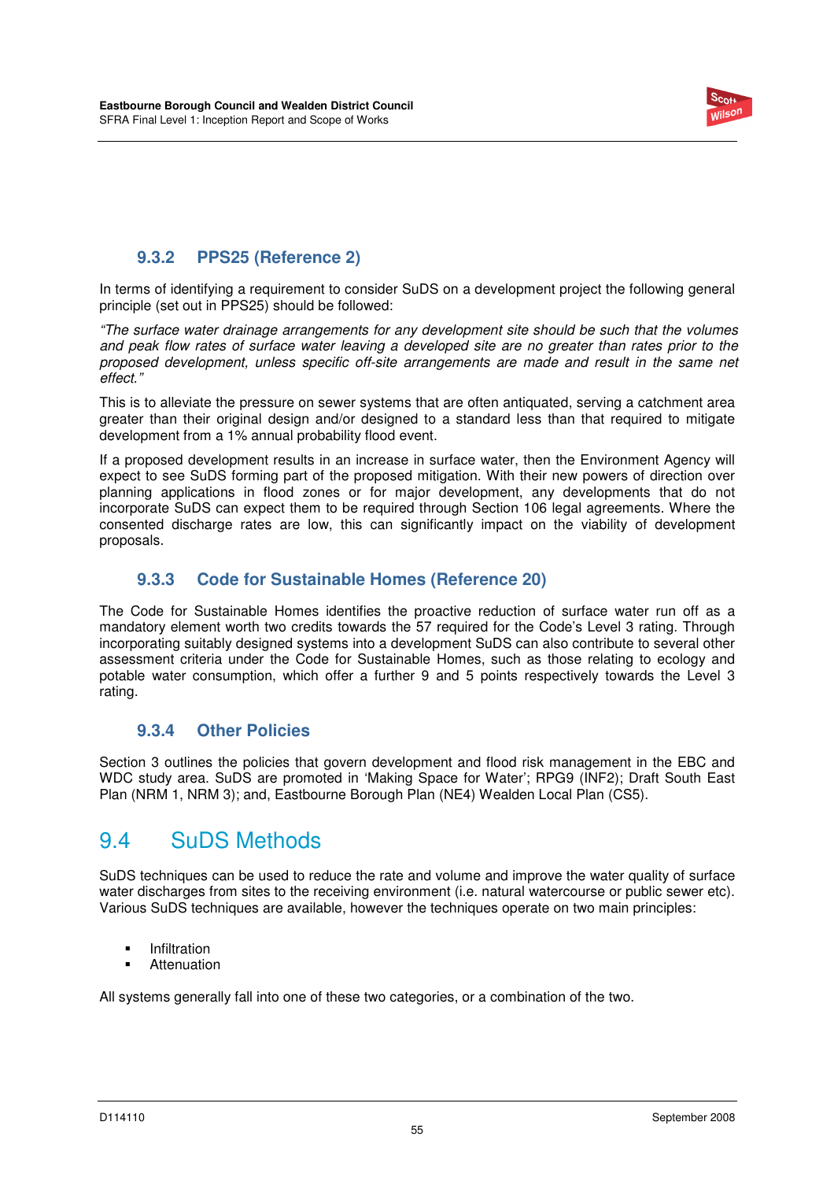### 9.3.2 PPS25 (Reference 2)

In terms of identifying a requirement to consider SuDS on a development project the following general principle (set out in PPS25) should be followed:

*"The surface water drainage arrangements for any development site should be such that the volumes and peak flow rates of surface water leaving a developed site are no greater than rates prior to the proposed development, unless specific off-site arrangements are made and result in the same net effect."*

This is to alleviate the pressure on sewer systems that are often antiquated, serving a catchment area greater than their original design and/or designed to a standard less than that required to mitigate development from a 1% annual probability flood event.

If a proposed development results in an increase in surface water, then the Environment Agency will expect to see SuDS forming part of the proposed mitigation. With their new powers of direction over planning applications in flood zones or for major development, any developments that do not incorporate SuDS can expect them to be required through Section 106 legal agreements. Where the consented discharge rates are low, this can significantly impact on the viability of development proposals.

### 9.3.3 Code for Sustainable Homes (Reference 20)

The Code for Sustainable Homes identifies the proactive reduction of surface water run off as a mandatory element worth two credits towards the 57 required for the Code's Level 3 rating. Through incorporating suitably designed systems into a development SuDS can also contribute to several other assessment criteria under the Code for Sustainable Homes, such as those relating to ecology and potable water consumption, which offer a further 9 and 5 points respectively towards the Level 3 rating.

### 9.3.4 Other Policies

Section 3 outlines the policies that govern development and flood risk management in the EBC and WDC study area. SuDS are promoted in 'Making Space for Water'; RPG9 (INF2); Draft South East Plan (NRM 1, NRM 3); and, Eastbourne Borough Plan (NE4) Wealden Local Plan (CS5).

## 9.4 SuDS Methods

SuDS techniques can be used to reduce the rate and volume and improve the water quality of surface water discharges from sites to the receiving environment (i.e. natural watercourse or public sewer etc). Various SuDS techniques are available, however the techniques operate on two main principles:

- Infiltration
- Attenuation

All systems generally fall into one of these two categories, or a combination of the two.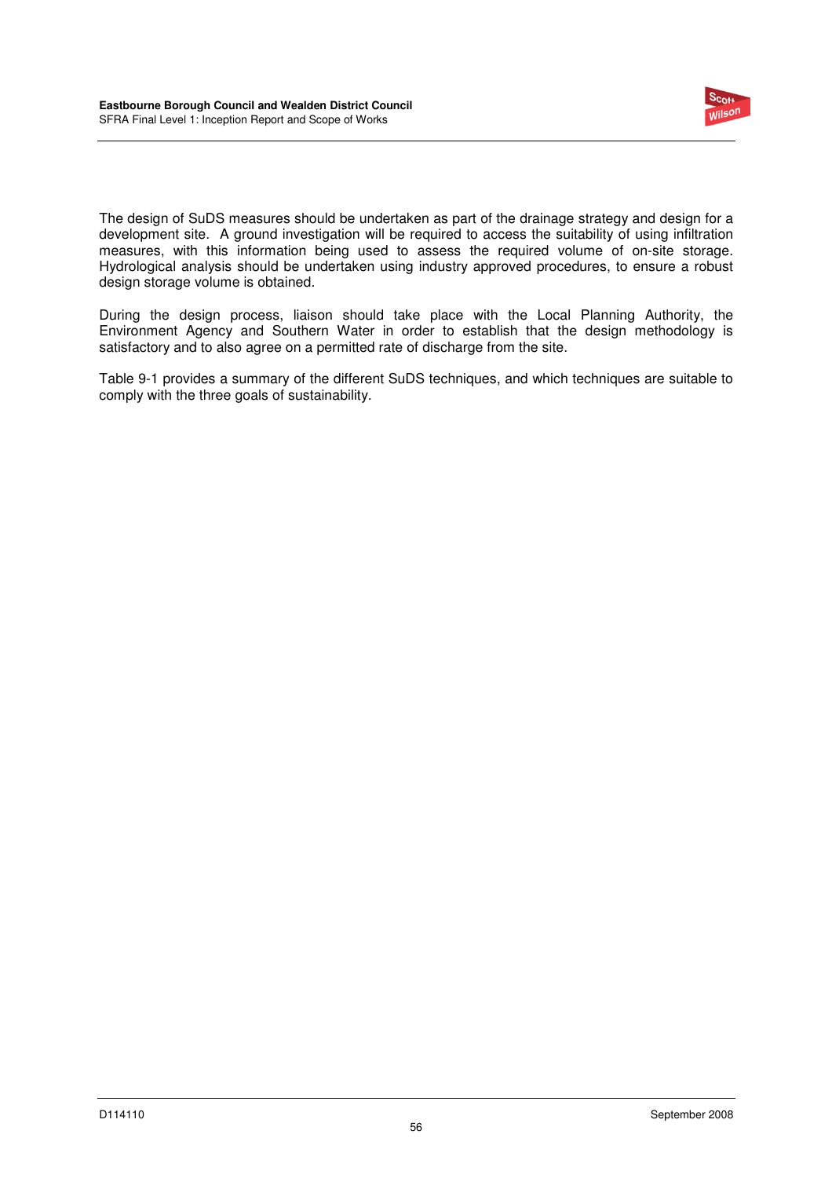The design of SuDS measures should be undertaken as part of the drainage strategy and design for a development site. A ground investigation will be required to access the suitability of using infiltration measures, with this information being used to assess the required volume of on-site storage. Hydrological analysis should be undertaken using industry approved procedures, to ensure a robust design storage volume is obtained.

During the design process, liaison should take place with the Local Planning Authority, the Environment Agency and Southern Water in order to establish that the design methodology is satisfactory and to also agree on a permitted rate of discharge from the site.

Table 9-1 provides a summary of the different SuDS techniques, and which techniques are suitable to comply with the three goals of sustainability.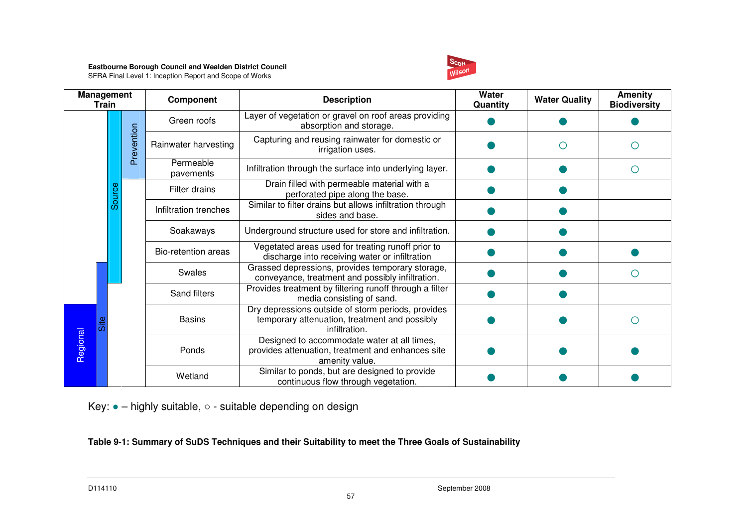| Management Train | Component | Description | Water Quantity | Water Quality | Amenity Biodiversity |
|---|---|---|---|---|---|
| Source – Prevention | Green roofs | Layer of vegetation or gravel on roof areas providing absorption and storage. | ● | ● | ● |
| Source – Prevention | Rainwater harvesting | Capturing and reusing rainwater for domestic or irrigation uses. | ● | ○ | ○ |
| Source – Prevention | Permeable pavements | Infiltration through the surface into underlying layer. | ● | ● | ○ |
| Source | Filter drains | Drain filled with permeable material with a perforated pipe along the base. | ● | ● | |
| Source | Infiltration trenches | Similar to filter drains but allows infiltration through sides and base. | ● | ● | |
| Source | Soakaways | Underground structure used for store and infiltration. | ● | ● | |
| Source | Bio-retention areas | Vegetated areas used for treating runoff prior to discharge into receiving water or infiltration | ● | ● | ● |
| Source / Site | Swales | Grassed depressions, provides temporary storage, conveyance, treatment and possibly infiltration. | ● | ● | ○ |
| Site | Sand filters | Provides treatment by filtering runoff through a filter media consisting of sand. | ● | ● | |
| Site / Regional | Basins | Dry depressions outside of storm periods, provides temporary attenuation, treatment and possibly infiltration. | ● | ● | ○ |
| Site / Regional | Ponds | Designed to accommodate water at all times, provides attenuation, treatment and enhances site amenity value. | ● | ● | ● |
| Site / Regional | Wetland | Similar to ponds, but are designed to provide continuous flow through vegetation. | ● | ● | ● |

Key: ● – highly suitable, ○ - suitable depending on design

**Table 9-1: Summary of SuDS Techniques and their Suitability to meet the Three Goals of Sustainability**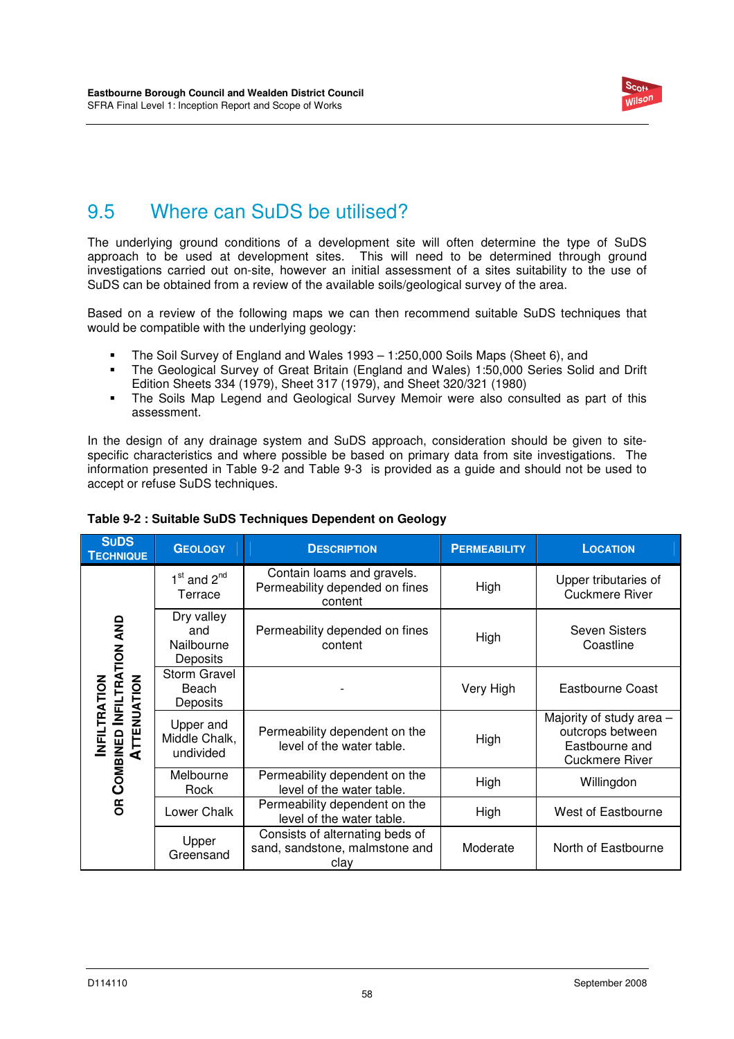## 9.5 Where can SuDS be utilised?

The underlying ground conditions of a development site will often determine the type of SuDS approach to be used at development sites. This will need to be determined through ground investigations carried out on-site, however an initial assessment of a sites suitability to the use of SuDS can be obtained from a review of the available soils/geological survey of the area.

Based on a review of the following maps we can then recommend suitable SuDS techniques that would be compatible with the underlying geology:

- The Soil Survey of England and Wales 1993 – 1:250,000 Soils Maps (Sheet 6), and
- The Geological Survey of Great Britain (England and Wales) 1:50,000 Series Solid and Drift Edition Sheets 334 (1979), Sheet 317 (1979), and Sheet 320/321 (1980)
- The Soils Map Legend and Geological Survey Memoir were also consulted as part of this assessment.

In the design of any drainage system and SuDS approach, consideration should be given to site-specific characteristics and where possible be based on primary data from site investigations. The information presented in Table 9-2 and Table 9-3 is provided as a guide and should not be used to accept or refuse SuDS techniques.

**Table 9-2 : Suitable SuDS Techniques Dependent on Geology**

| SuDS Technique | Geology | Description | Permeability | Location |
|---|---|---|---|---|
| Infiltration or Combined Infiltration and Attenuation | 1st and 2nd Terrace | Contain loams and gravels. Permeability depended on fines content | High | Upper tributaries of Cuckmere River |
| | Dry valley and Nailbourne Deposits | Permeability depended on fines content | High | Seven Sisters Coastline |
| | Storm Gravel Beach Deposits | - | Very High | Eastbourne Coast |
| | Upper and Middle Chalk, undivided | Permeability dependent on the level of the water table. | High | Majority of study area – outcrops between Eastbourne and Cuckmere River |
| | Melbourne Rock | Permeability dependent on the level of the water table. | High | Willingdon |
| | Lower Chalk | Permeability dependent on the level of the water table. | High | West of Eastbourne |
| | Upper Greensand | Consists of alternating beds of sand, sandstone, malmstone and clay | Moderate | North of Eastbourne |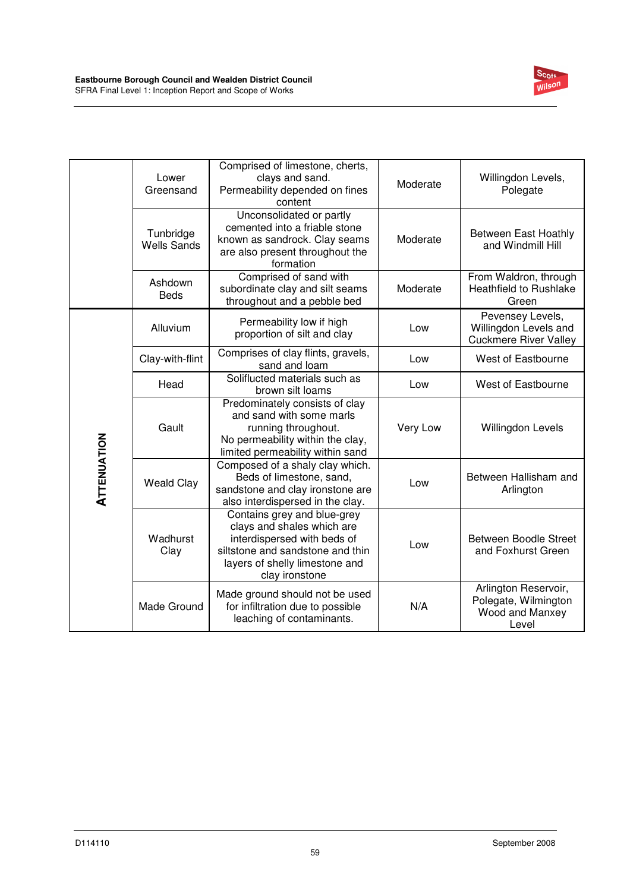| | | | | |
|---|---|---|---|---|
| | Lower Greensand | Comprised of limestone, cherts, clays and sand. Permeability depended on fines content | Moderate | Willingdon Levels, Polegate |
| | Tunbridge Wells Sands | Unconsolidated or partly cemented into a friable stone known as sandrock. Clay seams are also present throughout the formation | Moderate | Between East Hoathly and Windmill Hill |
| | Ashdown Beds | Comprised of sand with subordinate clay and silt seams throughout and a pebble bed | Moderate | From Waldron, through Heathfield to Rushlake Green |
| **ATTENUATION** | Alluvium | Permeability low if high proportion of silt and clay | Low | Pevensey Levels, Willingdon Levels and Cuckmere River Valley |
| | Clay-with-flint | Comprises of clay flints, gravels, sand and loam | Low | West of Eastbourne |
| | Head | Soliflucted materials such as brown silt loams | Low | West of Eastbourne |
| | Gault | Predominately consists of clay and sand with some marls running throughout. No permeability within the clay, limited permeability within sand | Very Low | Willingdon Levels |
| | Weald Clay | Composed of a shaly clay which. Beds of limestone, sand, sandstone and clay ironstone are also interdispersed in the clay. | Low | Between Hallisham and Arlington |
| | Wadhurst Clay | Contains grey and blue-grey clays and shales which are interdispersed with beds of siltstone and sandstone and thin layers of shelly limestone and clay ironstone | Low | Between Boodle Street and Foxhurst Green |
| | Made Ground | Made ground should not be used for infiltration due to possible leaching of contaminants. | N/A | Arlington Reservoir, Polegate, Wilmington Wood and Manxey Level |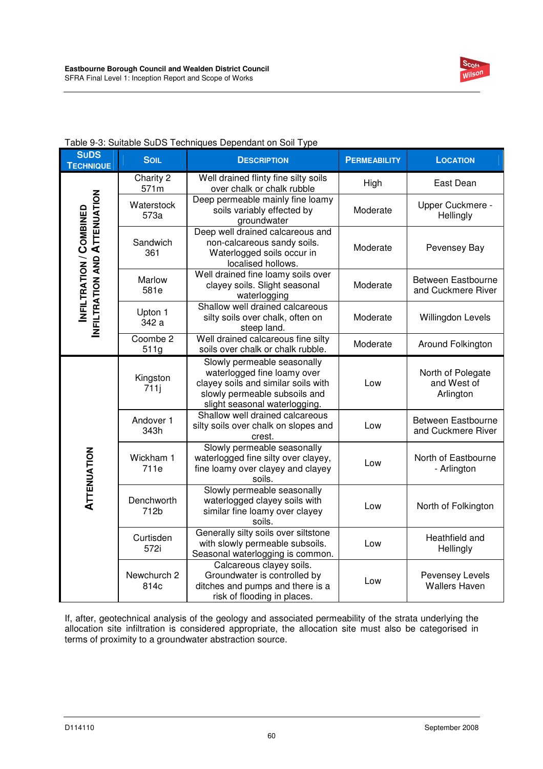Table 9-3: Suitable SuDS Techniques Dependant on Soil Type

| SuDS Technique | Soil | Description | Permeability | Location |
|---|---|---|---|---|
| Infiltration / Combined Infiltration and Attenuation | Charity 2 571m | Well drained flinty fine silty soils over chalk or chalk rubble | High | East Dean |
| | Waterstock 573a | Deep permeable mainly fine loamy soils variably effected by groundwater | Moderate | Upper Cuckmere - Hellingly |
| | Sandwich 361 | Deep well drained calcareous and non-calcareous sandy soils. Waterlogged soils occur in localised hollows. | Moderate | Pevensey Bay |
| | Marlow 581e | Well drained fine loamy soils over clayey soils. Slight seasonal waterlogging | Moderate | Between Eastbourne and Cuckmere River |
| | Upton 1 342 a | Shallow well drained calcareous silty soils over chalk, often on steep land. | Moderate | Willingdon Levels |
| | Coombe 2 511g | Well drained calcareous fine silty soils over chalk or chalk rubble. | Moderate | Around Folkington |
| Attenuation | Kingston 711j | Slowly permeable seasonally waterlogged fine loamy over clayey soils and similar soils with slowly permeable subsoils and slight seasonal waterlogging. | Low | North of Polegate and West of Arlington |
| | Andover 1 343h | Shallow well drained calcareous silty soils over chalk on slopes and crest. | Low | Between Eastbourne and Cuckmere River |
| | Wickham 1 711e | Slowly permeable seasonally waterlogged fine silty over clayey, fine loamy over clayey and clayey soils. | Low | North of Eastbourne - Arlington |
| | Denchworth 712b | Slowly permeable seasonally waterlogged clayey soils with similar fine loamy over clayey soils. | Low | North of Folkington |
| | Curtisden 572i | Generally silty soils over siltstone with slowly permeable subsoils. Seasonal waterlogging is common. | Low | Heathfield and Hellingly |
| | Newchurch 2 814c | Calcareous clayey soils. Groundwater is controlled by ditches and pumps and there is a risk of flooding in places. | Low | Pevensey Levels Wallers Haven |

If, after, geotechnical analysis of the geology and associated permeability of the strata underlying the allocation site infiltration is considered appropriate, the allocation site must also be categorised in terms of proximity to a groundwater abstraction source.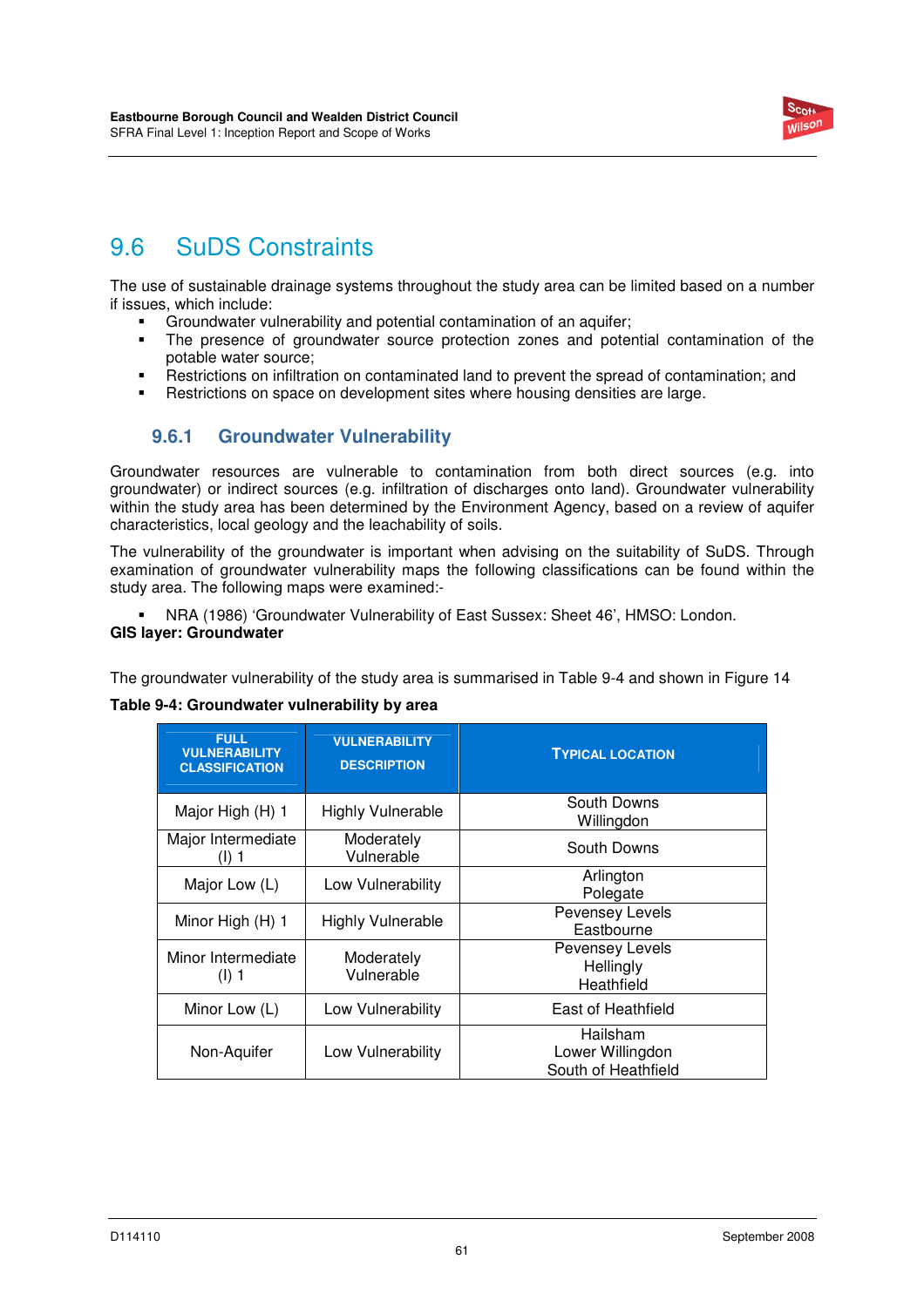## 9.6 SuDS Constraints

The use of sustainable drainage systems throughout the study area can be limited based on a number if issues, which include:

- Groundwater vulnerability and potential contamination of an aquifer;
- The presence of groundwater source protection zones and potential contamination of the potable water source;
- Restrictions on infiltration on contaminated land to prevent the spread of contamination; and
- Restrictions on space on development sites where housing densities are large.

### 9.6.1 Groundwater Vulnerability

Groundwater resources are vulnerable to contamination from both direct sources (e.g. into groundwater) or indirect sources (e.g. infiltration of discharges onto land). Groundwater vulnerability within the study area has been determined by the Environment Agency, based on a review of aquifer characteristics, local geology and the leachability of soils.

The vulnerability of the groundwater is important when advising on the suitability of SuDS. Through examination of groundwater vulnerability maps the following classifications can be found within the study area. The following maps were examined:-

- NRA (1986) 'Groundwater Vulnerability of East Sussex: Sheet 46', HMSO: London.

**GIS layer: Groundwater**

The groundwater vulnerability of the study area is summarised in Table 9-4 and shown in Figure 14

**Table 9-4: Groundwater vulnerability by area**

| FULL VULNERABILITY CLASSIFICATION | VULNERABILITY DESCRIPTION | TYPICAL LOCATION |
|---|---|---|
| Major High (H) 1 | Highly Vulnerable | South Downs<br>Willingdon |
| Major Intermediate (I) 1 | Moderately Vulnerable | South Downs |
| Major Low (L) | Low Vulnerability | Arlington<br>Polegate |
| Minor High (H) 1 | Highly Vulnerable | Pevensey Levels<br>Eastbourne |
| Minor Intermediate (I) 1 | Moderately Vulnerable | Pevensey Levels<br>Hellingly<br>Heathfield |
| Minor Low (L) | Low Vulnerability | East of Heathfield |
| Non-Aquifer | Low Vulnerability | Hailsham<br>Lower Willingdon<br>South of Heathfield |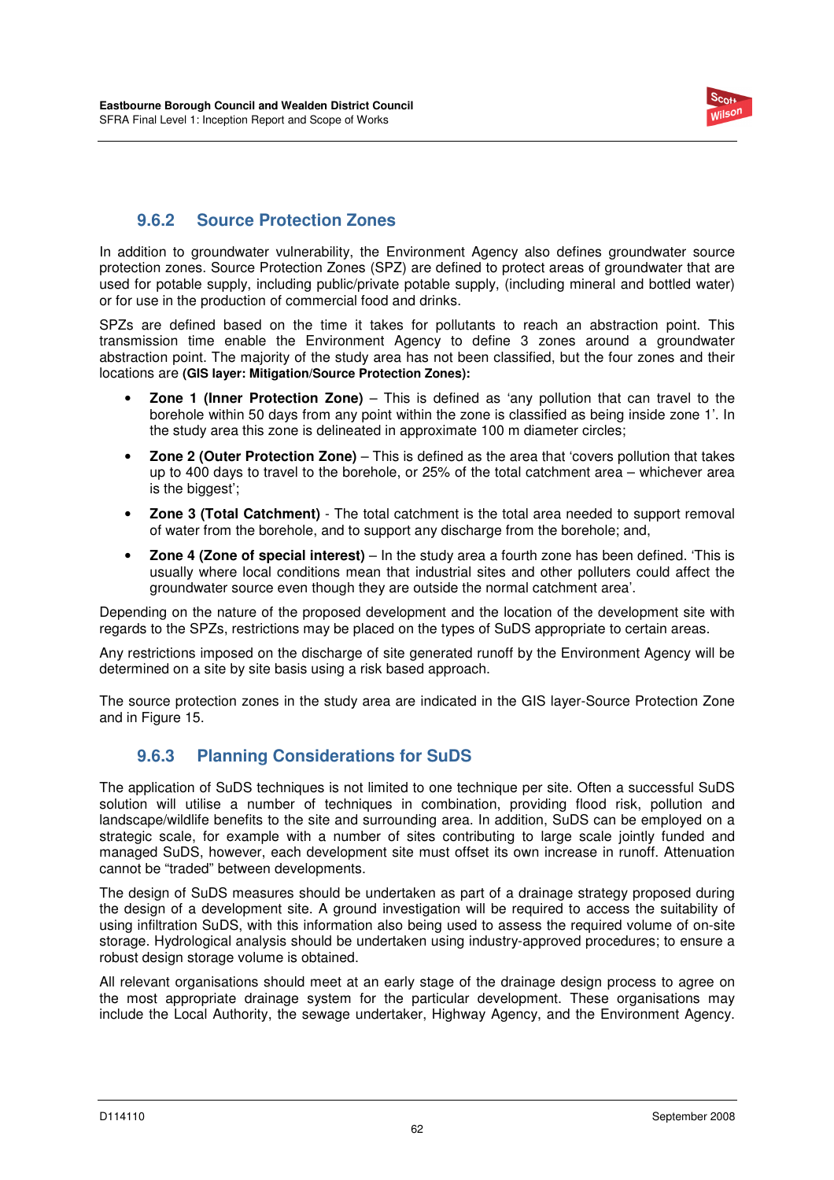### 9.6.2 Source Protection Zones

In addition to groundwater vulnerability, the Environment Agency also defines groundwater source protection zones. Source Protection Zones (SPZ) are defined to protect areas of groundwater that are used for potable supply, including public/private potable supply, (including mineral and bottled water) or for use in the production of commercial food and drinks.

SPZs are defined based on the time it takes for pollutants to reach an abstraction point. This transmission time enable the Environment Agency to define 3 zones around a groundwater abstraction point. The majority of the study area has not been classified, but the four zones and their locations are **(GIS layer: Mitigation/Source Protection Zones):**

- **Zone 1 (Inner Protection Zone)** – This is defined as 'any pollution that can travel to the borehole within 50 days from any point within the zone is classified as being inside zone 1'. In the study area this zone is delineated in approximate 100 m diameter circles;
- **Zone 2 (Outer Protection Zone)** – This is defined as the area that 'covers pollution that takes up to 400 days to travel to the borehole, or 25% of the total catchment area – whichever area is the biggest';
- **Zone 3 (Total Catchment)** - The total catchment is the total area needed to support removal of water from the borehole, and to support any discharge from the borehole; and,
- **Zone 4 (Zone of special interest)** – In the study area a fourth zone has been defined. 'This is usually where local conditions mean that industrial sites and other polluters could affect the groundwater source even though they are outside the normal catchment area'.

Depending on the nature of the proposed development and the location of the development site with regards to the SPZs, restrictions may be placed on the types of SuDS appropriate to certain areas.

Any restrictions imposed on the discharge of site generated runoff by the Environment Agency will be determined on a site by site basis using a risk based approach.

The source protection zones in the study area are indicated in the GIS layer-Source Protection Zone and in Figure 15.

### 9.6.3 Planning Considerations for SuDS

The application of SuDS techniques is not limited to one technique per site. Often a successful SuDS solution will utilise a number of techniques in combination, providing flood risk, pollution and landscape/wildlife benefits to the site and surrounding area. In addition, SuDS can be employed on a strategic scale, for example with a number of sites contributing to large scale jointly funded and managed SuDS, however, each development site must offset its own increase in runoff. Attenuation cannot be "traded" between developments.

The design of SuDS measures should be undertaken as part of a drainage strategy proposed during the design of a development site. A ground investigation will be required to access the suitability of using infiltration SuDS, with this information also being used to assess the required volume of on-site storage. Hydrological analysis should be undertaken using industry-approved procedures; to ensure a robust design storage volume is obtained.

All relevant organisations should meet at an early stage of the drainage design process to agree on the most appropriate drainage system for the particular development. These organisations may include the Local Authority, the sewage undertaker, Highway Agency, and the Environment Agency.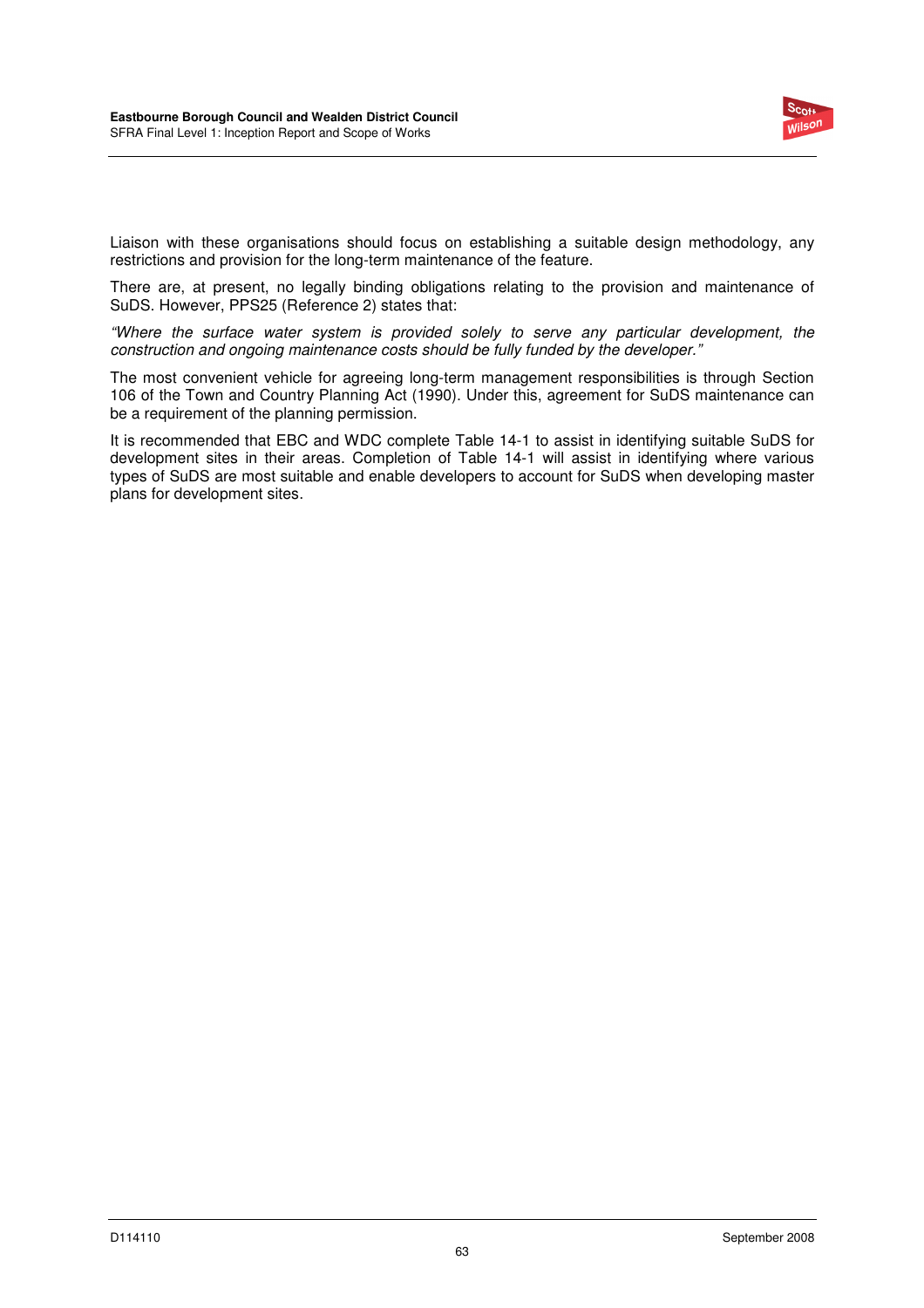Liaison with these organisations should focus on establishing a suitable design methodology, any restrictions and provision for the long-term maintenance of the feature.

There are, at present, no legally binding obligations relating to the provision and maintenance of SuDS. However, PPS25 (Reference 2) states that:

*"Where the surface water system is provided solely to serve any particular development, the construction and ongoing maintenance costs should be fully funded by the developer."*

The most convenient vehicle for agreeing long-term management responsibilities is through Section 106 of the Town and Country Planning Act (1990). Under this, agreement for SuDS maintenance can be a requirement of the planning permission.

It is recommended that EBC and WDC complete Table 14-1 to assist in identifying suitable SuDS for development sites in their areas. Completion of Table 14-1 will assist in identifying where various types of SuDS are most suitable and enable developers to account for SuDS when developing master plans for development sites.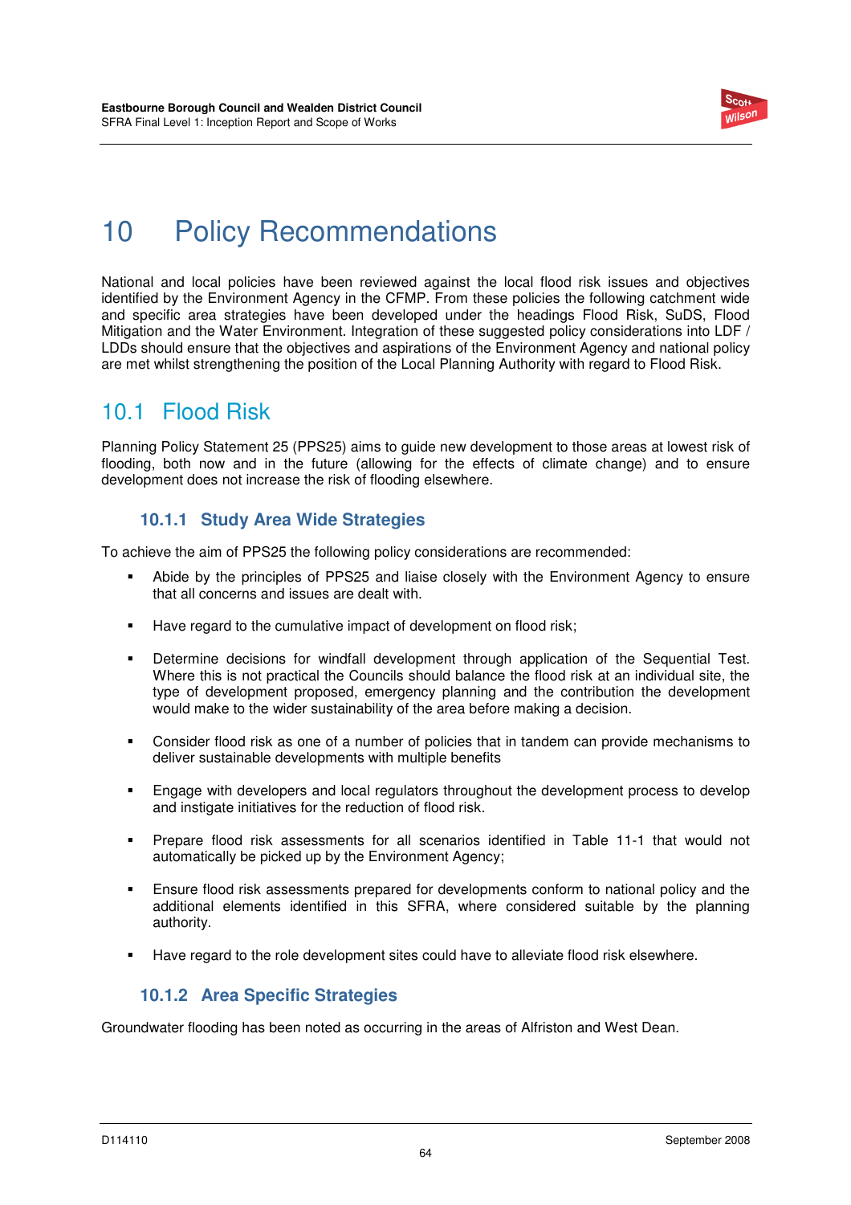# 10 Policy Recommendations

National and local policies have been reviewed against the local flood risk issues and objectives identified by the Environment Agency in the CFMP. From these policies the following catchment wide and specific area strategies have been developed under the headings Flood Risk, SuDS, Flood Mitigation and the Water Environment. Integration of these suggested policy considerations into LDF / LDDs should ensure that the objectives and aspirations of the Environment Agency and national policy are met whilst strengthening the position of the Local Planning Authority with regard to Flood Risk.

## 10.1 Flood Risk

Planning Policy Statement 25 (PPS25) aims to guide new development to those areas at lowest risk of flooding, both now and in the future (allowing for the effects of climate change) and to ensure development does not increase the risk of flooding elsewhere.

### 10.1.1 Study Area Wide Strategies

To achieve the aim of PPS25 the following policy considerations are recommended:

- Abide by the principles of PPS25 and liaise closely with the Environment Agency to ensure that all concerns and issues are dealt with.
- Have regard to the cumulative impact of development on flood risk;
- Determine decisions for windfall development through application of the Sequential Test. Where this is not practical the Councils should balance the flood risk at an individual site, the type of development proposed, emergency planning and the contribution the development would make to the wider sustainability of the area before making a decision.
- Consider flood risk as one of a number of policies that in tandem can provide mechanisms to deliver sustainable developments with multiple benefits
- Engage with developers and local regulators throughout the development process to develop and instigate initiatives for the reduction of flood risk.
- Prepare flood risk assessments for all scenarios identified in Table 11-1 that would not automatically be picked up by the Environment Agency;
- Ensure flood risk assessments prepared for developments conform to national policy and the additional elements identified in this SFRA, where considered suitable by the planning authority.
- Have regard to the role development sites could have to alleviate flood risk elsewhere.

### 10.1.2 Area Specific Strategies

Groundwater flooding has been noted as occurring in the areas of Alfriston and West Dean.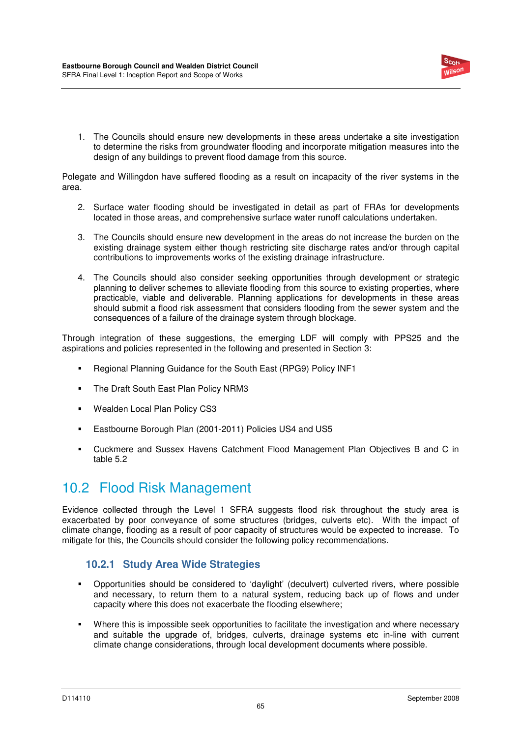1. The Councils should ensure new developments in these areas undertake a site investigation to determine the risks from groundwater flooding and incorporate mitigation measures into the design of any buildings to prevent flood damage from this source.

Polegate and Willingdon have suffered flooding as a result on incapacity of the river systems in the area.

2. Surface water flooding should be investigated in detail as part of FRAs for developments located in those areas, and comprehensive surface water runoff calculations undertaken.

3. The Councils should ensure new development in the areas do not increase the burden on the existing drainage system either though restricting site discharge rates and/or through capital contributions to improvements works of the existing drainage infrastructure.

4. The Councils should also consider seeking opportunities through development or strategic planning to deliver schemes to alleviate flooding from this source to existing properties, where practicable, viable and deliverable. Planning applications for developments in these areas should submit a flood risk assessment that considers flooding from the sewer system and the consequences of a failure of the drainage system through blockage.

Through integration of these suggestions, the emerging LDF will comply with PPS25 and the aspirations and policies represented in the following and presented in Section 3:

- Regional Planning Guidance for the South East (RPG9) Policy INF1
- The Draft South East Plan Policy NRM3
- Wealden Local Plan Policy CS3
- Eastbourne Borough Plan (2001-2011) Policies US4 and US5
- Cuckmere and Sussex Havens Catchment Flood Management Plan Objectives B and C in table 5.2

## 10.2 Flood Risk Management

Evidence collected through the Level 1 SFRA suggests flood risk throughout the study area is exacerbated by poor conveyance of some structures (bridges, culverts etc). With the impact of climate change, flooding as a result of poor capacity of structures would be expected to increase. To mitigate for this, the Councils should consider the following policy recommendations.

### 10.2.1 Study Area Wide Strategies

- Opportunities should be considered to 'daylight' (deculvert) culverted rivers, where possible and necessary, to return them to a natural system, reducing back up of flows and under capacity where this does not exacerbate the flooding elsewhere;
- Where this is impossible seek opportunities to facilitate the investigation and where necessary and suitable the upgrade of, bridges, culverts, drainage systems etc in-line with current climate change considerations, through local development documents where possible.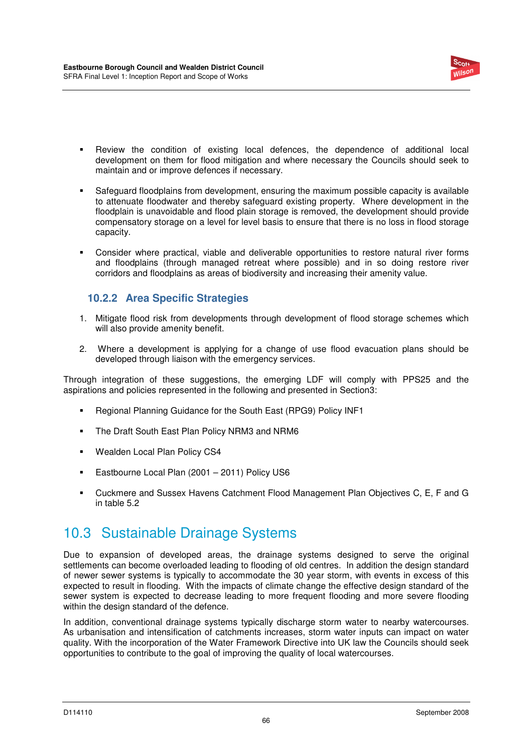- Review the condition of existing local defences, the dependence of additional local development on them for flood mitigation and where necessary the Councils should seek to maintain and or improve defences if necessary.

- Safeguard floodplains from development, ensuring the maximum possible capacity is available to attenuate floodwater and thereby safeguard existing property. Where development in the floodplain is unavoidable and flood plain storage is removed, the development should provide compensatory storage on a level for level basis to ensure that there is no loss in flood storage capacity.

- Consider where practical, viable and deliverable opportunities to restore natural river forms and floodplains (through managed retreat where possible) and in so doing restore river corridors and floodplains as areas of biodiversity and increasing their amenity value.

### 10.2.2 Area Specific Strategies

1. Mitigate flood risk from developments through development of flood storage schemes which will also provide amenity benefit.

2. Where a development is applying for a change of use flood evacuation plans should be developed through liaison with the emergency services.

Through integration of these suggestions, the emerging LDF will comply with PPS25 and the aspirations and policies represented in the following and presented in Section3:

- Regional Planning Guidance for the South East (RPG9) Policy INF1

- The Draft South East Plan Policy NRM3 and NRM6

- Wealden Local Plan Policy CS4

- Eastbourne Local Plan (2001 – 2011) Policy US6

- Cuckmere and Sussex Havens Catchment Flood Management Plan Objectives C, E, F and G in table 5.2

## 10.3 Sustainable Drainage Systems

Due to expansion of developed areas, the drainage systems designed to serve the original settlements can become overloaded leading to flooding of old centres. In addition the design standard of newer sewer systems is typically to accommodate the 30 year storm, with events in excess of this expected to result in flooding. With the impacts of climate change the effective design standard of the sewer system is expected to decrease leading to more frequent flooding and more severe flooding within the design standard of the defence.

In addition, conventional drainage systems typically discharge storm water to nearby watercourses. As urbanisation and intensification of catchments increases, storm water inputs can impact on water quality. With the incorporation of the Water Framework Directive into UK law the Councils should seek opportunities to contribute to the goal of improving the quality of local watercourses.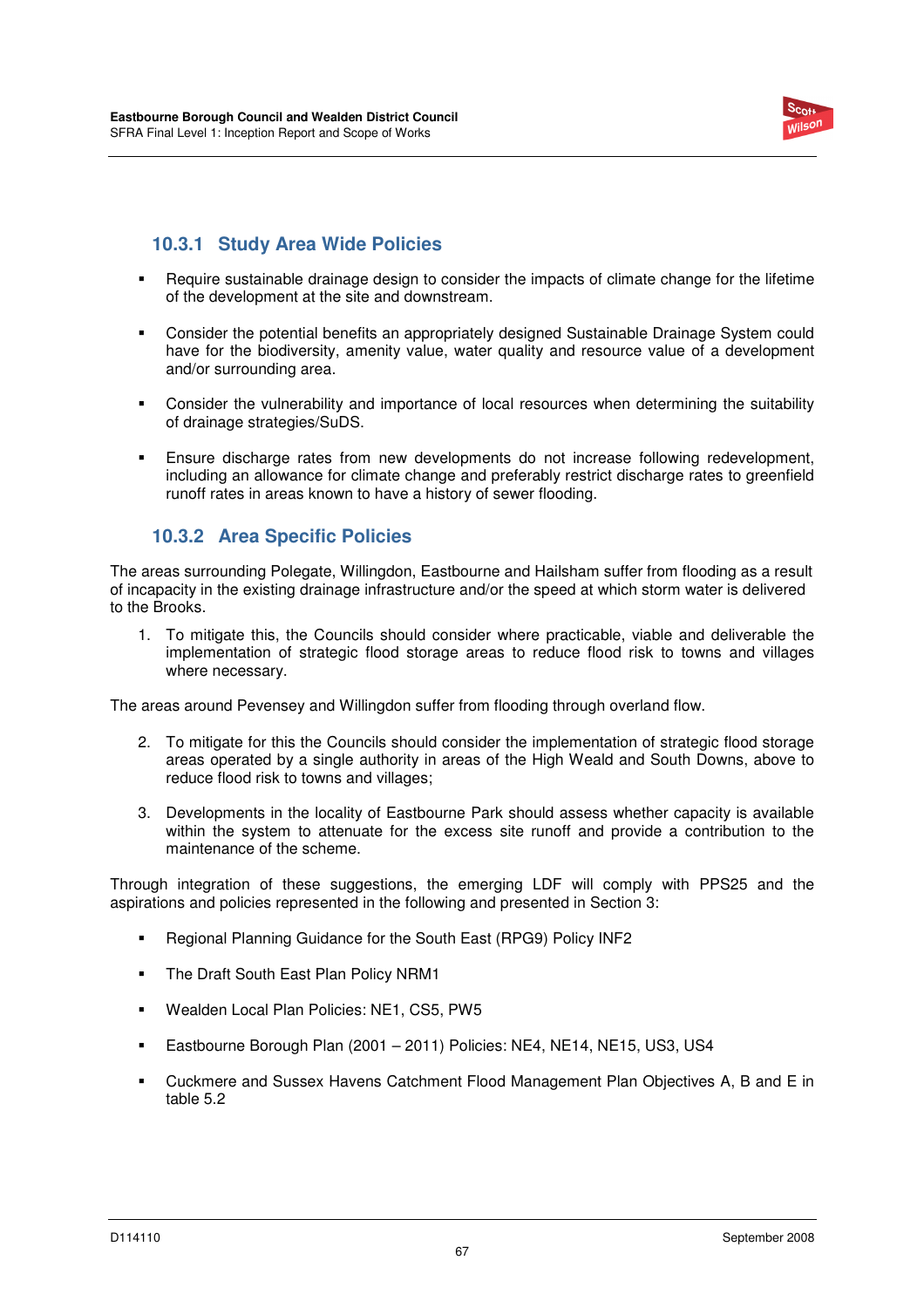### 10.3.1 Study Area Wide Policies

- Require sustainable drainage design to consider the impacts of climate change for the lifetime of the development at the site and downstream.
- Consider the potential benefits an appropriately designed Sustainable Drainage System could have for the biodiversity, amenity value, water quality and resource value of a development and/or surrounding area.
- Consider the vulnerability and importance of local resources when determining the suitability of drainage strategies/SuDS.
- Ensure discharge rates from new developments do not increase following redevelopment, including an allowance for climate change and preferably restrict discharge rates to greenfield runoff rates in areas known to have a history of sewer flooding.

### 10.3.2 Area Specific Policies

The areas surrounding Polegate, Willingdon, Eastbourne and Hailsham suffer from flooding as a result of incapacity in the existing drainage infrastructure and/or the speed at which storm water is delivered to the Brooks.

1. To mitigate this, the Councils should consider where practicable, viable and deliverable the implementation of strategic flood storage areas to reduce flood risk to towns and villages where necessary.

The areas around Pevensey and Willingdon suffer from flooding through overland flow.

2. To mitigate for this the Councils should consider the implementation of strategic flood storage areas operated by a single authority in areas of the High Weald and South Downs, above to reduce flood risk to towns and villages;
3. Developments in the locality of Eastbourne Park should assess whether capacity is available within the system to attenuate for the excess site runoff and provide a contribution to the maintenance of the scheme.

Through integration of these suggestions, the emerging LDF will comply with PPS25 and the aspirations and policies represented in the following and presented in Section 3:

- Regional Planning Guidance for the South East (RPG9) Policy INF2
- The Draft South East Plan Policy NRM1
- Wealden Local Plan Policies: NE1, CS5, PW5
- Eastbourne Borough Plan (2001 – 2011) Policies: NE4, NE14, NE15, US3, US4
- Cuckmere and Sussex Havens Catchment Flood Management Plan Objectives A, B and E in table 5.2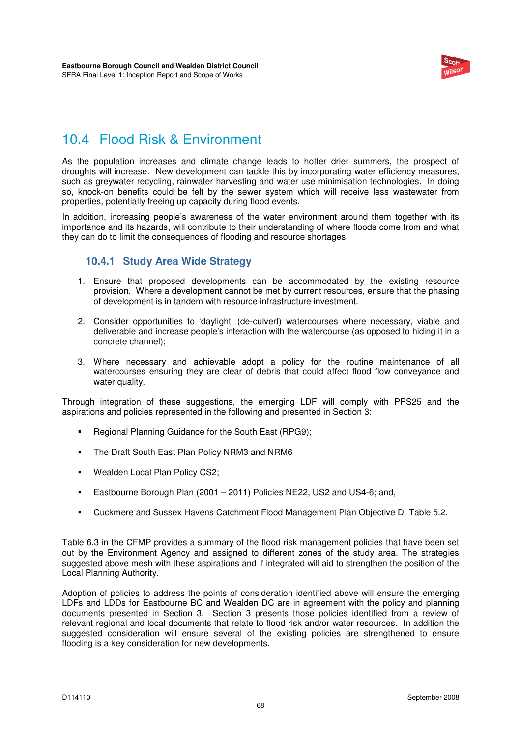## 10.4 Flood Risk & Environment

As the population increases and climate change leads to hotter drier summers, the prospect of droughts will increase. New development can tackle this by incorporating water efficiency measures, such as greywater recycling, rainwater harvesting and water use minimisation technologies. In doing so, knock-on benefits could be felt by the sewer system which will receive less wastewater from properties, potentially freeing up capacity during flood events.

In addition, increasing people's awareness of the water environment around them together with its importance and its hazards, will contribute to their understanding of where floods come from and what they can do to limit the consequences of flooding and resource shortages.

### 10.4.1 Study Area Wide Strategy

1. Ensure that proposed developments can be accommodated by the existing resource provision. Where a development cannot be met by current resources, ensure that the phasing of development is in tandem with resource infrastructure investment.

2. Consider opportunities to 'daylight' (de-culvert) watercourses where necessary, viable and deliverable and increase people's interaction with the watercourse (as opposed to hiding it in a concrete channel);

3. Where necessary and achievable adopt a policy for the routine maintenance of all watercourses ensuring they are clear of debris that could affect flood flow conveyance and water quality.

Through integration of these suggestions, the emerging LDF will comply with PPS25 and the aspirations and policies represented in the following and presented in Section 3:

- Regional Planning Guidance for the South East (RPG9);
- The Draft South East Plan Policy NRM3 and NRM6
- Wealden Local Plan Policy CS2;
- Eastbourne Borough Plan (2001 – 2011) Policies NE22, US2 and US4-6; and,
- Cuckmere and Sussex Havens Catchment Flood Management Plan Objective D, Table 5.2.

Table 6.3 in the CFMP provides a summary of the flood risk management policies that have been set out by the Environment Agency and assigned to different zones of the study area. The strategies suggested above mesh with these aspirations and if integrated will aid to strengthen the position of the Local Planning Authority.

Adoption of policies to address the points of consideration identified above will ensure the emerging LDFs and LDDs for Eastbourne BC and Wealden DC are in agreement with the policy and planning documents presented in Section 3. Section 3 presents those policies identified from a review of relevant regional and local documents that relate to flood risk and/or water resources. In addition the suggested consideration will ensure several of the existing policies are strengthened to ensure flooding is a key consideration for new developments.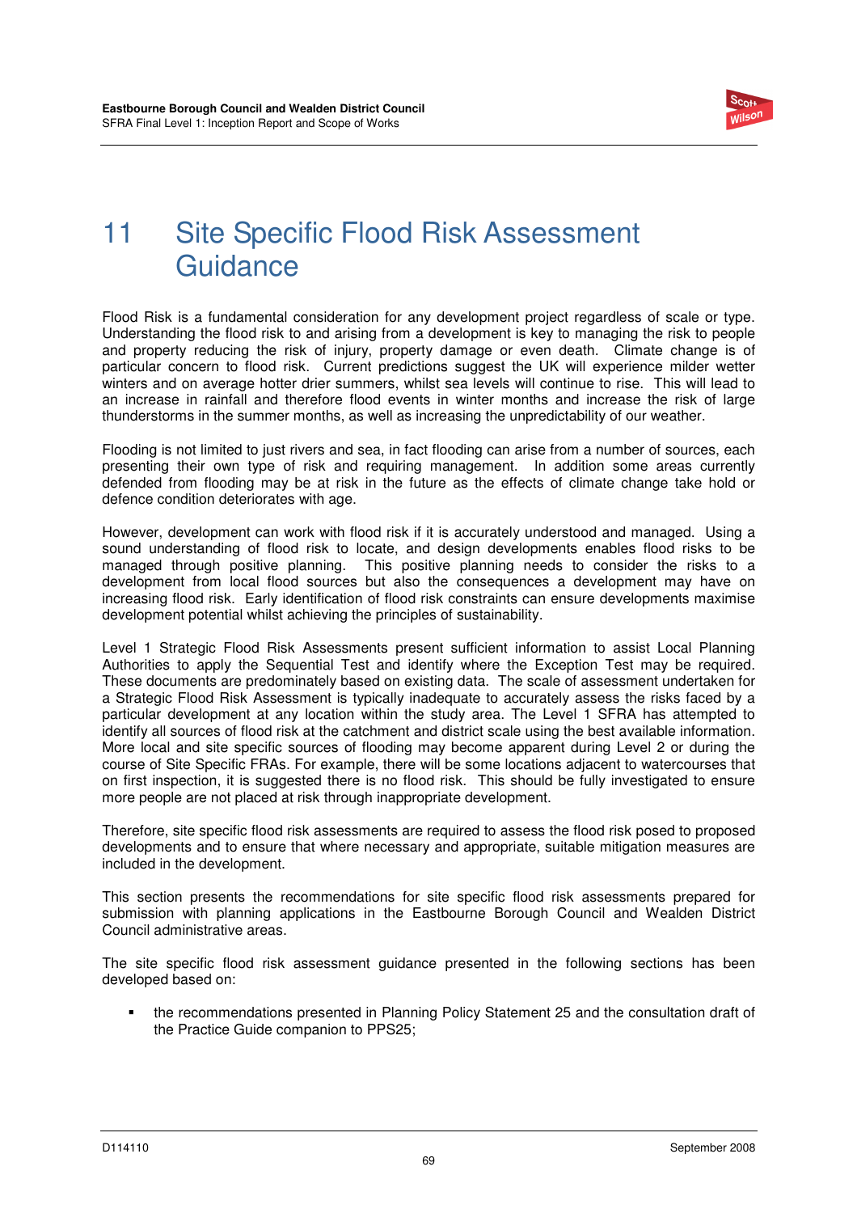# 11 Site Specific Flood Risk Assessment Guidance

Flood Risk is a fundamental consideration for any development project regardless of scale or type. Understanding the flood risk to and arising from a development is key to managing the risk to people and property reducing the risk of injury, property damage or even death. Climate change is of particular concern to flood risk. Current predictions suggest the UK will experience milder wetter winters and on average hotter drier summers, whilst sea levels will continue to rise. This will lead to an increase in rainfall and therefore flood events in winter months and increase the risk of large thunderstorms in the summer months, as well as increasing the unpredictability of our weather.

Flooding is not limited to just rivers and sea, in fact flooding can arise from a number of sources, each presenting their own type of risk and requiring management. In addition some areas currently defended from flooding may be at risk in the future as the effects of climate change take hold or defence condition deteriorates with age.

However, development can work with flood risk if it is accurately understood and managed. Using a sound understanding of flood risk to locate, and design developments enables flood risks to be managed through positive planning. This positive planning needs to consider the risks to a development from local flood sources but also the consequences a development may have on increasing flood risk. Early identification of flood risk constraints can ensure developments maximise development potential whilst achieving the principles of sustainability.

Level 1 Strategic Flood Risk Assessments present sufficient information to assist Local Planning Authorities to apply the Sequential Test and identify where the Exception Test may be required. These documents are predominately based on existing data. The scale of assessment undertaken for a Strategic Flood Risk Assessment is typically inadequate to accurately assess the risks faced by a particular development at any location within the study area. The Level 1 SFRA has attempted to identify all sources of flood risk at the catchment and district scale using the best available information. More local and site specific sources of flooding may become apparent during Level 2 or during the course of Site Specific FRAs. For example, there will be some locations adjacent to watercourses that on first inspection, it is suggested there is no flood risk. This should be fully investigated to ensure more people are not placed at risk through inappropriate development.

Therefore, site specific flood risk assessments are required to assess the flood risk posed to proposed developments and to ensure that where necessary and appropriate, suitable mitigation measures are included in the development.

This section presents the recommendations for site specific flood risk assessments prepared for submission with planning applications in the Eastbourne Borough Council and Wealden District Council administrative areas.

The site specific flood risk assessment guidance presented in the following sections has been developed based on:

- the recommendations presented in Planning Policy Statement 25 and the consultation draft of the Practice Guide companion to PPS25;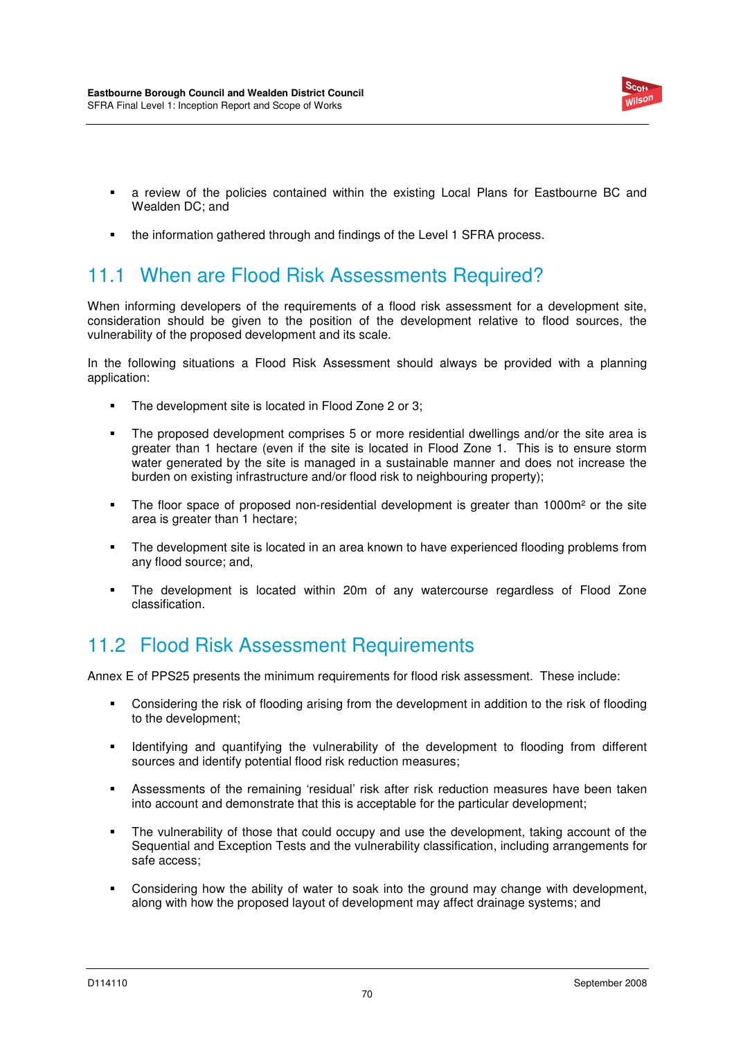- a review of the policies contained within the existing Local Plans for Eastbourne BC and Wealden DC; and
- the information gathered through and findings of the Level 1 SFRA process.

## 11.1 When are Flood Risk Assessments Required?

When informing developers of the requirements of a flood risk assessment for a development site, consideration should be given to the position of the development relative to flood sources, the vulnerability of the proposed development and its scale.

In the following situations a Flood Risk Assessment should always be provided with a planning application:

- The development site is located in Flood Zone 2 or 3;
- The proposed development comprises 5 or more residential dwellings and/or the site area is greater than 1 hectare (even if the site is located in Flood Zone 1. This is to ensure storm water generated by the site is managed in a sustainable manner and does not increase the burden on existing infrastructure and/or flood risk to neighbouring property);
- The floor space of proposed non-residential development is greater than 1000m² or the site area is greater than 1 hectare;
- The development site is located in an area known to have experienced flooding problems from any flood source; and,
- The development is located within 20m of any watercourse regardless of Flood Zone classification.

## 11.2 Flood Risk Assessment Requirements

Annex E of PPS25 presents the minimum requirements for flood risk assessment. These include:

- Considering the risk of flooding arising from the development in addition to the risk of flooding to the development;
- Identifying and quantifying the vulnerability of the development to flooding from different sources and identify potential flood risk reduction measures;
- Assessments of the remaining 'residual' risk after risk reduction measures have been taken into account and demonstrate that this is acceptable for the particular development;
- The vulnerability of those that could occupy and use the development, taking account of the Sequential and Exception Tests and the vulnerability classification, including arrangements for safe access;
- Considering how the ability of water to soak into the ground may change with development, along with how the proposed layout of development may affect drainage systems; and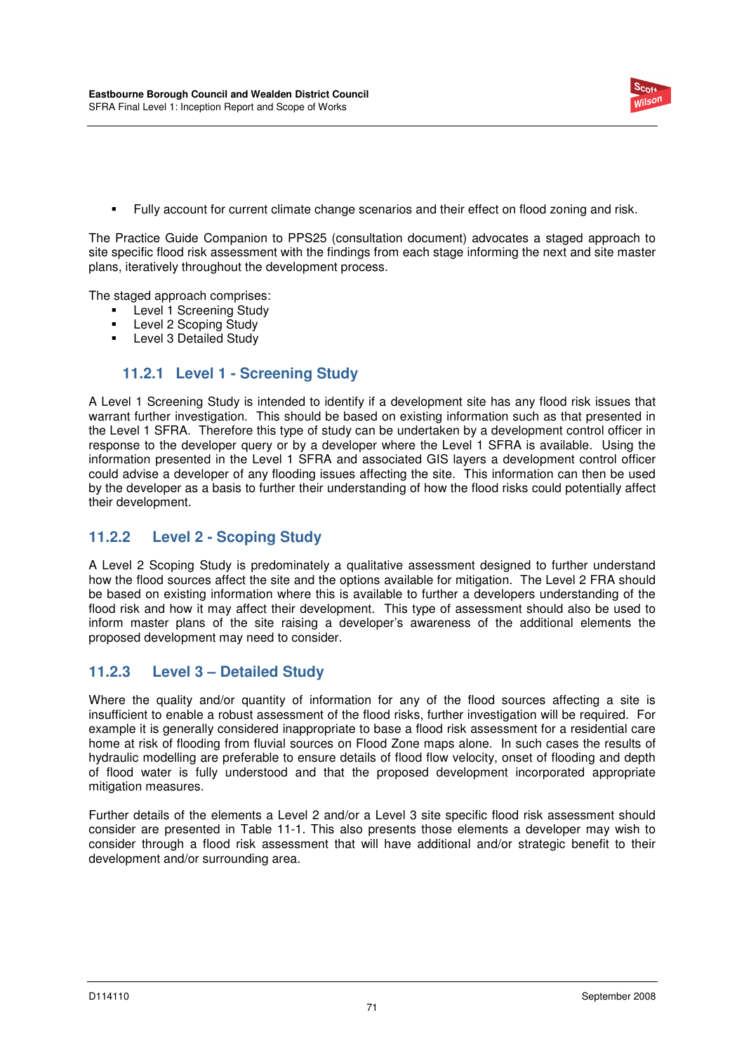- Fully account for current climate change scenarios and their effect on flood zoning and risk.

The Practice Guide Companion to PPS25 (consultation document) advocates a staged approach to site specific flood risk assessment with the findings from each stage informing the next and site master plans, iteratively throughout the development process.

The staged approach comprises:

- Level 1 Screening Study
- Level 2 Scoping Study
- Level 3 Detailed Study

### 11.2.1 Level 1 - Screening Study

A Level 1 Screening Study is intended to identify if a development site has any flood risk issues that warrant further investigation. This should be based on existing information such as that presented in the Level 1 SFRA. Therefore this type of study can be undertaken by a development control officer in response to the developer query or by a developer where the Level 1 SFRA is available. Using the information presented in the Level 1 SFRA and associated GIS layers a development control officer could advise a developer of any flooding issues affecting the site. This information can then be used by the developer as a basis to further their understanding of how the flood risks could potentially affect their development.

### 11.2.2 Level 2 - Scoping Study

A Level 2 Scoping Study is predominately a qualitative assessment designed to further understand how the flood sources affect the site and the options available for mitigation. The Level 2 FRA should be based on existing information where this is available to further a developers understanding of the flood risk and how it may affect their development. This type of assessment should also be used to inform master plans of the site raising a developer's awareness of the additional elements the proposed development may need to consider.

### 11.2.3 Level 3 – Detailed Study

Where the quality and/or quantity of information for any of the flood sources affecting a site is insufficient to enable a robust assessment of the flood risks, further investigation will be required. For example it is generally considered inappropriate to base a flood risk assessment for a residential care home at risk of flooding from fluvial sources on Flood Zone maps alone. In such cases the results of hydraulic modelling are preferable to ensure details of flood flow velocity, onset of flooding and depth of flood water is fully understood and that the proposed development incorporated appropriate mitigation measures.

Further details of the elements a Level 2 and/or a Level 3 site specific flood risk assessment should consider are presented in Table 11-1. This also presents those elements a developer may wish to consider through a flood risk assessment that will have additional and/or strategic benefit to their development and/or surrounding area.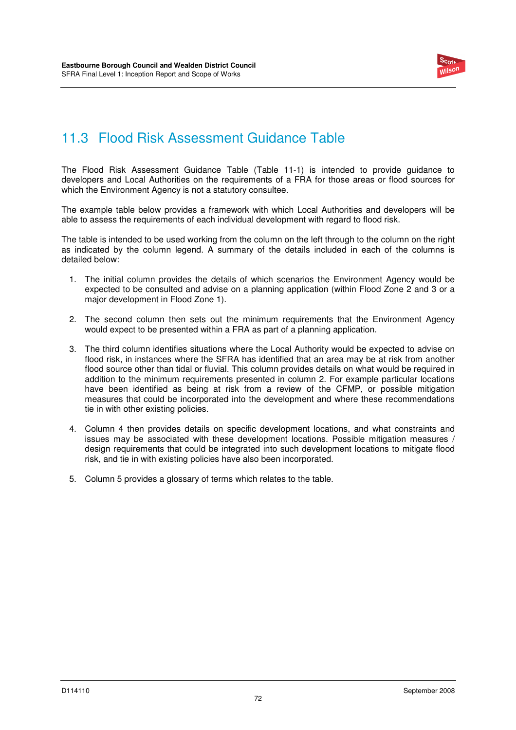## 11.3 Flood Risk Assessment Guidance Table

The Flood Risk Assessment Guidance Table (Table 11-1) is intended to provide guidance to developers and Local Authorities on the requirements of a FRA for those areas or flood sources for which the Environment Agency is not a statutory consultee.

The example table below provides a framework with which Local Authorities and developers will be able to assess the requirements of each individual development with regard to flood risk.

The table is intended to be used working from the column on the left through to the column on the right as indicated by the column legend. A summary of the details included in each of the columns is detailed below:

1. The initial column provides the details of which scenarios the Environment Agency would be expected to be consulted and advise on a planning application (within Flood Zone 2 and 3 or a major development in Flood Zone 1).

2. The second column then sets out the minimum requirements that the Environment Agency would expect to be presented within a FRA as part of a planning application.

3. The third column identifies situations where the Local Authority would be expected to advise on flood risk, in instances where the SFRA has identified that an area may be at risk from another flood source other than tidal or fluvial. This column provides details on what would be required in addition to the minimum requirements presented in column 2. For example particular locations have been identified as being at risk from a review of the CFMP, or possible mitigation measures that could be incorporated into the development and where these recommendations tie in with other existing policies.

4. Column 4 then provides details on specific development locations, and what constraints and issues may be associated with these development locations. Possible mitigation measures / design requirements that could be integrated into such development locations to mitigate flood risk, and tie in with existing policies have also been incorporated.

5. Column 5 provides a glossary of terms which relates to the table.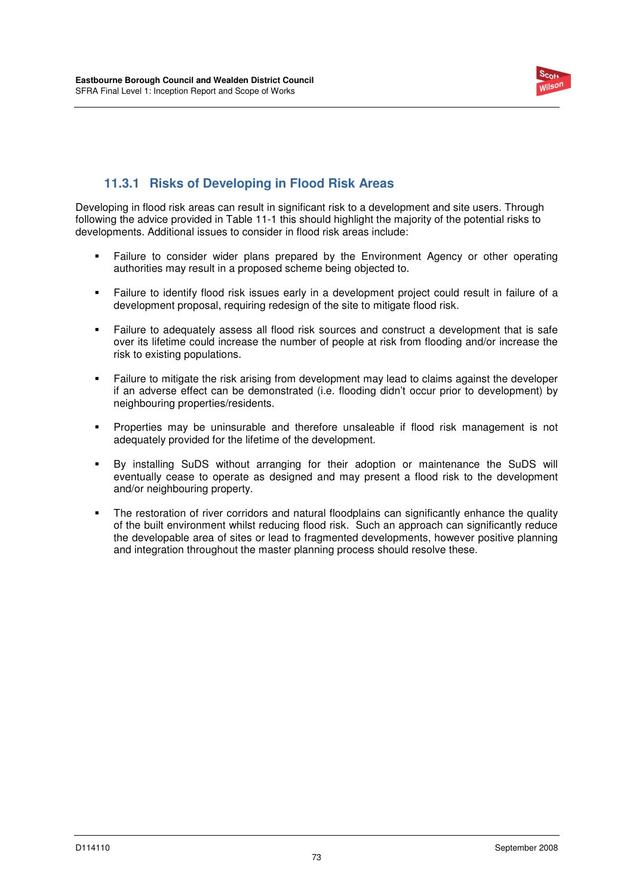### 11.3.1 Risks of Developing in Flood Risk Areas

Developing in flood risk areas can result in significant risk to a development and site users. Through following the advice provided in Table 11-1 this should highlight the majority of the potential risks to developments. Additional issues to consider in flood risk areas include:

- Failure to consider wider plans prepared by the Environment Agency or other operating authorities may result in a proposed scheme being objected to.
- Failure to identify flood risk issues early in a development project could result in failure of a development proposal, requiring redesign of the site to mitigate flood risk.
- Failure to adequately assess all flood risk sources and construct a development that is safe over its lifetime could increase the number of people at risk from flooding and/or increase the risk to existing populations.
- Failure to mitigate the risk arising from development may lead to claims against the developer if an adverse effect can be demonstrated (i.e. flooding didn't occur prior to development) by neighbouring properties/residents.
- Properties may be uninsurable and therefore unsaleable if flood risk management is not adequately provided for the lifetime of the development.
- By installing SuDS without arranging for their adoption or maintenance the SuDS will eventually cease to operate as designed and may present a flood risk to the development and/or neighbouring property.
- The restoration of river corridors and natural floodplains can significantly enhance the quality of the built environment whilst reducing flood risk. Such an approach can significantly reduce the developable area of sites or lead to fragmented developments, however positive planning and integration throughout the master planning process should resolve these.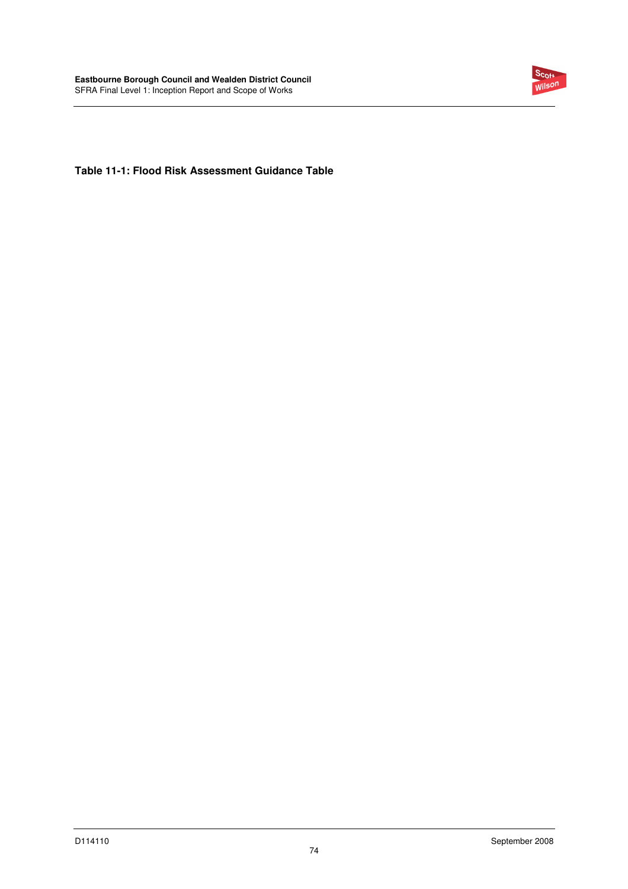**Table 11-1: Flood Risk Assessment Guidance Table**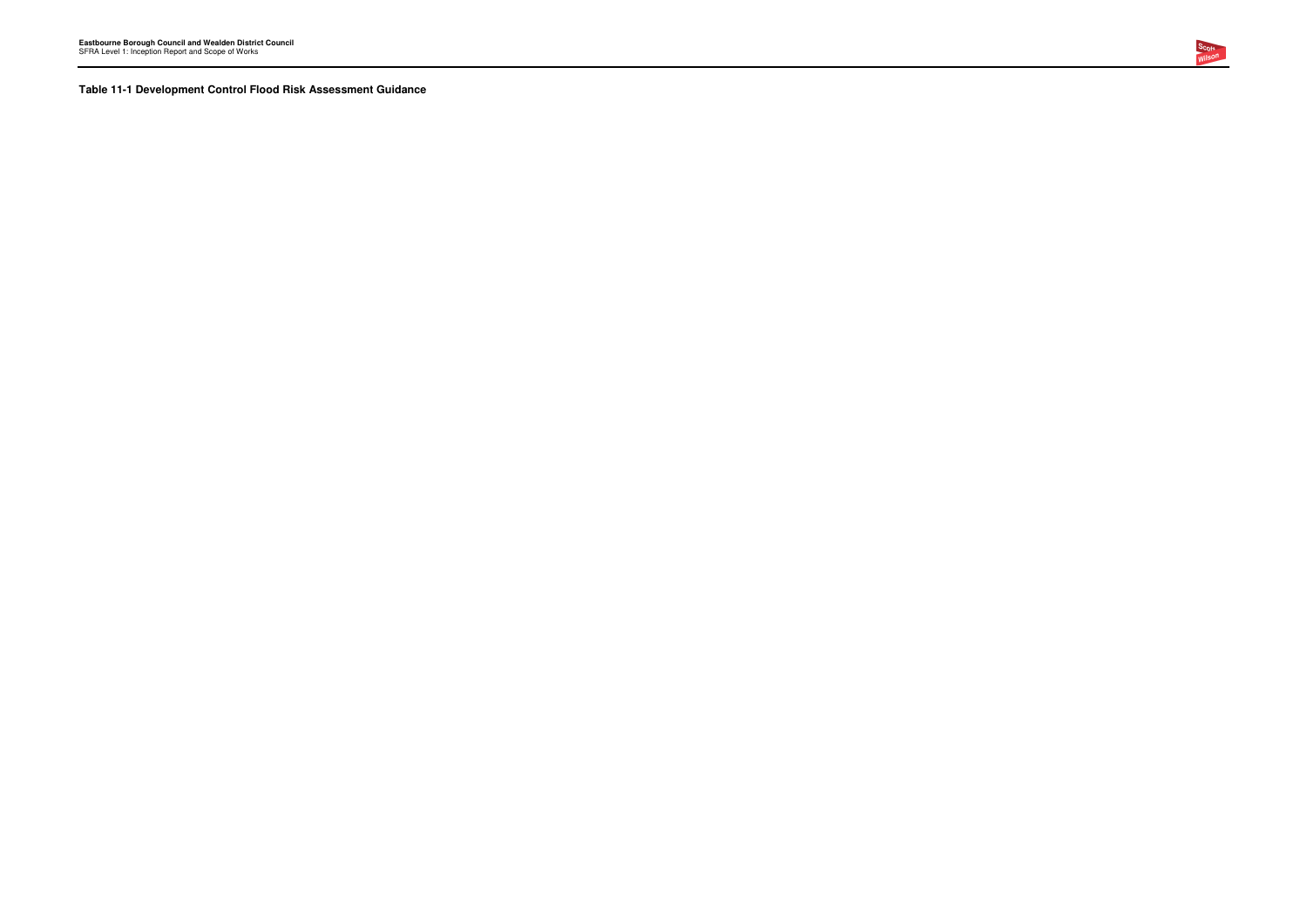**Table 11-1 Development Control Flood Risk Assessment Guidance**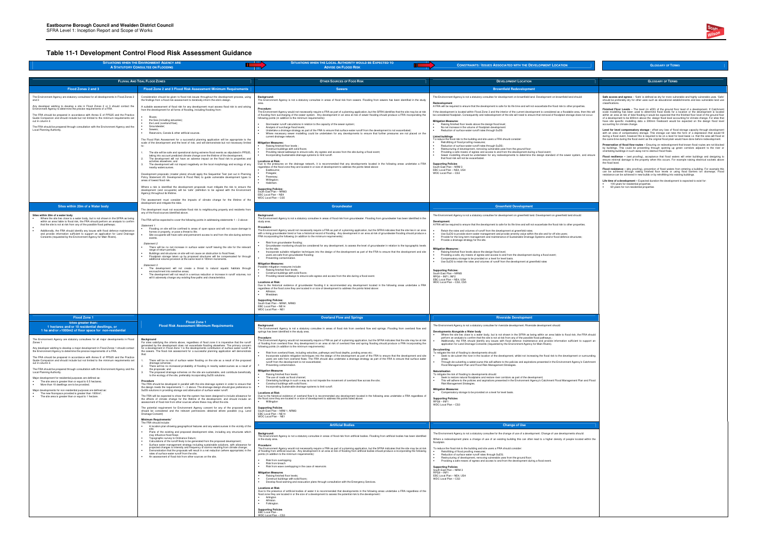# Table 11-1 Development Control Flood Risk Assessment Guidance

SITUATIONS WHEN THE ENVIRONMENT AGENCY ARE A STATUTORY CONSULTEE ON FLOODING | SITUATIONS WHEN THE LOCAL AUTHORITY WOULD BE EXPECTED TO ADVISE ON FLOOD RISK | CONSTRAINTS / ISSUES ASSOCIATED WITH THE DEVELOPMENT LOCATION | GLOSSARY OF TERMS

## FLUVIAL AND TIDAL FLOOD ZONES

### Flood Zones 2 and 3

The Environment Agency are statutory consultees for all developments in Flood Zone 2 and 3

Any developer wishing to develop a site in Flood Zones 2 or 3 should contact the Environment Agency to determine the precise requirements of a FRA.

The FRA should be prepared in accordance with Annex E of PPS25 and the Practice Guide Companion and should include but not limited to the minimum requirements set out in column 2.

The FRA should be prepared through consultation with the Environment Agency and the Local Planning Authority.

### Flood Zone 2 and 3 Flood Risk Assessment Minimum Requirements

Consideration should be given to flood risk issues throughout the development process, using the findings from a flood risk assessment to iteratively inform the site's design.

A suitable assessment of flood risk for any development must assess flood risk to and arising from the development for all forms of flooding, including flooding from:

- Rivers;
- the Sea (including estuaries);
- the Land (overland flow);
- Groundwater;
- Sewers;
- Reservoirs, Canals & other artificial sources.

The Flood Risk Assessment for a successful planning application will be appropriate to the scale of the development and the level of risk, and will demonstrate but not necessary limited to:

1. The site will be safe and operational during extreme flood events as stipulated in PPS25, taking into account predicted climate change over the lifetime of the development;
2. The development will not have an adverse impact on the flood risk to properties and activities elsewhere; and
3. The development will not impact negatively on the local morphology and ecology of any nearby watercourses.

Development proposals (master plans) should apply the Sequential Test (set out in Planning Policy Statement 25: Development & Flood Risk) to guide vulnerable development types to areas of lowest flood risk.

Where a risk is identified the development proposals must mitigate the risk to ensure the development (and occupants) will be 'safe' (definition to be agreed with the Environment Agency) throughout its lifetime.

The assessment must consider the impacts of climate change for the lifetime of the development and mitigate the risks.

### Sites within 20m of a Water body

**Sites within 20m of a water body**

- Where the site lies close to a water body, but is not shown in the SFRA as being within an area liable to flood risk, the FRA should perform an analysis to confirm that the site is not at risk from any of the possible flood pathways;
- Additionally, the FRA should identify any issues with flood defence maintenance and provide information sufficient to support an application for Land Drainage Consents (requested by the Environment Agency for Main Rivers).

The development must not exacerbate flood risk to neighbouring property and residents from any of the flood sources identified above.

The FRA will be expected to cover the following points in addressing statements 1 – 3 above:

*Statement 1*

- Flooding on site will be confined to areas of open space and will not cause damage to homes or property, or pose a threat to life;
- Site occupants will have safe and permanent access to and from the site during extreme events.

*Statement 2*

- There will be no net increase in surface water runoff leaving the site for the relevant range of return periods;
- Buildings and structures on site will not cause an obstruction to flood flows;
- Floodplain storage taken up by proposed structures will be compensated for through additional volume provision at the same level in 100mm increments.

*Statement 3*

- The development will not create a threat to natural aquatic habitats through encroachment into sensitive areas;
- The development will not result in a serious reduction or increase in runoff volumes, nor will it adversely change any existing flow paths and characteristics.

### Flood Zone 1

**Sites greater than: 1 hectares and/or 10 residential dwellings, or 1 ha and/or >1000m2 of floor space for non-residential**

The Environment Agency are statutory consultees for all major developments in Flood Zones 1

Any developer wishing to develop a major development in Flood Zone 1 should contact the Environment Agency to determine the precise requirements of a FRA.

The FRA should be prepared in accordance with Annex E of PPS25 and the Practice Guide Companion and should include but not limited to the minimum requirements set out in column 2.

The FRA should be prepared through consultation with the Environment Agency and the Local Planning Authority.

Major development for residential purposes are defined as:

- The site area is greater than or equal to 0.5 hectares;
- More than 10 dwellings are to be provided.

Major developments for non residential purposes are defined as:

- The new floorspace provided is greater than 1000m²;
- The site area is greater than or equal to 1 hectare.

### Flood Zone 1 Flood Risk Assessment Minimum Requirements

**Background**

For sites satisfying the criteria above, regardless of flood zone it is imperative that the runoff generated by the development does not exacerbate flooding elsewhere. The primary concern for a development in Flood Zone 1 is the developments contribution of surface water runoff to the sewers. The flood risk assessment for a successful planning application will demonstrate that:

1. There will be no risk of surface water flooding on the site as a result of the proposed drainage schemes;
2. There will be no increased probability of flooding in nearby watercourses as a result of the proposals; and
3. The proposed drainage schemes on the site are sustainable, and contribute beneficially to the ecology of the site, preferably incorporating SuDS solutions.

**Procedure**

The FRA should be developed in parallel with the site drainage system in order to ensure that the design meets the requirements 1 – 3 above. The drainage design should give preference to SuDS solutions in providing storage and attenuation of surface water runoff.

The FRA will be expected to show that the system has been designed to include allowance for the effects of climate change for the lifetime of the development, and should include an assessment of flood risk from other sources where these may affect the site.

The potential requirement for Environment Agency consent for any of the proposed works should be considered and the relevant permissions obtained where possible (e.g. Land Drainage Consent)

**Minimum Requirements**

The FRA should include:

- A location plan showing geographical features and any watercourses in the vicinity of the site;
- Plans of the existing and proposed development site, including any structures which may influence flood flows;
- Topographic survey to Ordnance Datum;
- Calculations of the runoff likely to be generated from the proposed development;
- Surface water management strategy including sustainable solutions, with allowance for projected changes to intensity and frequency of storms resulting from climate change;
- Demonstration that the proposals will result in a net reduction (where appropriate) in the rates of surface water runoff from the site;
- An assessment of flood risk from other sources on the site.

## OTHER SOURCES OF FOOD RISK

### Sewers

**Background:**

The Environment Agency is not a statutory consultee in areas of flood risk from sewers. Flooding from sewers has been identified in the study area.

**Procedure:**

The Environment Agency would not necessarily require a FRA as part of a planning application, but the SFRA identifies that the site may be at risk of flooding from surcharging of the sewer system. Any development in an area at risk of sewer flooding should produce a FRA incorporating the following points (in addition to the minimum requirements):

- Stormwater runoff calculations in relation to the capacity of the sewer system;
- Analysis of surcharge flood levels;
- Undertake a drainage strategy as part of the FRA to ensure that surface water runoff from the development is not exacerbated;
- Where necessary sewer modelling could be undertaken for any developments to ensure that further pressures are not placed on the current drainage network.

**Mitigation Measures:**

- Raising finished floor levels ;
- Construct buildings with solid floors;
- Providing raised walkways to ensure safe, dry egress and access from the site during a flood event;
- Incorporating Sustainable drainage systems to limit runoff.

**Locations at Risk:**

Due to the pressures on the drainage network, it is recommended that any developments located in the following areas undertake a FRA regardless of the flood zone they are located in or size of development to address the points listed above:

- Eastbourne;
- Polegate;
- Pevensey;
- Willingdon;
- Hailsham.

**Supporting Policies:**
South East Plan – NRM3
EBC Local Plan – NE4
WDC Local Plan – CS5

### Groundwater

**Background:**

The Environment Agency is not a statutory consultee in areas of flood risk from groundwater. Flooding from groundwater has been identified in the study area.

**Procedure:**

The Environment Agency would not necessarily require a FRA as part of a planning application, but the SFRA indicates that the site lies in an area with a rising groundwater level or has a historical record of flooding. Any development in an area at risk of groundwater flooding should produce a FRA incorporating the following (in addition to the minimum requirements):

- Risk from groundwater flooding;
- Groundwater monitoring should be considered for any development, to assess the level of groundwater in relation to the topographic levels for the site;
- Incorporate suitable mitigation techniques into the design of the development as part of the FRA to ensure that the development and site users are safe from groundwater flooding;
- Preventing contamination.

**Mitigation Measures:**

Possible mitigation measures include:

- Raising finished floor levels;
- Construct buildings with solid floors;
- Providing raised walkways to ensure safe egress and access from the site during a flood event.

**Locations at Risk:**

Due to the historical evidence of groundwater flooding it is recommended any development located in the following areas undertake a FRA regardless of the flood zone they are located in or size of development to address the points listed above:

- Alfriston;
- Wealden.

**Supporting Policies:**
South East Plan – NRM1, NRM3
EBC Local Plan – NE14
WDC Local Plan – NE1

### Overland Flow and Springs

**Background:**

The Environment Agency is not a statutory consultee in areas of flood risk from overland flow and springs. Flooding from overland flow and springs has been identified in the study area.

**Procedure:**

The Environment Agency would not necessarily require a FRA as part of a planning application, but the SFRA indicates that the site may be at risk of flooding from overland flow. Any development in an area at risk of overland flow and spring flooding should produce a FRA incorporating the following points (in addition to the minimum requirements):

- Risk from overland flows, including velocities, pathways and flood depths, ponding areas etc;
- Incorporate suitable mitigation techniques into the design of the development as part of the FRA to ensure that the development and site users are safe from overland flows. The FRA should also undertake a drainage strategy as part of the FRA to ensure that surface water runoff from the development is not exacerbated;
- Preventing contamination.

**Mitigation Measures**

- Raising finished floor levels;
- The use of roads as flood channel;
- Orientating buildings in such a way as to not impede the movement of overland flow across the site;
- Construct buildings with solid floors;
- Incorporating Sustainable drainage systems to limit runoff.

**Locations at Risk**

Due to the historical evidence of overland flow it is recommended any development located in the following areas undertake a FRA regardless of the flood zone they are located in or size of development to address the points listed above:

- Willingdon

**Supporting Policies**
South East Plan – NRM 1, NRM3
EBC Local Plan – NE14
WDC Local Plan – NE1

### Artificial Bodies

**Background:**

The Environment Agency is not a statutory consultee in areas of flood risk from artificial bodies. Flooding from artificial bodies has been identified in the study area.

**Procedure:**

The Environment Agency would not necessarily require a FRA as part of a planning application, but the SFRA indicates that the site may be at risk of flooding from artificial sources. Any development in an area at risk of flooding from artificial bodies should produce a FRA incorporating the following points (in addition to the minimum requirements):

- Risk from overtopping;
- Risk from breach
- Risk from wave overtopping in the case of reservoirs

**Mitigation Measures**

- Raising finished floor levels;
- Construct buildings with solid floors;
- Develop flood warning and evacuation plans through consultation with the Emergency Services.

**Locations at Risk**

Due to the presence of artificial bodies of water it is recommended that developments in the following areas undertake a FRA regardless of the flood zone they are located in or the size of development to assess the potential risk to the development :

- Arlington
- Alfriston
- Folkington.

**Supporting Policies**
EBC Local Plan -
WDC Local Plan – CS3

## DEVELOPMENT LOCATION

### Brownfield Redevelopment

The Environment Agency is not a statutory consultee for development on brownfield land. Development on brownfield land should:

**Redevelopment**

A FRA will be required to ensure that the development is safe for its life time and will not exacerbate the flood risk to other properties.

If the development is located within Flood Zone 3 and the interior of the current development is considered as a floodable area, then this will be considered floodplain. Consequently and redevelopment of the site will need to ensure that removal of floodplain storage does not occur.

**Mitigation Measures:**

- Raising finished floor levels above the design flood level;
- No net increase in the volume of floodplain development
- Reduction of surface water runoff rates through SuDS

**Listed buildings**

To reduce the flood risk to the building and site users a FRA should consider:

- Retrofitting of flood proofing measures;
- Reduction of surface water runoff rates through SuDS;
- Restructuring of development, removing vulnerable uses from the ground floor;
- Providing a safe means of egress and access to and from the development during a flood event;
- Sewer modelling should be undertaken for any redevelopments to determine the design standard of the sewer system, and ensure that flood risk will not be exacerbated.

**Supporting Policies**
South East Plan – NRM 3
EBC Local Plan – NE4, US4
WDC Local Plan – CS3

### Greenfield Development

The Environment Agency is not a statutory consultee for development on greenfield land. Development on greenfield land should:

**Development:**

A FRA will be required to ensure that the development is safe for its life time and will not exacerbate the flood risk to other properties.

- Retain the rates and volumes of runoff from the development at greenfield rates;
- Use SuDS to provide storm water management and provide amenity value within the site and for off site users;
- Provide for the long term management and maintenance of Sustainable Drainage Systems and/or flood defence structures;
- Provide a drainage strategy for the site.

**Mitigation Measures:**

- Raising finished floor levels above the design flood level;
- Providing a safe, dry means of egress and access to and from the development during a flood event;
- Compensatory storage to be provided on a level for level basis;
- Use SuDS to retain the rates and volumes of runoff from the development at greenfield rates

**Supporting Policies:**
South East Plan – NRM3
RPG9 – INF1, INF3
EBC Local Plan – NE4, US4
WDC Local Plan – CS3, CS5

### Riverside Development

The Environment Agency is not a statutory consultee for riverside development. Riverside development should:

**Developments Alongside a Water body**

- Where the site lies close to a water body, but is not shown in the SFRA as being within an area liable to flood risk, the FRA should perform an analysis to confirm that the site is not at risk from any of the possible flood pathways ;
- Additionally, the FRA should identify any issues with flood defence maintenance and provide information sufficient to support an application for Land Drainage Consents (requested by the Environment Agency for Main Rivers).

**De-culverting**

To mitigate the risk of flooding to developments should:

- Seek to de-culvert the river in the location of the development, whilst not increasing the flood risk to the development or surrounding areas;
- Through de-culverting a watercourse this will adhere to the policies and aspirations presented in the Environment Agency's Catchment Flood Management Plan and Flood Risk Management Strategies.

**Naturalisation**

To mitigate the risk of flooding to developments should:

- Seek to restore natural floodplains and restore river corridors as part of the development;
- This will adhere to the policies and aspirations presented in the Environment Agency's Catchment Flood Management Plan and Flood Risk Management Strategies.

**Mitigation Measures:**

- Compensatory storage to be provided on a level for level basis.

**Supporting Policies**
RPG9 – INF1
WDC Local Plan – CS3

### Change of Use

The Environment Agency is not a statutory consultee for the change of use of a development. Change of use developments should:

Where a redevelopment plans a change of use of an existing building this can often lead to a higher density of people located within the floodplain.

To reduce the flood risk to the building and site users a FRA should consider:

- Retrofitting of flood proofing measures;
- Reduction of surface water runoff rates through SuDS;
- Restructuring of development, removing vulnerable uses from the ground floor;
- Providing a safe means of egress and access to and from the development during a flood event.

**Supporting Policies**
South East Plan – NRM 3
RPG9 – INF1
EBC Local Plan – NE4, US4
WDC Local Plan – CS3

## GLOSSARY OF TERMS

**Safe access and egress** – 'Safe' is defined as dry for more vulnerable and highly vulnerable uses. 'Safe' should be preferably dry for other uses such as educational establishments and less vulnerable land use classifications.

**Finished Floor Levels** – The level (in aOD) of the ground floor level of a development. If Catchment scale modelling has been used to determine flood levels for a location or the development is located within an area at risk of tidal flooding it would be expected that the finished floor level of the ground floor of a development to be 600mm above the design flood level accounting for climate change. For sites that have site specific modelling data a 300mm freeboard would be expected on the design flood level accounting for climate change.

**Level for level compensatory storage -** offset any loss of flood storage capacity through development with an area of compensatory storage. This storage can take the form of a depression that would fill during a flood event, however this is required to be on a level for level basis i.e. that the area will flood at the same time during the flood event as the original flood plain would have done before redevelopment.

**Preservation of flood flow routes** – Ensuring on redevelopment that known flood routes are not blocked by buildings. This could be preventing through opening up green corridors adjacent to the river or orientating buildings in such away not to obstruct flood flows.

**Flood resilience** – (wet proofing), acceptance that flood waters will enter buildings and designing to ensure minimal damage to the property when this occurs. For example raising electrical sockets above the flood level.

**Flood resistance –** (dry proofing), prevention of flood waters from entering a building. For example this can be achieved through raising finished floor levels or using flood barriers (on doorways. Flood resistance can be achieved in new build or by retrofitting into existing buildings.

**Life time of a development –** Expected duration the development is expected to exist for:

- 100 years for residential properties
- 60 years for non residential properties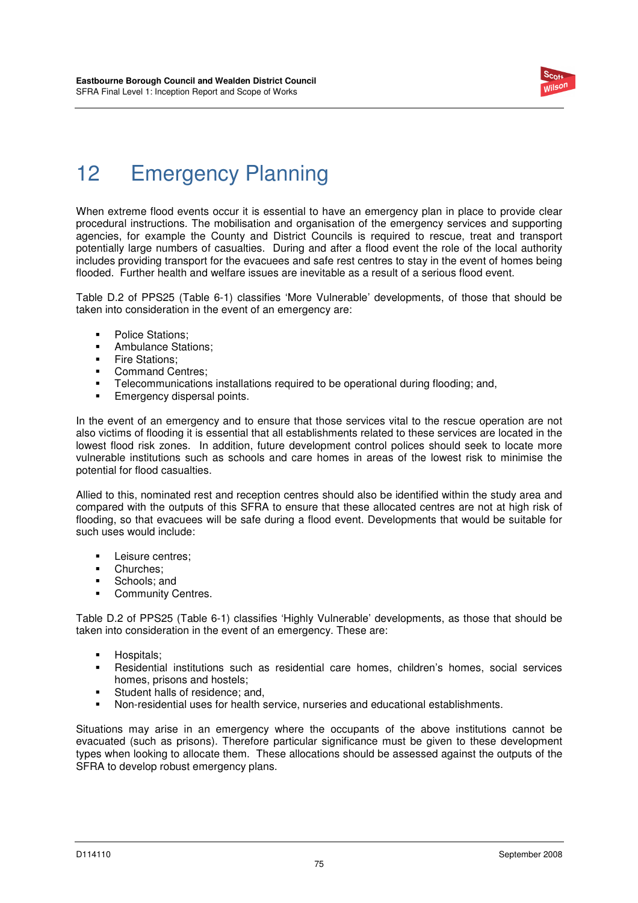# 12 Emergency Planning

When extreme flood events occur it is essential to have an emergency plan in place to provide clear procedural instructions. The mobilisation and organisation of the emergency services and supporting agencies, for example the County and District Councils is required to rescue, treat and transport potentially large numbers of casualties. During and after a flood event the role of the local authority includes providing transport for the evacuees and safe rest centres to stay in the event of homes being flooded. Further health and welfare issues are inevitable as a result of a serious flood event.

Table D.2 of PPS25 (Table 6-1) classifies 'More Vulnerable' developments, of those that should be taken into consideration in the event of an emergency are:

- Police Stations;
- Ambulance Stations;
- Fire Stations;
- Command Centres;
- Telecommunications installations required to be operational during flooding; and,
- Emergency dispersal points.

In the event of an emergency and to ensure that those services vital to the rescue operation are not also victims of flooding it is essential that all establishments related to these services are located in the lowest flood risk zones. In addition, future development control polices should seek to locate more vulnerable institutions such as schools and care homes in areas of the lowest risk to minimise the potential for flood casualties.

Allied to this, nominated rest and reception centres should also be identified within the study area and compared with the outputs of this SFRA to ensure that these allocated centres are not at high risk of flooding, so that evacuees will be safe during a flood event. Developments that would be suitable for such uses would include:

- Leisure centres;
- Churches;
- Schools; and
- Community Centres.

Table D.2 of PPS25 (Table 6-1) classifies 'Highly Vulnerable' developments, as those that should be taken into consideration in the event of an emergency. These are:

- Hospitals;
- Residential institutions such as residential care homes, children's homes, social services homes, prisons and hostels;
- Student halls of residence; and,
- Non-residential uses for health service, nurseries and educational establishments.

Situations may arise in an emergency where the occupants of the above institutions cannot be evacuated (such as prisons). Therefore particular significance must be given to these development types when looking to allocate them. These allocations should be assessed against the outputs of the SFRA to develop robust emergency plans.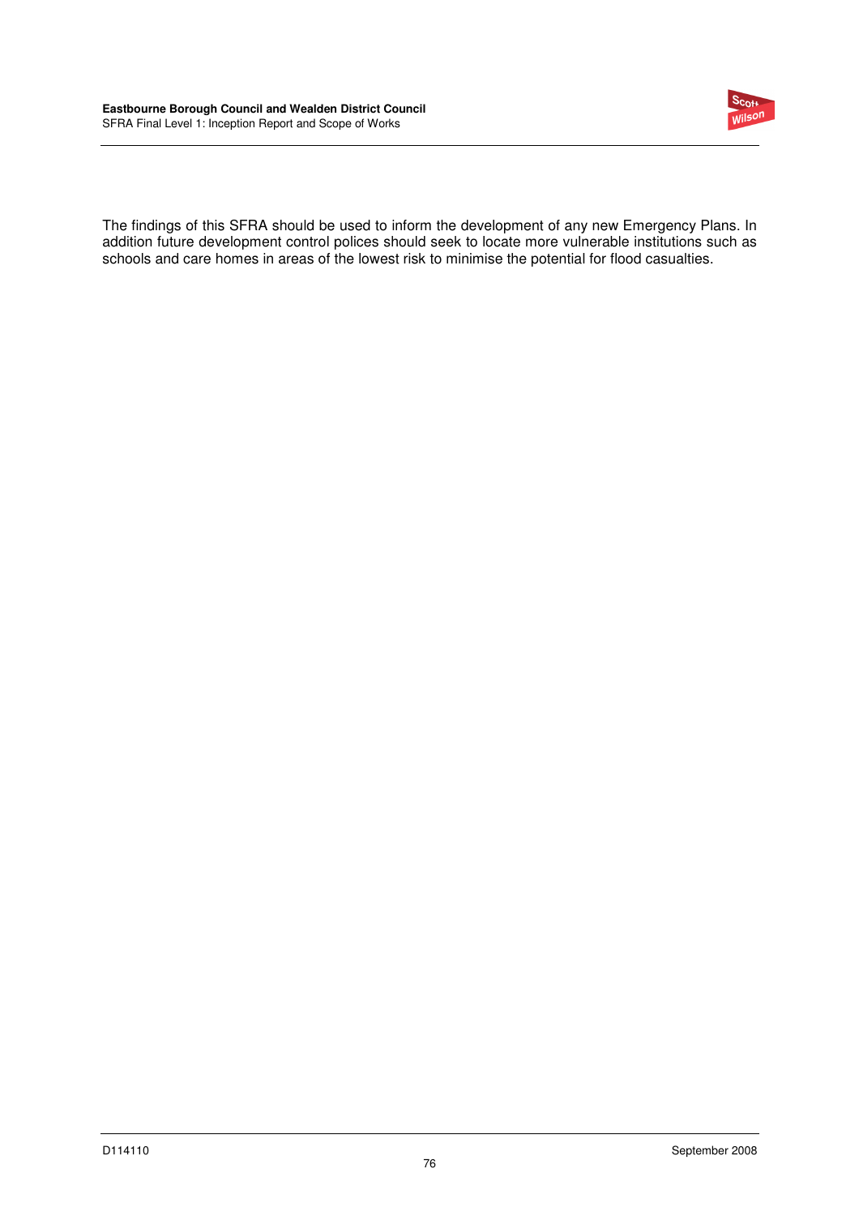The findings of this SFRA should be used to inform the development of any new Emergency Plans. In addition future development control polices should seek to locate more vulnerable institutions such as schools and care homes in areas of the lowest risk to minimise the potential for flood casualties.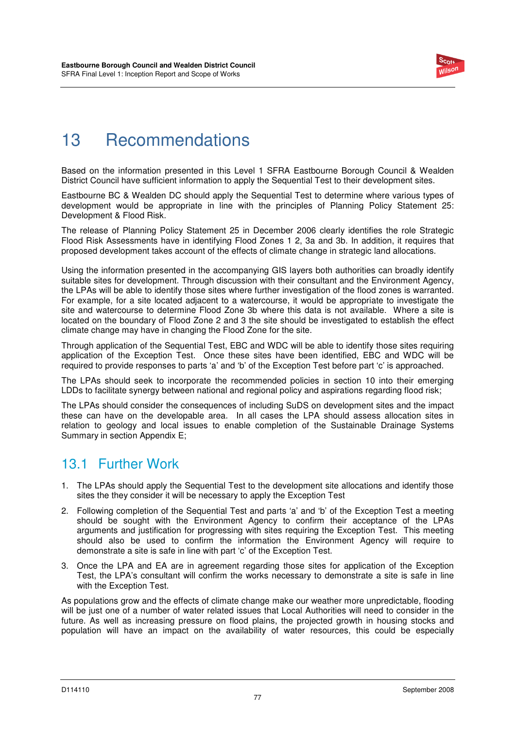# 13 Recommendations

Based on the information presented in this Level 1 SFRA Eastbourne Borough Council & Wealden District Council have sufficient information to apply the Sequential Test to their development sites.

Eastbourne BC & Wealden DC should apply the Sequential Test to determine where various types of development would be appropriate in line with the principles of Planning Policy Statement 25: Development & Flood Risk.

The release of Planning Policy Statement 25 in December 2006 clearly identifies the role Strategic Flood Risk Assessments have in identifying Flood Zones 1 2, 3a and 3b. In addition, it requires that proposed development takes account of the effects of climate change in strategic land allocations.

Using the information presented in the accompanying GIS layers both authorities can broadly identify suitable sites for development. Through discussion with their consultant and the Environment Agency, the LPAs will be able to identify those sites where further investigation of the flood zones is warranted. For example, for a site located adjacent to a watercourse, it would be appropriate to investigate the site and watercourse to determine Flood Zone 3b where this data is not available. Where a site is located on the boundary of Flood Zone 2 and 3 the site should be investigated to establish the effect climate change may have in changing the Flood Zone for the site.

Through application of the Sequential Test, EBC and WDC will be able to identify those sites requiring application of the Exception Test. Once these sites have been identified, EBC and WDC will be required to provide responses to parts 'a' and 'b' of the Exception Test before part 'c' is approached.

The LPAs should seek to incorporate the recommended policies in section 10 into their emerging LDDs to facilitate synergy between national and regional policy and aspirations regarding flood risk;

The LPAs should consider the consequences of including SuDS on development sites and the impact these can have on the developable area. In all cases the LPA should assess allocation sites in relation to geology and local issues to enable completion of the Sustainable Drainage Systems Summary in section Appendix E;

## 13.1 Further Work

1. The LPAs should apply the Sequential Test to the development site allocations and identify those sites the they consider it will be necessary to apply the Exception Test
2. Following completion of the Sequential Test and parts 'a' and 'b' of the Exception Test a meeting should be sought with the Environment Agency to confirm their acceptance of the LPAs arguments and justification for progressing with sites requiring the Exception Test. This meeting should also be used to confirm the information the Environment Agency will require to demonstrate a site is safe in line with part 'c' of the Exception Test.
3. Once the LPA and EA are in agreement regarding those sites for application of the Exception Test, the LPA's consultant will confirm the works necessary to demonstrate a site is safe in line with the Exception Test.

As populations grow and the effects of climate change make our weather more unpredictable, flooding will be just one of a number of water related issues that Local Authorities will need to consider in the future. As well as increasing pressure on flood plains, the projected growth in housing stocks and population will have an impact on the availability of water resources, this could be especially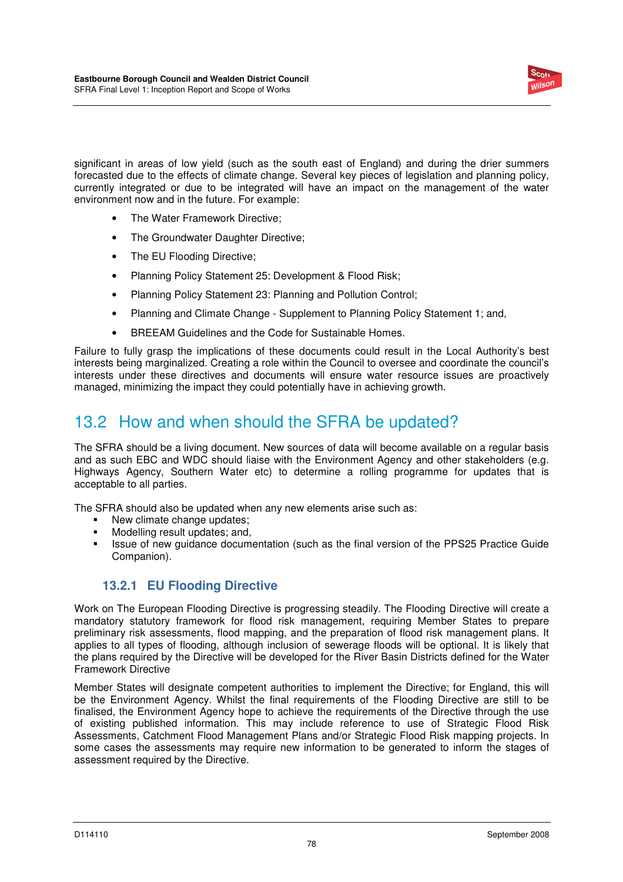significant in areas of low yield (such as the south east of England) and during the drier summers forecasted due to the effects of climate change. Several key pieces of legislation and planning policy, currently integrated or due to be integrated will have an impact on the management of the water environment now and in the future. For example:

- The Water Framework Directive;
- The Groundwater Daughter Directive;
- The EU Flooding Directive;
- Planning Policy Statement 25: Development & Flood Risk;
- Planning Policy Statement 23: Planning and Pollution Control;
- Planning and Climate Change - Supplement to Planning Policy Statement 1; and,
- BREEAM Guidelines and the Code for Sustainable Homes.

Failure to fully grasp the implications of these documents could result in the Local Authority's best interests being marginalized. Creating a role within the Council to oversee and coordinate the council's interests under these directives and documents will ensure water resource issues are proactively managed, minimizing the impact they could potentially have in achieving growth.

## 13.2 How and when should the SFRA be updated?

The SFRA should be a living document. New sources of data will become available on a regular basis and as such EBC and WDC should liaise with the Environment Agency and other stakeholders (e.g. Highways Agency, Southern Water etc) to determine a rolling programme for updates that is acceptable to all parties.

The SFRA should also be updated when any new elements arise such as:

- New climate change updates;
- Modelling result updates; and,
- Issue of new guidance documentation (such as the final version of the PPS25 Practice Guide Companion).

### 13.2.1 EU Flooding Directive

Work on The European Flooding Directive is progressing steadily. The Flooding Directive will create a mandatory statutory framework for flood risk management, requiring Member States to prepare preliminary risk assessments, flood mapping, and the preparation of flood risk management plans. It applies to all types of flooding, although inclusion of sewerage floods will be optional. It is likely that the plans required by the Directive will be developed for the River Basin Districts defined for the Water Framework Directive

Member States will designate competent authorities to implement the Directive; for England, this will be the Environment Agency. Whilst the final requirements of the Flooding Directive are still to be finalised, the Environment Agency hope to achieve the requirements of the Directive through the use of existing published information. This may include reference to use of Strategic Flood Risk Assessments, Catchment Flood Management Plans and/or Strategic Flood Risk mapping projects. In some cases the assessments may require new information to be generated to inform the stages of assessment required by the Directive.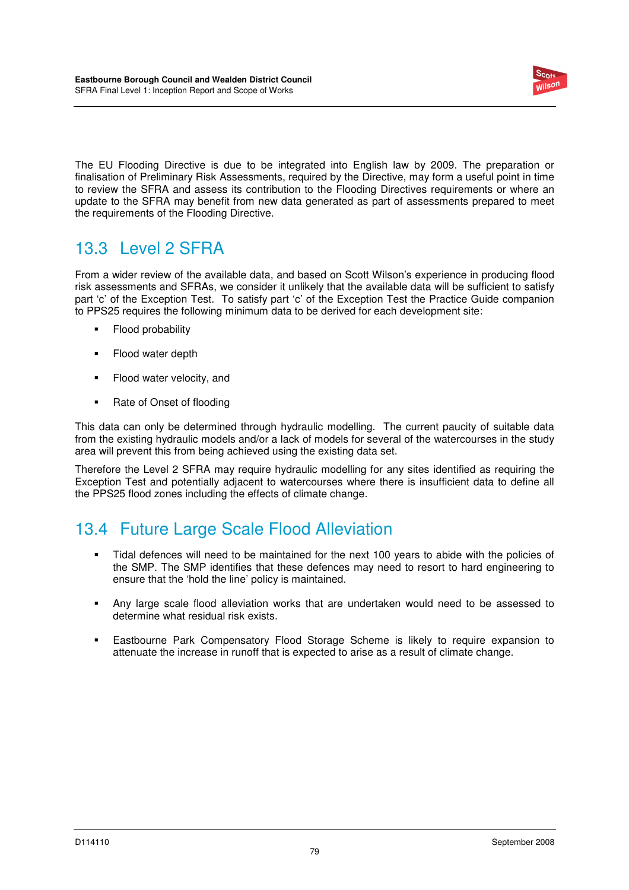The EU Flooding Directive is due to be integrated into English law by 2009. The preparation or finalisation of Preliminary Risk Assessments, required by the Directive, may form a useful point in time to review the SFRA and assess its contribution to the Flooding Directives requirements or where an update to the SFRA may benefit from new data generated as part of assessments prepared to meet the requirements of the Flooding Directive.

## 13.3 Level 2 SFRA

From a wider review of the available data, and based on Scott Wilson's experience in producing flood risk assessments and SFRAs, we consider it unlikely that the available data will be sufficient to satisfy part 'c' of the Exception Test. To satisfy part 'c' of the Exception Test the Practice Guide companion to PPS25 requires the following minimum data to be derived for each development site:

- Flood probability
- Flood water depth
- Flood water velocity, and
- Rate of Onset of flooding

This data can only be determined through hydraulic modelling. The current paucity of suitable data from the existing hydraulic models and/or a lack of models for several of the watercourses in the study area will prevent this from being achieved using the existing data set.

Therefore the Level 2 SFRA may require hydraulic modelling for any sites identified as requiring the Exception Test and potentially adjacent to watercourses where there is insufficient data to define all the PPS25 flood zones including the effects of climate change.

## 13.4 Future Large Scale Flood Alleviation

- Tidal defences will need to be maintained for the next 100 years to abide with the policies of the SMP. The SMP identifies that these defences may need to resort to hard engineering to ensure that the 'hold the line' policy is maintained.
- Any large scale flood alleviation works that are undertaken would need to be assessed to determine what residual risk exists.
- Eastbourne Park Compensatory Flood Storage Scheme is likely to require expansion to attenuate the increase in runoff that is expected to arise as a result of climate change.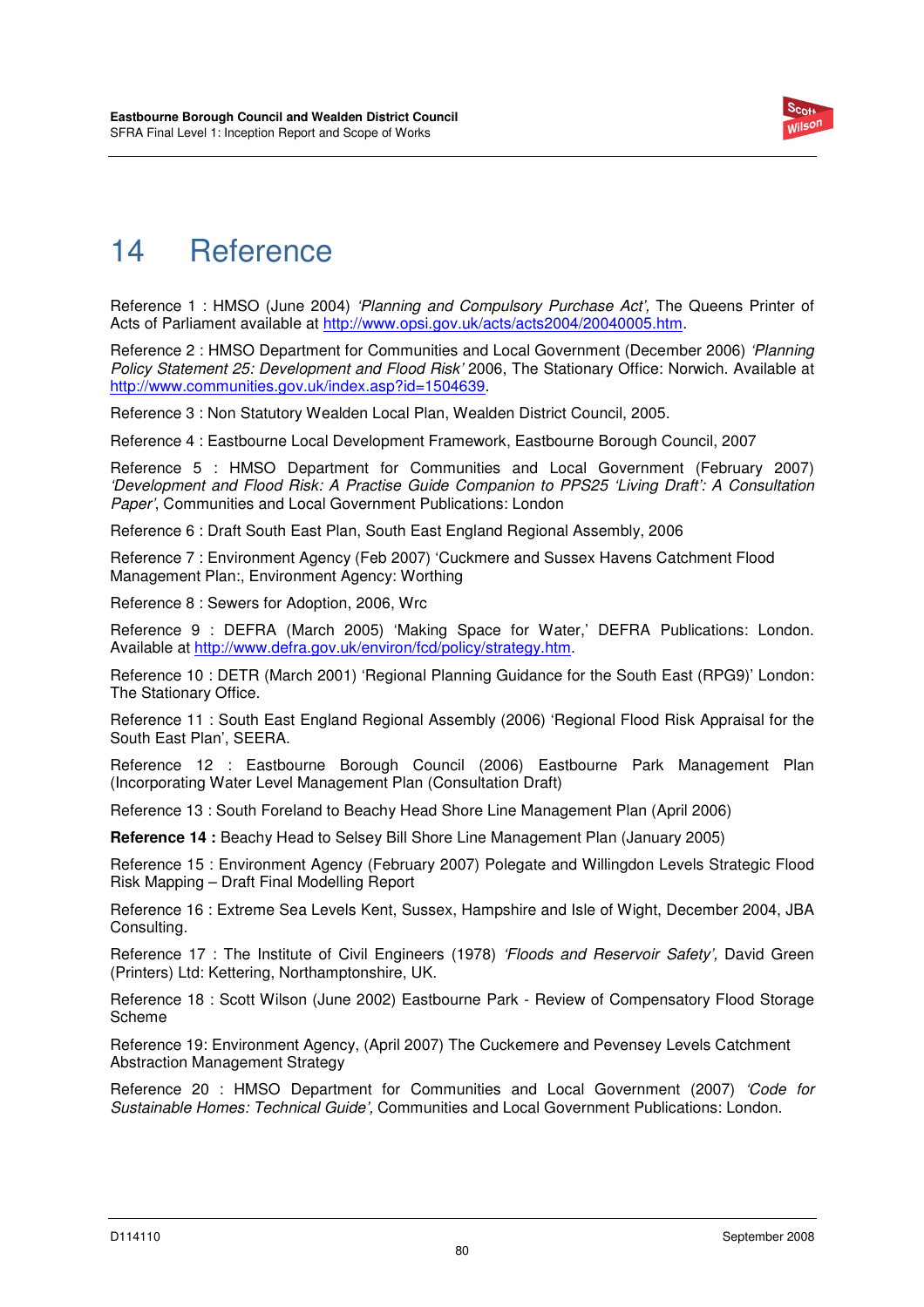# 14 Reference

Reference 1 : HMSO (June 2004) *'Planning and Compulsory Purchase Act',* The Queens Printer of Acts of Parliament available at http://www.opsi.gov.uk/acts/acts2004/20040005.htm.

Reference 2 : HMSO Department for Communities and Local Government (December 2006) *'Planning Policy Statement 25: Development and Flood Risk'* 2006, The Stationary Office: Norwich. Available at http://www.communities.gov.uk/index.asp?id=1504639.

Reference 3 : Non Statutory Wealden Local Plan, Wealden District Council, 2005.

Reference 4 : Eastbourne Local Development Framework, Eastbourne Borough Council, 2007

Reference 5 : HMSO Department for Communities and Local Government (February 2007) *'Development and Flood Risk: A Practise Guide Companion to PPS25 'Living Draft': A Consultation Paper'*, Communities and Local Government Publications: London

Reference 6 : Draft South East Plan, South East England Regional Assembly, 2006

Reference 7 : Environment Agency (Feb 2007) 'Cuckmere and Sussex Havens Catchment Flood Management Plan:, Environment Agency: Worthing

Reference 8 : Sewers for Adoption, 2006, Wrc

Reference 9 : DEFRA (March 2005) 'Making Space for Water,' DEFRA Publications: London. Available at http://www.defra.gov.uk/environ/fcd/policy/strategy.htm.

Reference 10 : DETR (March 2001) 'Regional Planning Guidance for the South East (RPG9)' London: The Stationary Office.

Reference 11 : South East England Regional Assembly (2006) 'Regional Flood Risk Appraisal for the South East Plan', SEERA.

Reference 12 : Eastbourne Borough Council (2006) Eastbourne Park Management Plan (Incorporating Water Level Management Plan (Consultation Draft)

Reference 13 : South Foreland to Beachy Head Shore Line Management Plan (April 2006)

**Reference 14 :** Beachy Head to Selsey Bill Shore Line Management Plan (January 2005)

Reference 15 : Environment Agency (February 2007) Polegate and Willingdon Levels Strategic Flood Risk Mapping – Draft Final Modelling Report

Reference 16 : Extreme Sea Levels Kent, Sussex, Hampshire and Isle of Wight, December 2004, JBA Consulting.

Reference 17 : The Institute of Civil Engineers (1978) *'Floods and Reservoir Safety',* David Green (Printers) Ltd: Kettering, Northamptonshire, UK.

Reference 18 : Scott Wilson (June 2002) Eastbourne Park - Review of Compensatory Flood Storage Scheme

Reference 19: Environment Agency, (April 2007) The Cuckemere and Pevensey Levels Catchment Abstraction Management Strategy

Reference 20 : HMSO Department for Communities and Local Government (2007) *'Code for Sustainable Homes: Technical Guide',* Communities and Local Government Publications: London.